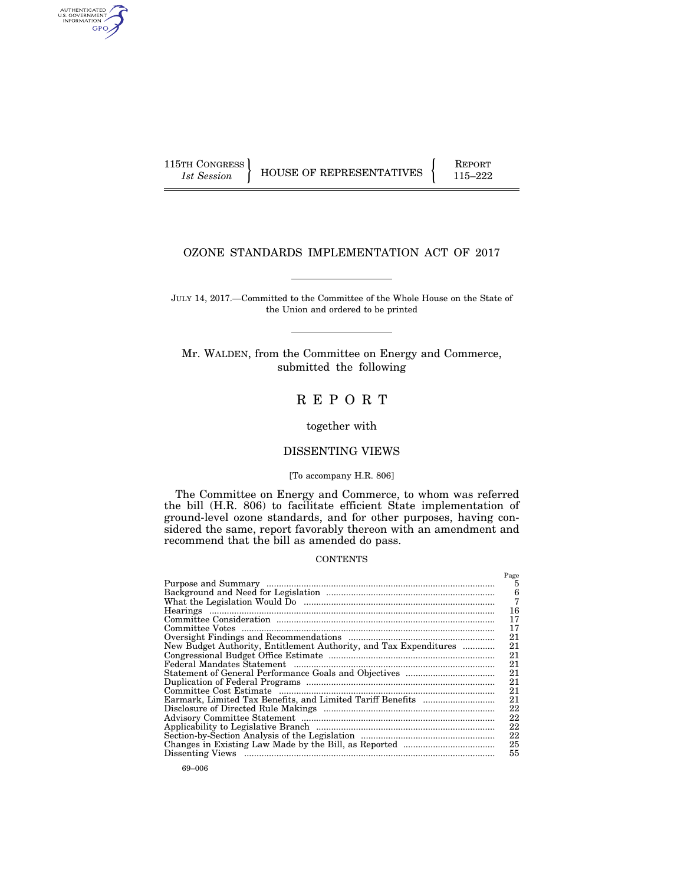115TH CONGRESS
*1st Session*

HOUSE OF REPRESENTATIVES

REPORT
115–222

# OZONE STANDARDS IMPLEMENTATION ACT OF 2017

JULY 14, 2017.—Committed to the Committee of the Whole House on the State of the Union and ordered to be printed

Mr. WALDEN, from the Committee on Energy and Commerce, submitted the following

# R E P O R T

together with

## DISSENTING VIEWS

[To accompany H.R. 806]

The Committee on Energy and Commerce, to whom was referred the bill (H.R. 806) to facilitate efficient State implementation of ground-level ozone standards, and for other purposes, having considered the same, report favorably thereon with an amendment and recommend that the bill as amended do pass.

CONTENTS

| | Page |
|---|---|
| Purpose and Summary | 5 |
| Background and Need for Legislation | 6 |
| What the Legislation Would Do | 7 |
| Hearings | 16 |
| Committee Consideration | 17 |
| Committee Votes | 17 |
| Oversight Findings and Recommendations | 21 |
| New Budget Authority, Entitlement Authority, and Tax Expenditures | 21 |
| Congressional Budget Office Estimate | 21 |
| Federal Mandates Statement | 21 |
| Statement of General Performance Goals and Objectives | 21 |
| Duplication of Federal Programs | 21 |
| Committee Cost Estimate | 21 |
| Earmark, Limited Tax Benefits, and Limited Tariff Benefits | 21 |
| Disclosure of Directed Rule Makings | 22 |
| Advisory Committee Statement | 22 |
| Applicability to Legislative Branch | 22 |
| Section-by-Section Analysis of the Legislation | 22 |
| Changes in Existing Law Made by the Bill, as Reported | 25 |
| Dissenting Views | 55 |

69–006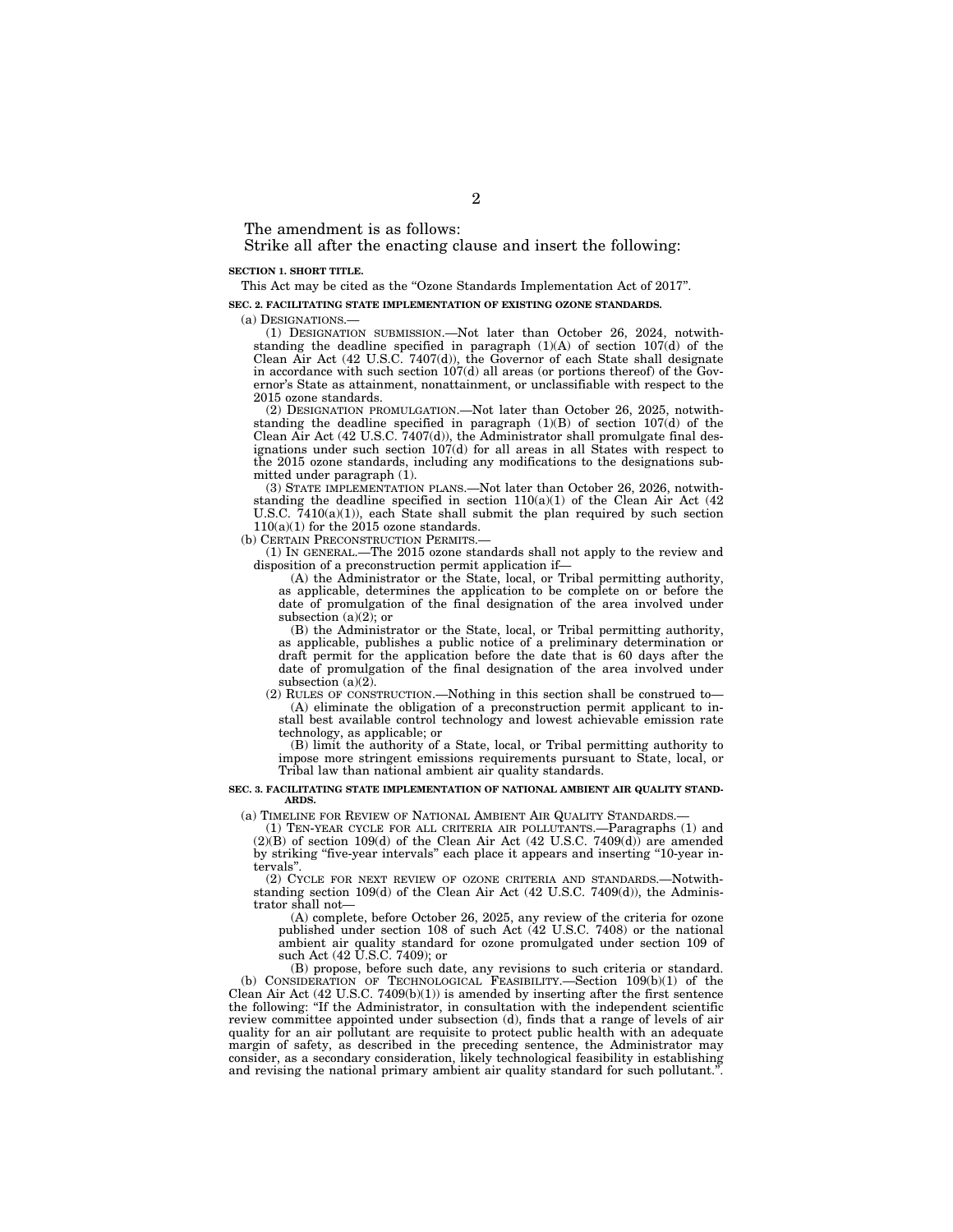The amendment is as follows:

Strike all after the enacting clause and insert the following:

**SECTION 1. SHORT TITLE.**

This Act may be cited as the "Ozone Standards Implementation Act of 2017".

**SEC. 2. FACILITATING STATE IMPLEMENTATION OF EXISTING OZONE STANDARDS.**

(a) DESIGNATIONS.—

(1) DESIGNATION SUBMISSION.—Not later than October 26, 2024, notwithstanding the deadline specified in paragraph (1)(A) of section 107(d) of the Clean Air Act (42 U.S.C. 7407(d)), the Governor of each State shall designate in accordance with such section 107(d) all areas (or portions thereof) of the Governor's State as attainment, nonattainment, or unclassifiable with respect to the 2015 ozone standards.

(2) DESIGNATION PROMULGATION.—Not later than October 26, 2025, notwithstanding the deadline specified in paragraph (1)(B) of section 107(d) of the Clean Air Act (42 U.S.C. 7407(d)), the Administrator shall promulgate final designations under such section 107(d) for all areas in all States with respect to the 2015 ozone standards, including any modifications to the designations submitted under paragraph (1).

(3) STATE IMPLEMENTATION PLANS.—Not later than October 26, 2026, notwithstanding the deadline specified in section 110(a)(1) of the Clean Air Act (42 U.S.C. 7410(a)(1)), each State shall submit the plan required by such section 110(a)(1) for the 2015 ozone standards.

(b) CERTAIN PRECONSTRUCTION PERMITS.—

(1) IN GENERAL.—The 2015 ozone standards shall not apply to the review and disposition of a preconstruction permit application if—

(A) the Administrator or the State, local, or Tribal permitting authority, as applicable, determines the application to be complete on or before the date of promulgation of the final designation of the area involved under subsection (a)(2); or

(B) the Administrator or the State, local, or Tribal permitting authority, as applicable, publishes a public notice of a preliminary determination or draft permit for the application before the date that is 60 days after the date of promulgation of the final designation of the area involved under subsection (a)(2).

(2) RULES OF CONSTRUCTION.—Nothing in this section shall be construed to—

(A) eliminate the obligation of a preconstruction permit applicant to install best available control technology and lowest achievable emission rate technology, as applicable; or

(B) limit the authority of a State, local, or Tribal permitting authority to impose more stringent emissions requirements pursuant to State, local, or Tribal law than national ambient air quality standards.

**SEC. 3. FACILITATING STATE IMPLEMENTATION OF NATIONAL AMBIENT AIR QUALITY STANDARDS.**

(a) TIMELINE FOR REVIEW OF NATIONAL AMBIENT AIR QUALITY STANDARDS.—

(1) TEN-YEAR CYCLE FOR ALL CRITERIA AIR POLLUTANTS.—Paragraphs (1) and (2)(B) of section 109(d) of the Clean Air Act (42 U.S.C. 7409(d)) are amended by striking "five-year intervals" each place it appears and inserting "10-year intervals".

(2) CYCLE FOR NEXT REVIEW OF OZONE CRITERIA AND STANDARDS.—Notwithstanding section 109(d) of the Clean Air Act (42 U.S.C. 7409(d)), the Administrator shall not—

(A) complete, before October 26, 2025, any review of the criteria for ozone published under section 108 of such Act (42 U.S.C. 7408) or the national ambient air quality standard for ozone promulgated under section 109 of such Act (42 U.S.C. 7409); or

(B) propose, before such date, any revisions to such criteria or standard.

(b) CONSIDERATION OF TECHNOLOGICAL FEASIBILITY.—Section 109(b)(1) of the Clean Air Act (42 U.S.C. 7409(b)(1)) is amended by inserting after the first sentence the following: "If the Administrator, in consultation with the independent scientific review committee appointed under subsection (d), finds that a range of levels of air quality for an air pollutant are requisite to protect public health with an adequate margin of safety, as described in the preceding sentence, the Administrator may consider, as a secondary consideration, likely technological feasibility in establishing and revising the national primary ambient air quality standard for such pollutant.".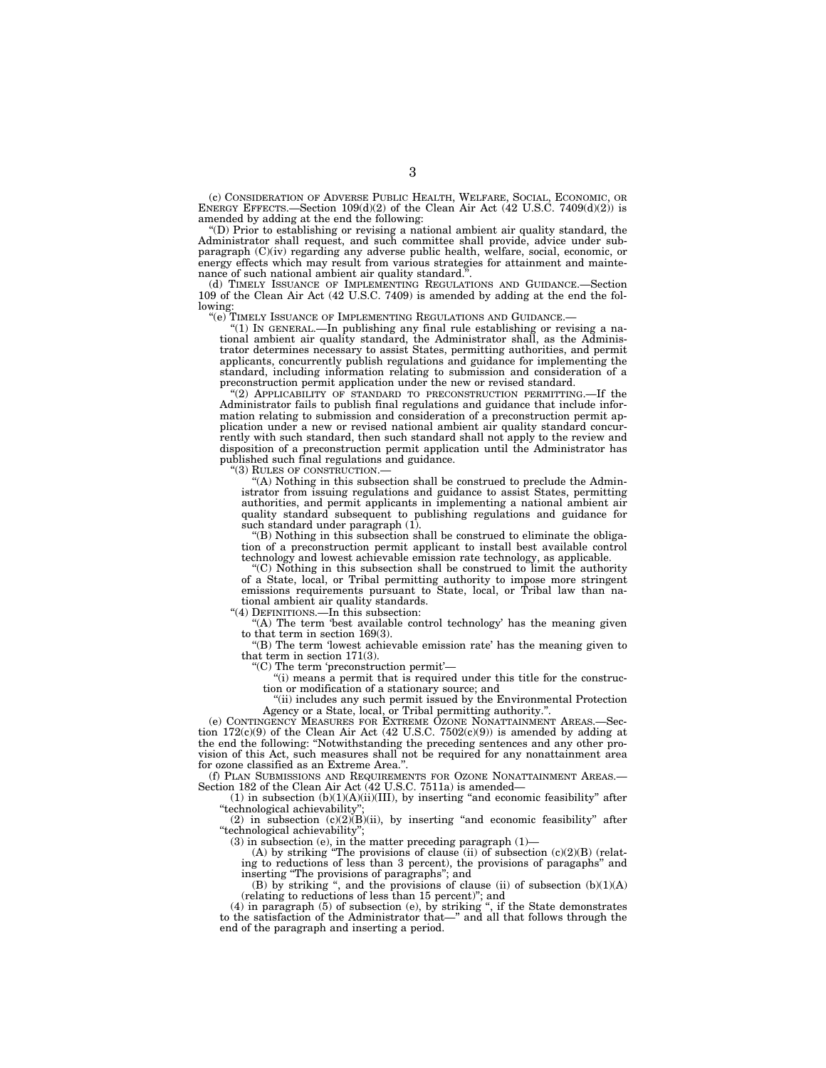(c) CONSIDERATION OF ADVERSE PUBLIC HEALTH, WELFARE, SOCIAL, ECONOMIC, OR ENERGY EFFECTS.—Section 109(d)(2) of the Clean Air Act (42 U.S.C. 7409(d)(2)) is amended by adding at the end the following:

"(D) Prior to establishing or revising a national ambient air quality standard, the Administrator shall request, and such committee shall provide, advice under subparagraph (C)(iv) regarding any adverse public health, welfare, social, economic, or energy effects which may result from various strategies for attainment and maintenance of such national ambient air quality standard.".

(d) TIMELY ISSUANCE OF IMPLEMENTING REGULATIONS AND GUIDANCE.—Section 109 of the Clean Air Act (42 U.S.C. 7409) is amended by adding at the end the following:

"(e) TIMELY ISSUANCE OF IMPLEMENTING REGULATIONS AND GUIDANCE.—

"(1) IN GENERAL.—In publishing any final rule establishing or revising a national ambient air quality standard, the Administrator shall, as the Administrator determines necessary to assist States, permitting authorities, and permit applicants, concurrently publish regulations and guidance for implementing the standard, including information relating to submission and consideration of a preconstruction permit application under the new or revised standard.

"(2) APPLICABILITY OF STANDARD TO PRECONSTRUCTION PERMITTING.—If the Administrator fails to publish final regulations and guidance that include information relating to submission and consideration of a preconstruction permit application under a new or revised national ambient air quality standard concurrently with such standard, then such standard shall not apply to the review and disposition of a preconstruction permit application until the Administrator has published such final regulations and guidance.

"(3) RULES OF CONSTRUCTION.—

"(A) Nothing in this subsection shall be construed to preclude the Administrator from issuing regulations and guidance to assist States, permitting authorities, and permit applicants in implementing a national ambient air quality standard subsequent to publishing regulations and guidance for such standard under paragraph (1).

"(B) Nothing in this subsection shall be construed to eliminate the obligation of a preconstruction permit applicant to install best available control technology and lowest achievable emission rate technology, as applicable.

"(C) Nothing in this subsection shall be construed to limit the authority of a State, local, or Tribal permitting authority to impose more stringent emissions requirements pursuant to State, local, or Tribal law than national ambient air quality standards.

"(4) DEFINITIONS.—In this subsection:

"(A) The term 'best available control technology' has the meaning given to that term in section 169(3).

"(B) The term 'lowest achievable emission rate' has the meaning given to that term in section 171(3).

"(C) The term 'preconstruction permit'—

"(i) means a permit that is required under this title for the construction or modification of a stationary source; and

"(ii) includes any such permit issued by the Environmental Protection Agency or a State, local, or Tribal permitting authority.".

(e) CONTINGENCY MEASURES FOR EXTREME OZONE NONATTAINMENT AREAS.—Section 172(c)(9) of the Clean Air Act (42 U.S.C. 7502(c)(9)) is amended by adding at the end the following: "Notwithstanding the preceding sentences and any other provision of this Act, such measures shall not be required for any nonattainment area for ozone classified as an Extreme Area.".

(f) PLAN SUBMISSIONS AND REQUIREMENTS FOR OZONE NONATTAINMENT AREAS.—Section 182 of the Clean Air Act (42 U.S.C. 7511a) is amended—

(1) in subsection (b)(1)(A)(ii)(III), by inserting "and economic feasibility" after "technological achievability";

(2) in subsection (c)(2)(B)(ii), by inserting "and economic feasibility" after "technological achievability";

(3) in subsection (e), in the matter preceding paragraph (1)—

(A) by striking "The provisions of clause (ii) of subsection (c)(2)(B) (relating to reductions of less than 3 percent), the provisions of paragaphs" and inserting "The provisions of paragraphs"; and

(B) by striking ", and the provisions of clause (ii) of subsection (b)(1)(A) (relating to reductions of less than 15 percent)"; and

(4) in paragraph (5) of subsection (e), by striking ", if the State demonstrates to the satisfaction of the Administrator that—" and all that follows through the end of the paragraph and inserting a period.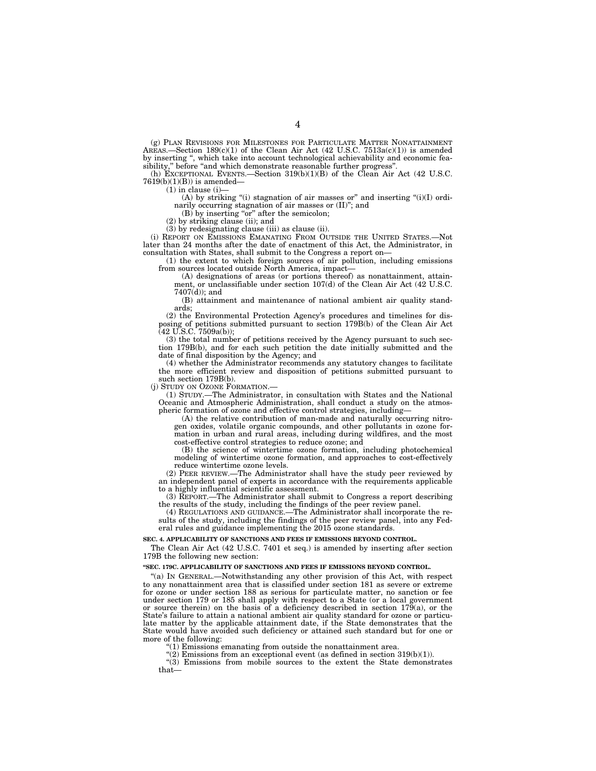(g) PLAN REVISIONS FOR MILESTONES FOR PARTICULATE MATTER NONATTAINMENT AREAS.—Section 189(c)(1) of the Clean Air Act (42 U.S.C. 7513a(c)(1)) is amended by inserting ", which take into account technological achievability and economic feasibility," before "and which demonstrate reasonable further progress".

(h) EXCEPTIONAL EVENTS.—Section 319(b)(1)(B) of the Clean Air Act (42 U.S.C. 7619(b)(1)(B)) is amended—

(1) in clause (i)—

(A) by striking "(i) stagnation of air masses or" and inserting "(i)(I) ordinarily occurring stagnation of air masses or (II)"; and

(B) by inserting "or" after the semicolon;

(2) by striking clause (ii); and

(3) by redesignating clause (iii) as clause (ii).

(i) REPORT ON EMISSIONS EMANATING FROM OUTSIDE THE UNITED STATES.—Not later than 24 months after the date of enactment of this Act, the Administrator, in consultation with States, shall submit to the Congress a report on—

(1) the extent to which foreign sources of air pollution, including emissions from sources located outside North America, impact—

(A) designations of areas (or portions thereof) as nonattainment, attainment, or unclassifiable under section 107(d) of the Clean Air Act (42 U.S.C. 7407(d)); and

(B) attainment and maintenance of national ambient air quality standards;

(2) the Environmental Protection Agency's procedures and timelines for disposing of petitions submitted pursuant to section 179B(b) of the Clean Air Act (42 U.S.C. 7509a(b));

(3) the total number of petitions received by the Agency pursuant to such section 179B(b), and for each such petition the date initially submitted and the date of final disposition by the Agency; and

(4) whether the Administrator recommends any statutory changes to facilitate the more efficient review and disposition of petitions submitted pursuant to such section 179B(b).

(j) STUDY ON OZONE FORMATION.—

(1) STUDY.—The Administrator, in consultation with States and the National Oceanic and Atmospheric Administration, shall conduct a study on the atmospheric formation of ozone and effective control strategies, including—

(A) the relative contribution of man-made and naturally occurring nitrogen oxides, volatile organic compounds, and other pollutants in ozone formation in urban and rural areas, including during wildfires, and the most cost-effective control strategies to reduce ozone; and

(B) the science of wintertime ozone formation, including photochemical modeling of wintertime ozone formation, and approaches to cost-effectively reduce wintertime ozone levels.

(2) PEER REVIEW.—The Administrator shall have the study peer reviewed by an independent panel of experts in accordance with the requirements applicable to a highly influential scientific assessment.

(3) REPORT.—The Administrator shall submit to Congress a report describing the results of the study, including the findings of the peer review panel.

(4) REGULATIONS AND GUIDANCE.—The Administrator shall incorporate the results of the study, including the findings of the peer review panel, into any Federal rules and guidance implementing the 2015 ozone standards.

**SEC. 4. APPLICABILITY OF SANCTIONS AND FEES IF EMISSIONS BEYOND CONTROL.**

The Clean Air Act (42 U.S.C. 7401 et seq.) is amended by inserting after section 179B the following new section:

**"SEC. 179C. APPLICABILITY OF SANCTIONS AND FEES IF EMISSIONS BEYOND CONTROL.**

"(a) IN GENERAL.—Notwithstanding any other provision of this Act, with respect to any nonattainment area that is classified under section 181 as severe or extreme for ozone or under section 188 as serious for particulate matter, no sanction or fee under section 179 or 185 shall apply with respect to a State (or a local government or source therein) on the basis of a deficiency described in section 179(a), or the State's failure to attain a national ambient air quality standard for ozone or particulate matter by the applicable attainment date, if the State demonstrates that the State would have avoided such deficiency or attained such standard but for one or more of the following:

"(1) Emissions emanating from outside the nonattainment area.

"(2) Emissions from an exceptional event (as defined in section 319(b)(1)).

"(3) Emissions from mobile sources to the extent the State demonstrates that—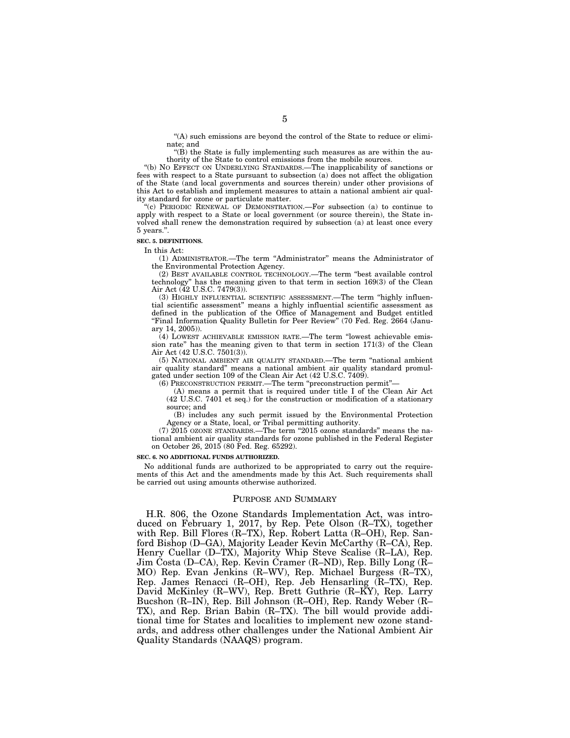"(A) such emissions are beyond the control of the State to reduce or eliminate; and

"(B) the State is fully implementing such measures as are within the authority of the State to control emissions from the mobile sources.

"(b) NO EFFECT ON UNDERLYING STANDARDS.—The inapplicability of sanctions or fees with respect to a State pursuant to subsection (a) does not affect the obligation of the State (and local governments and sources therein) under other provisions of this Act to establish and implement measures to attain a national ambient air quality standard for ozone or particulate matter.

"(c) PERIODIC RENEWAL OF DEMONSTRATION.—For subsection (a) to continue to apply with respect to a State or local government (or source therein), the State involved shall renew the demonstration required by subsection (a) at least once every 5 years.".

**SEC. 5. DEFINITIONS.**

In this Act:

(1) ADMINISTRATOR.—The term "Administrator" means the Administrator of the Environmental Protection Agency.

(2) BEST AVAILABLE CONTROL TECHNOLOGY.—The term "best available control technology" has the meaning given to that term in section 169(3) of the Clean Air Act (42 U.S.C. 7479(3)).

(3) HIGHLY INFLUENTIAL SCIENTIFIC ASSESSMENT.—The term "highly influential scientific assessment" means a highly influential scientific assessment as defined in the publication of the Office of Management and Budget entitled "Final Information Quality Bulletin for Peer Review" (70 Fed. Reg. 2664 (January 14, 2005)).

(4) LOWEST ACHIEVABLE EMISSION RATE.—The term "lowest achievable emission rate" has the meaning given to that term in section 171(3) of the Clean Air Act (42 U.S.C. 7501(3)).

(5) NATIONAL AMBIENT AIR QUALITY STANDARD.—The term "national ambient air quality standard" means a national ambient air quality standard promulgated under section 109 of the Clean Air Act (42 U.S.C. 7409).

(6) PRECONSTRUCTION PERMIT.—The term "preconstruction permit"—

(A) means a permit that is required under title I of the Clean Air Act (42 U.S.C. 7401 et seq.) for the construction or modification of a stationary source; and

(B) includes any such permit issued by the Environmental Protection Agency or a State, local, or Tribal permitting authority.

(7) 2015 OZONE STANDARDS.—The term "2015 ozone standards" means the national ambient air quality standards for ozone published in the Federal Register on October 26, 2015 (80 Fed. Reg. 65292).

**SEC. 6. NO ADDITIONAL FUNDS AUTHORIZED.**

No additional funds are authorized to be appropriated to carry out the requirements of this Act and the amendments made by this Act. Such requirements shall be carried out using amounts otherwise authorized.

## PURPOSE AND SUMMARY

H.R. 806, the Ozone Standards Implementation Act, was introduced on February 1, 2017, by Rep. Pete Olson (R–TX), together with Rep. Bill Flores (R–TX), Rep. Robert Latta (R–OH), Rep. Sanford Bishop (D–GA), Majority Leader Kevin McCarthy (R–CA), Rep. Henry Cuellar (D–TX), Majority Whip Steve Scalise (R–LA), Rep. Jim Costa (D–CA), Rep. Kevin Cramer (R–ND), Rep. Billy Long (R–MO) Rep. Evan Jenkins (R–WV), Rep. Michael Burgess (R–TX), Rep. James Renacci (R–OH), Rep. Jeb Hensarling (R–TX), Rep. David McKinley (R–WV), Rep. Brett Guthrie (R–KY), Rep. Larry Bucshon (R–IN), Rep. Bill Johnson (R–OH), Rep. Randy Weber (R–TX), and Rep. Brian Babin (R–TX). The bill would provide additional time for States and localities to implement new ozone standards, and address other challenges under the National Ambient Air Quality Standards (NAAQS) program.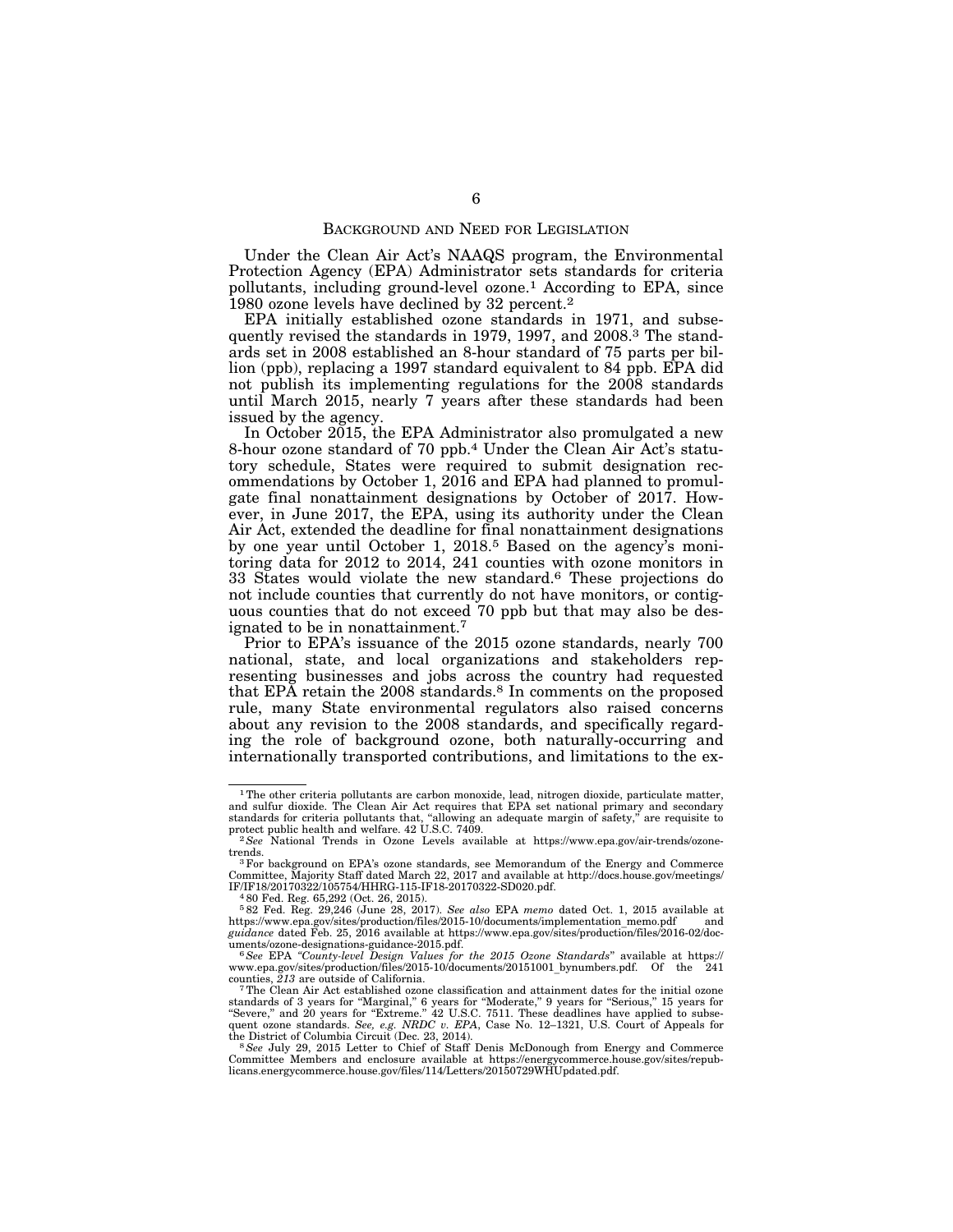## Background and Need for Legislation

Under the Clean Air Act's NAAQS program, the Environmental Protection Agency (EPA) Administrator sets standards for criteria pollutants, including ground-level ozone.[1] According to EPA, since 1980 ozone levels have declined by 32 percent.[2]

EPA initially established ozone standards in 1971, and subsequently revised the standards in 1979, 1997, and 2008.[3] The standards set in 2008 established an 8-hour standard of 75 parts per billion (ppb), replacing a 1997 standard equivalent to 84 ppb. EPA did not publish its implementing regulations for the 2008 standards until March 2015, nearly 7 years after these standards had been issued by the agency.

In October 2015, the EPA Administrator also promulgated a new 8-hour ozone standard of 70 ppb.[4] Under the Clean Air Act's statutory schedule, States were required to submit designation recommendations by October 1, 2016 and EPA had planned to promulgate final nonattainment designations by October of 2017. However, in June 2017, the EPA, using its authority under the Clean Air Act, extended the deadline for final nonattainment designations by one year until October 1, 2018.[5] Based on the agency's monitoring data for 2012 to 2014, 241 counties with ozone monitors in 33 States would violate the new standard.[6] These projections do not include counties that currently do not have monitors, or contiguous counties that do not exceed 70 ppb but that may also be designated to be in nonattainment.[7]

Prior to EPA's issuance of the 2015 ozone standards, nearly 700 national, state, and local organizations and stakeholders representing businesses and jobs across the country had requested that EPA retain the 2008 standards.[8] In comments on the proposed rule, many State environmental regulators also raised concerns about any revision to the 2008 standards, and specifically regarding the role of background ozone, both naturally-occurring and internationally transported contributions, and limitations to the ex-

---

[1] The other criteria pollutants are carbon monoxide, lead, nitrogen dioxide, particulate matter, and sulfur dioxide. The Clean Air Act requires that EPA set national primary and secondary standards for criteria pollutants that, "allowing an adequate margin of safety," are requisite to protect public health and welfare. 42 U.S.C. 7409.

[2] *See* National Trends in Ozone Levels available at https://www.epa.gov/air-trends/ozone-trends.

[3] For background on EPA's ozone standards, see Memorandum of the Energy and Commerce Committee, Majority Staff dated March 22, 2017 and available at http://docs.house.gov/meetings/IF/IF18/20170322/105754/HHRG-115-IF18-20170322-SD020.pdf.

[4] 80 Fed. Reg. 65,292 (Oct. 26, 2015).

[5] 82 Fed. Reg. 29,246 (June 28, 2017). *See also* EPA *memo* dated Oct. 1, 2015 available at https://www.epa.gov/sites/production/files/2015-10/documents/implementation_memo.pdf and *guidance* dated Feb. 25, 2016 available at https://www.epa.gov/sites/production/files/2016-02/documents/ozone-designations-guidance-2015.pdf.

[6] *See* EPA *"County-level Design Values for the 2015 Ozone Standards"* available at https://www.epa.gov/sites/production/files/2015-10/documents/20151001_bynumbers.pdf. Of the 241 counties, *213* are outside of California.

[7] The Clean Air Act established ozone classification and attainment dates for the initial ozone standards of 3 years for "Marginal," 6 years for "Moderate," 9 years for "Serious," 15 years for "Severe," and 20 years for "Extreme." 42 U.S.C. 7511. These deadlines have applied to subsequent ozone standards. *See, e.g. NRDC v. EPA*, Case No. 12–1321, U.S. Court of Appeals for the District of Columbia Circuit (Dec. 23, 2014).

[8] *See* July 29, 2015 Letter to Chief of Staff Denis McDonough from Energy and Commerce Committee Members and enclosure available at https://energycommerce.house.gov/sites/republicans.energycommerce.house.gov/files/114/Letters/20150729WHUpdated.pdf.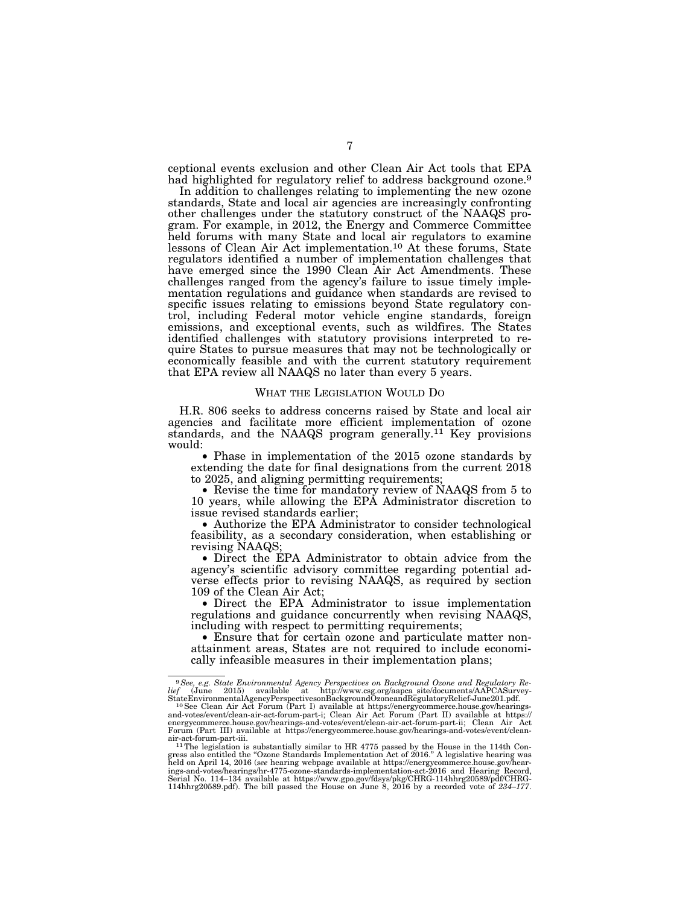ceptional events exclusion and other Clean Air Act tools that EPA had highlighted for regulatory relief to address background ozone.[9]

In addition to challenges relating to implementing the new ozone standards, State and local air agencies are increasingly confronting other challenges under the statutory construct of the NAAQS program. For example, in 2012, the Energy and Commerce Committee held forums with many State and local air regulators to examine lessons of Clean Air Act implementation.[10] At these forums, State regulators identified a number of implementation challenges that have emerged since the 1990 Clean Air Act Amendments. These challenges ranged from the agency's failure to issue timely implementation regulations and guidance when standards are revised to specific issues relating to emissions beyond State regulatory control, including Federal motor vehicle engine standards, foreign emissions, and exceptional events, such as wildfires. The States identified challenges with statutory provisions interpreted to require States to pursue measures that may not be technologically or economically feasible and with the current statutory requirement that EPA review all NAAQS no later than every 5 years.

## What the Legislation Would Do

H.R. 806 seeks to address concerns raised by State and local air agencies and facilitate more efficient implementation of ozone standards, and the NAAQS program generally.[11] Key provisions would:

- Phase in implementation of the 2015 ozone standards by extending the date for final designations from the current 2018 to 2025, and aligning permitting requirements;
- Revise the time for mandatory review of NAAQS from 5 to 10 years, while allowing the EPA Administrator discretion to issue revised standards earlier;
- Authorize the EPA Administrator to consider technological feasibility, as a secondary consideration, when establishing or revising NAAQS;
- Direct the EPA Administrator to obtain advice from the agency's scientific advisory committee regarding potential adverse effects prior to revising NAAQS, as required by section 109 of the Clean Air Act;
- Direct the EPA Administrator to issue implementation regulations and guidance concurrently when revising NAAQS, including with respect to permitting requirements;
- Ensure that for certain ozone and particulate matter nonattainment areas, States are not required to include economically infeasible measures in their implementation plans;

---

[9] *See, e.g. State Environmental Agency Perspectives on Background Ozone and Regulatory Relief* (June 2015) available at http://www.csg.org/aapca_site/documents/AAPCASurvey-StateEnvironmentalAgencyPerspectivesonBackgroundOzoneandRegulatoryRelief-June201.pdf.

[10] See Clean Air Act Forum (Part I) available at https://energycommerce.house.gov/hearings-and-votes/event/clean-air-act-forum-part-i; Clean Air Act Forum (Part II) available at https://energycommerce.house.gov/hearings-and-votes/event/clean-air-act-forum-part-ii; Clean Air Act Forum (Part III) available at https://energycommerce.house.gov/hearings-and-votes/event/clean-air-act-forum-part-iii.

[11] The legislation is substantially similar to HR 4775 passed by the House in the 114th Congress also entitled the "Ozone Standards Implementation Act of 2016." A legislative hearing was held on April 14, 2016 (*see* hearing webpage available at https://energycommerce.house.gov/hearings-and-votes/hearings/hr-4775-ozone-standards-implementation-act-2016 and Hearing Record, Serial No. 114–134 available at https://www.gpo.gov/fdsys/pkg/CHRG-114hhrg20589/pdf/CHRG-114hhrg20589.pdf). The bill passed the House on June 8, 2016 by a recorded vote of *234–177*.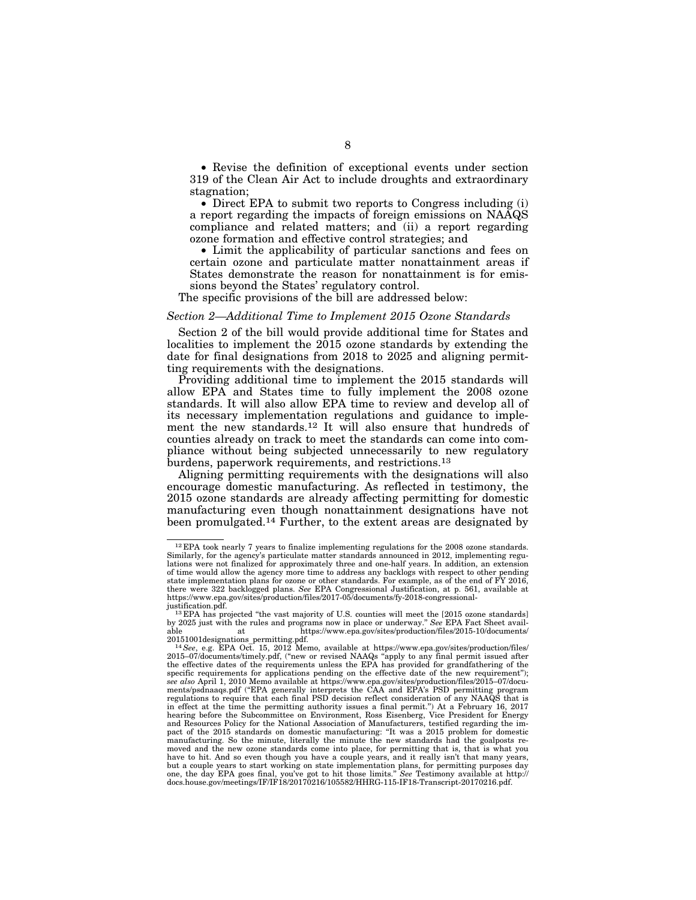- Revise the definition of exceptional events under section 319 of the Clean Air Act to include droughts and extraordinary stagnation;
- Direct EPA to submit two reports to Congress including (i) a report regarding the impacts of foreign emissions on NAAQS compliance and related matters; and (ii) a report regarding ozone formation and effective control strategies; and
- Limit the applicability of particular sanctions and fees on certain ozone and particulate matter nonattainment areas if States demonstrate the reason for nonattainment is for emissions beyond the States' regulatory control.

The specific provisions of the bill are addressed below:

*Section 2—Additional Time to Implement 2015 Ozone Standards*

Section 2 of the bill would provide additional time for States and localities to implement the 2015 ozone standards by extending the date for final designations from 2018 to 2025 and aligning permitting requirements with the designations.

Providing additional time to implement the 2015 standards will allow EPA and States time to fully implement the 2008 ozone standards. It will also allow EPA time to review and develop all of its necessary implementation regulations and guidance to implement the new standards.[12] It will also ensure that hundreds of counties already on track to meet the standards can come into compliance without being subjected unnecessarily to new regulatory burdens, paperwork requirements, and restrictions.[13]

Aligning permitting requirements with the designations will also encourage domestic manufacturing. As reflected in testimony, the 2015 ozone standards are already affecting permitting for domestic manufacturing even though nonattainment designations have not been promulgated.[14] Further, to the extent areas are designated by

---

[12] EPA took nearly 7 years to finalize implementing regulations for the 2008 ozone standards. Similarly, for the agency's particulate matter standards announced in 2012, implementing regulations were not finalized for approximately three and one-half years. In addition, an extension of time would allow the agency more time to address any backlogs with respect to other pending state implementation plans for ozone or other standards. For example, as of the end of FY 2016, there were 322 backlogged plans. *See* EPA Congressional Justification, at p. 561, available at https://www.epa.gov/sites/production/files/2017-05/documents/fy-2018-congressional-justification.pdf.

[13] EPA has projected "the vast majority of U.S. counties will meet the [2015 ozone standards] by 2025 just with the rules and programs now in place or underway." *See* EPA Fact Sheet available at https://www.epa.gov/sites/production/files/2015-10/documents/20151001designations_permitting.pdf.

[14] *See*, e.g. EPA Oct. 15, 2012 Memo, available at https://www.epa.gov/sites/production/files/2015–07/documents/timely.pdf, ("new or revised NAAQs "apply to any final permit issued after the effective dates of the requirements unless the EPA has provided for grandfathering of the specific requirements for applications pending on the effective date of the new requirement"); *see also* April 1, 2010 Memo available at https://www.epa.gov/sites/production/files/2015–07/documents/psdnaaqs.pdf ("EPA generally interprets the CAA and EPA's PSD permitting program regulations to require that each final PSD decision reflect consideration of any NAAQS that is in effect at the time the permitting authority issues a final permit.") At a February 16, 2017 hearing before the Subcommittee on Environment, Ross Eisenberg, Vice President for Energy and Resources Policy for the National Association of Manufacturers, testified regarding the impact of the 2015 standards on domestic manufacturing: "It was a 2015 problem for domestic manufacturing. So the minute, literally the minute the new standards had the goalposts removed and the new ozone standards come into place, for permitting that is, that is what you have to hit. And so even though you have a couple years, and it really isn't that many years, but a couple years to start working on state implementation plans, for permitting purposes day one, the day EPA goes final, you've got to hit those limits." *See* Testimony available at http://docs.house.gov/meetings/IF/IF18/20170216/105582/HHRG-115-IF18-Transcript-20170216.pdf.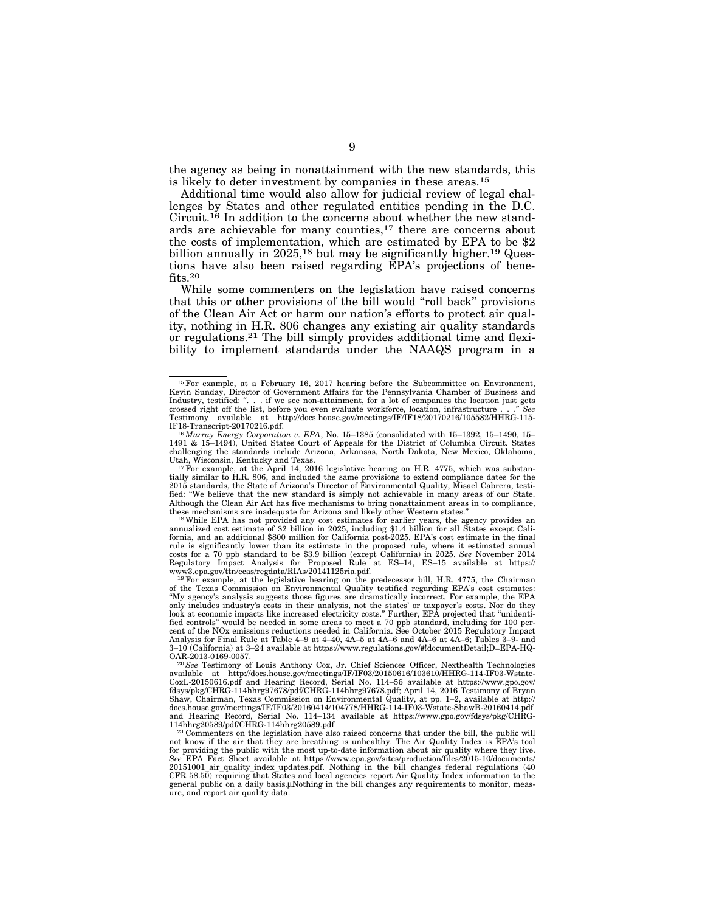the agency as being in nonattainment with the new standards, this is likely to deter investment by companies in these areas.[15]

Additional time would also allow for judicial review of legal challenges by States and other regulated entities pending in the D.C. Circuit.[16] In addition to the concerns about whether the new standards are achievable for many counties,[17] there are concerns about the costs of implementation, which are estimated by EPA to be $2 billion annually in 2025,[18] but may be significantly higher.[19] Questions have also been raised regarding EPA's projections of benefits.[20]

While some commenters on the legislation have raised concerns that this or other provisions of the bill would "roll back" provisions of the Clean Air Act or harm our nation's efforts to protect air quality, nothing in H.R. 806 changes any existing air quality standards or regulations.[21] The bill simply provides additional time and flexibility to implement standards under the NAAQS program in a

---

[15] For example, at a February 16, 2017 hearing before the Subcommittee on Environment, Kevin Sunday, Director of Government Affairs for the Pennsylvania Chamber of Business and Industry, testified: ". . . if we see non-attainment, for a lot of companies the location just gets crossed right off the list, before you even evaluate workforce, location, infrastructure . . ." *See* Testimony available at http://docs.house.gov/meetings/IF/IF18/20170216/105582/HHRG-115-IF18-Transcript-20170216.pdf.

[16] *Murray Energy Corporation v. EPA*, No. 15–1385 (consolidated with 15–1392, 15–1490, 15–1491 & 15–1494), United States Court of Appeals for the District of Columbia Circuit. States challenging the standards include Arizona, Arkansas, North Dakota, New Mexico, Oklahoma, Utah, Wisconsin, Kentucky and Texas.

[17] For example, at the April 14, 2016 legislative hearing on H.R. 4775, which was substantially similar to H.R. 806, and included the same provisions to extend compliance dates for the 2015 standards, the State of Arizona's Director of Environmental Quality, Misael Cabrera, testified: "We believe that the new standard is simply not achievable in many areas of our State. Although the Clean Air Act has five mechanisms to bring nonattainment areas in to compliance, these mechanisms are inadequate for Arizona and likely other Western states."

[18] While EPA has not provided any cost estimates for earlier years, the agency provides an annualized cost estimate of $2 billion in 2025, including $1.4 billion for all States except California, and an additional $800 million for California post-2025. EPA's cost estimate in the final rule is significantly lower than its estimate in the proposed rule, where it estimated annual costs for a 70 ppb standard to be $3.9 billion (except California) in 2025. *See* November 2014 Regulatory Impact Analysis for Proposed Rule at ES–14, ES–15 available at https://www3.epa.gov/ttn/ecas/regdata/RIAs/20141125ria.pdf.

[19] For example, at the legislative hearing on the predecessor bill, H.R. 4775, the Chairman of the Texas Commission on Environmental Quality testified regarding EPA's cost estimates: "My agency's analysis suggests those figures are dramatically incorrect. For example, the EPA only includes industry's costs in their analysis, not the states' or taxpayer's costs. Nor do they look at economic impacts like increased electricity costs." Further, EPA projected that "unidentified controls" would be needed in some areas to meet a 70 ppb standard, including for 100 percent of the NOx emissions reductions needed in California. See October 2015 Regulatory Impact Analysis for Final Rule at Table 4–9 at 4–40, 4A–5 at 4A–6 and 4A–6 at 4A–6; Tables 3–9- and 3–10 (California) at 3–24 available at https://www.regulations.gov/#!documentDetail;D=EPA-HQ-OAR-2013-0169-0057.

[20] *See* Testimony of Louis Anthony Cox, Jr. Chief Sciences Officer, Nexthealth Technologies available at http://docs.house.gov/meetings/IF/IF03/20150616/103610/HHRG-114-IF03-Wstate-CoxL-20150616.pdf and Hearing Record, Serial No. 114–56 available at https://www.gpo.gov/fdsys/pkg/CHRG-114hhrg97678/pdf/CHRG-114hhrg97678.pdf; April 14, 2016 Testimony of Bryan Shaw, Chairman, Texas Commission on Environmental Quality, at pp. 1–2, available at http://docs.house.gov/meetings/IF/IF03/20160414/104778/HHRG-114-IF03-Wstate-ShawB-20160414.pdf and Hearing Record, Serial No. 114–134 available at https://www.gpo.gov/fdsys/pkg/CHRG-114hhrg20589/pdf/CHRG-114hhrg20589.pdf

[21] Commenters on the legislation have also raised concerns that under the bill, the public will not know if the air that they are breathing is unhealthy. The Air Quality Index is EPA's tool for providing the public with the most up-to-date information about air quality where they live. *See* EPA Fact Sheet available at https://www.epa.gov/sites/production/files/2015-10/documents/20151001_air_quality_index_updates.pdf. Nothing in the bill changes federal regulations (40 CFR 58.50) requiring that States and local agencies report Air Quality Index information to the general public on a daily basis.µNothing in the bill changes any requirements to monitor, measure, and report air quality data.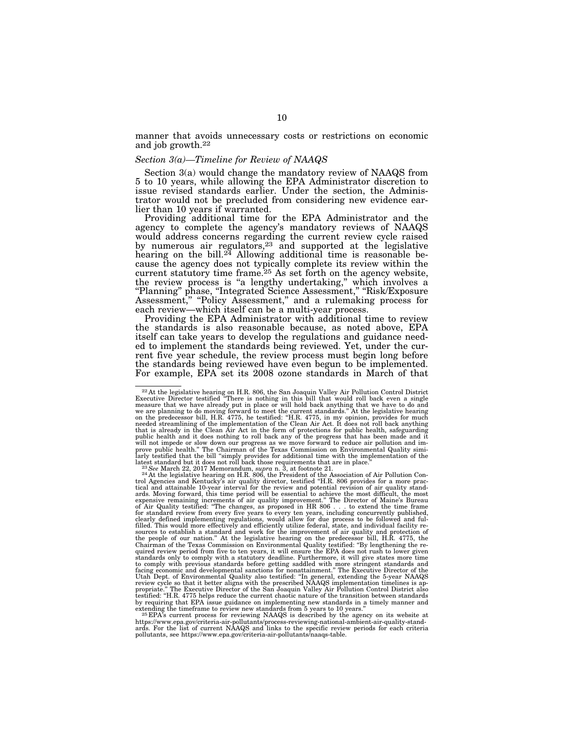manner that avoids unnecessary costs or restrictions on economic and job growth.[22]

*Section 3(a)—Timeline for Review of NAAQS*

Section 3(a) would change the mandatory review of NAAQS from 5 to 10 years, while allowing the EPA Administrator discretion to issue revised standards earlier. Under the section, the Administrator would not be precluded from considering new evidence earlier than 10 years if warranted.

Providing additional time for the EPA Administrator and the agency to complete the agency's mandatory reviews of NAAQS would address concerns regarding the current review cycle raised by numerous air regulators,[23] and supported at the legislative hearing on the bill.[24] Allowing additional time is reasonable because the agency does not typically complete its review within the current statutory time frame.[25] As set forth on the agency website, the review process is "a lengthy undertaking," which involves a "Planning" phase, "Integrated Science Assessment," "Risk/Exposure Assessment," "Policy Assessment," and a rulemaking process for each review—which itself can be a multi-year process.

Providing the EPA Administrator with additional time to review the standards is also reasonable because, as noted above, EPA itself can take years to develop the regulations and guidance needed to implement the standards being reviewed. Yet, under the current five year schedule, the review process must begin long before the standards being reviewed have even begun to be implemented. For example, EPA set its 2008 ozone standards in March of that

---

[22] At the legislative hearing on H.R. 806, the San Joaquin Valley Air Pollution Control District Executive Director testified "There is nothing in this bill that would roll back even a single measure that we have already put in place or will hold back anything that we have to do and we are planning to do moving forward to meet the current standards." At the legislative hearing on the predecessor bill, H.R. 4775, he testified: "H.R. 4775, in my opinion, provides for much needed streamlining of the implementation of the Clean Air Act. It does not roll back anything that is already in the Clean Air Act in the form of protections for public health, safeguarding public health and it does nothing to roll back any of the progress that has been made and it will not impede or slow down our progress as we move forward to reduce air pollution and improve public health." The Chairman of the Texas Commission on Environmental Quality similarly testified that the bill "simply provides for additional time with the implementation of the latest standard but it does not roll back those requirements that are in place."

[23] *See* March 22, 2017 Memorandum, *supra* n. 3, at footnote 21.

[24] At the legislative hearing on H.R. 806, the President of the Association of Air Pollution Control Agencies and Kentucky's air quality director, testified "H.R. 806 provides for a more practical and attainable 10-year interval for the review and potential revision of air quality standards. Moving forward, this time period will be essential to achieve the most difficult, the most expensive remaining increments of air quality improvement." The Director of Maine's Bureau of Air Quality testified: "The changes, as proposed in HR 806 . . . to extend the time frame for standard review from every five years to every ten years, including concurrently published, clearly defined implementing regulations, would allow for due process to be followed and fulfilled. This would more effectively and efficiently utilize federal, state, and individual facility resources to establish a standard and work for the improvement of air quality and protection of the people of our nation." At the legislative hearing on the predecessor bill, H.R. 4775, the Chairman of the Texas Commission on Environmental Quality testified: "By lengthening the required review period from five to ten years, it will ensure the EPA does not rush to lower given standards only to comply with a statutory deadline. Furthermore, it will give states more time to comply with previous standards before getting saddled with more stringent standards and facing economic and developmental sanctions for nonattainment." The Executive Director of the Utah Dept. of Environmental Quality also testified: "In general, extending the 5-year NAAQS review cycle so that it better aligns with the prescribed NAAQS implementation timelines is appropriate." The Executive Director of the San Joaquin Valley Air Pollution Control District also testified: "H.R. 4775 helps reduce the current chaotic nature of the transition between standards by requiring that EPA issue guidance on implementing new standards in a timely manner and extending the timeframe to review new standards from 5 years to 10 years."

[25] EPA's current process for reviewing NAAQS is described by the agency on its website at https://www.epa.gov/criteria-air-pollutants/process-reviewing-national-ambient-air-quality-standards. For the list of current NAAQS and links to the specific review periods for each criteria pollutants, see https://www.epa.gov/criteria-air-pollutants/naaqs-table.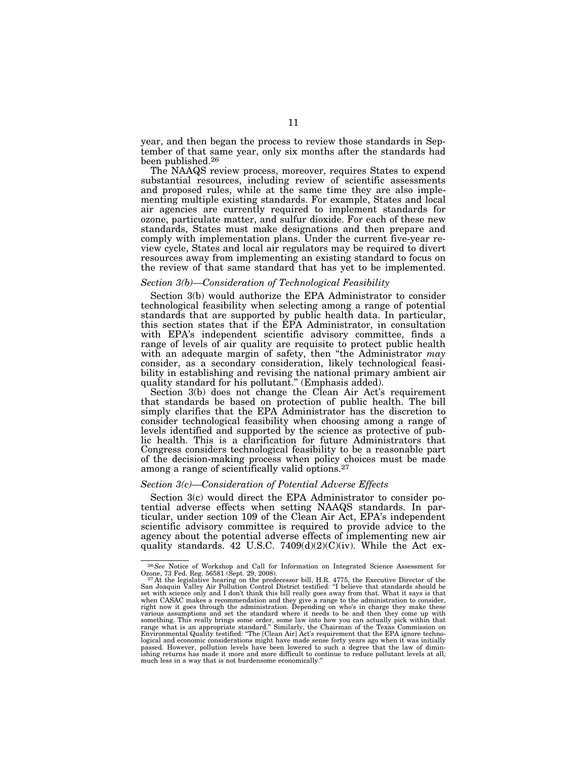year, and then began the process to review those standards in September of that same year, only six months after the standards had been published.[26]

The NAAQS review process, moreover, requires States to expend substantial resources, including review of scientific assessments and proposed rules, while at the same time they are also implementing multiple existing standards. For example, States and local air agencies are currently required to implement standards for ozone, particulate matter, and sulfur dioxide. For each of these new standards, States must make designations and then prepare and comply with implementation plans. Under the current five-year review cycle, States and local air regulators may be required to divert resources away from implementing an existing standard to focus on the review of that same standard that has yet to be implemented.

### *Section 3(b)—Consideration of Technological Feasibility*

Section 3(b) would authorize the EPA Administrator to consider technological feasibility when selecting among a range of potential standards that are supported by public health data. In particular, this section states that if the EPA Administrator, in consultation with EPA's independent scientific advisory committee, finds a range of levels of air quality are requisite to protect public health with an adequate margin of safety, then "the Administrator *may* consider, as a secondary consideration, likely technological feasibility in establishing and revising the national primary ambient air quality standard for his pollutant." (Emphasis added).

Section 3(b) does not change the Clean Air Act's requirement that standards be based on protection of public health. The bill simply clarifies that the EPA Administrator has the discretion to consider technological feasibility when choosing among a range of levels identified and supported by the science as protective of public health. This is a clarification for future Administrators that Congress considers technological feasibility to be a reasonable part of the decision-making process when policy choices must be made among a range of scientifically valid options.[27]

### *Section 3(c)—Consideration of Potential Adverse Effects*

Section 3(c) would direct the EPA Administrator to consider potential adverse effects when setting NAAQS standards. In particular, under section 109 of the Clean Air Act, EPA's independent scientific advisory committee is required to provide advice to the agency about the potential adverse effects of implementing new air quality standards. 42 U.S.C. 7409(d)(2)(C)(iv). While the Act ex-

---

[26] *See* Notice of Workshop and Call for Information on Integrated Science Assessment for Ozone, 73 Fed. Reg. 56581 (Sept. 29, 2008).

[27] At the legislative hearing on the predecessor bill, H.R. 4775, the Executive Director of the San Joaquin Valley Air Pollution Control District testified: "I believe that standards should be set with science only and I don't think this bill really goes away from that. What it says is that when CASAC makes a recommendation and they give a range to the administration to consider, right now it goes through the administration. Depending on who's in charge they make these various assumptions and set the standard where it needs to be and then they come up with something. This really brings some order, some law into how you can actually pick within that range what is an appropriate standard." Similarly, the Chairman of the Texas Commission on Environmental Quality testified: "The [Clean Air] Act's requirement that the EPA ignore technological and economic considerations might have made sense forty years ago when it was initially passed. However, pollution levels have been lowered to such a degree that the law of diminishing returns has made it more and more difficult to continue to reduce pollutant levels at all, much less in a way that is not burdensome economically."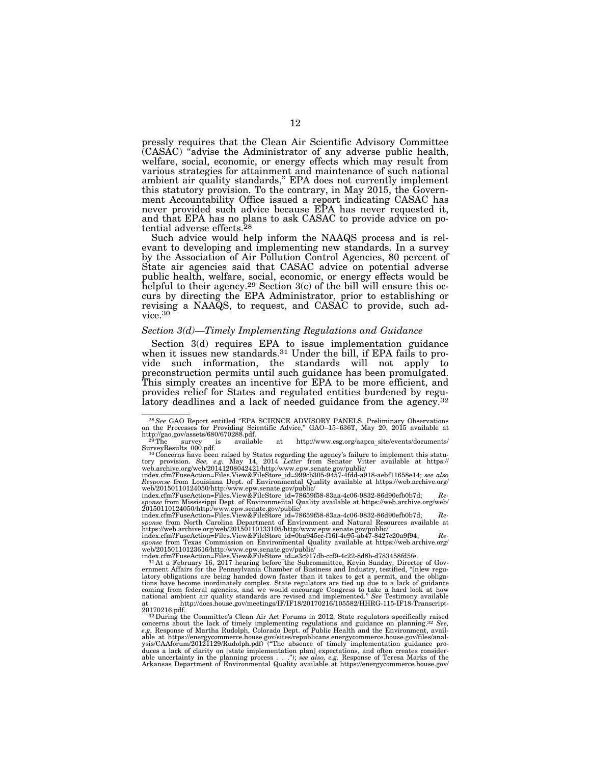pressly requires that the Clean Air Scientific Advisory Committee (CASAC) "advise the Administrator of any adverse public health, welfare, social, economic, or energy effects which may result from various strategies for attainment and maintenance of such national ambient air quality standards," EPA does not currently implement this statutory provision. To the contrary, in May 2015, the Government Accountability Office issued a report indicating CASAC has never provided such advice because EPA has never requested it, and that EPA has no plans to ask CASAC to provide advice on potential adverse effects.[28]

Such advice would help inform the NAAQS process and is relevant to developing and implementing new standards. In a survey by the Association of Air Pollution Control Agencies, 80 percent of State air agencies said that CASAC advice on potential adverse public health, welfare, social, economic, or energy effects would be helpful to their agency.[29] Section 3(c) of the bill will ensure this occurs by directing the EPA Administrator, prior to establishing or revising a NAAQS, to request, and CASAC to provide, such advice.[30]

### *Section 3(d)—Timely Implementing Regulations and Guidance*

Section 3(d) requires EPA to issue implementation guidance when it issues new standards.[31] Under the bill, if EPA fails to provide such information, the standards will not apply to preconstruction permits until such guidance has been promulgated. This simply creates an incentive for EPA to be more efficient, and provides relief for States and regulated entities burdened by regulatory deadlines and a lack of needed guidance from the agency.[32]

---

[28] *See* GAO Report entitled "EPA SCIENCE ADVISORY PANELS, Preliminary Observations on the Processes for Providing Scientific Advice," GAO–15–636T, May 20, 2015 available at http://gao.gov/assets/680/670288.pdf.

[29] The survey is available at http://www.csg.org/aapca_site/events/documents/SurveyResults_000.pdf.

[30] Concerns have been raised by States regarding the agency's failure to implement this statutory provision. *See, e.g.* May 14, 2014 *Letter* from Senator Vitter available at https://web.archive.org/web/20141208042421/http:/www.epw.senate.gov/public/index.cfm?FuseAction=Files.View&FileStore_id=999cb305-9457-4fdd-a918-aebf11658e14; *see also Response* from Louisiana Dept. of Environmental Quality available at https://web.archive.org/web/20150110124050/http:/www.epw.senate.gov/public/index.cfm?FuseAction=Files.View&FileStore_id=78659f58-83aa-4c06-9832-86d90efb0b7d; *Response* from Mississippi Dept. of Environmental Quality available at https://web.archive.org/web/20150110124050/http:/www.epw.senate.gov/public/index.cfm?FuseAction=Files.View&FileStore_id=78659f58-83aa-4c06-9832-86d90efb0b7d; *Response* from North Carolina Department of Environment and Natural Resources available at https://web.archive.org/web/20150110133105/http:/www.epw.senate.gov/public/index.cfm?FuseAction=Files.View&FileStore_id=0ba945cc-f16f-4e95-ab47-8427c20a9f94; *Response* from Texas Commission on Environmental Quality available at https://web.archive.org/web/20150110123616/http:/www.epw.senate.gov/public/index.cfm?FuseAction=Files.View&FileStore_id=e3c917db-ccf9-4c22-8d8b-d783458fd5fe.

[31] At a February 16, 2017 hearing before the Subcommittee, Kevin Sunday, Director of Government Affairs for the Pennsylvania Chamber of Business and Industry, testified, "[n]ew regulatory obligations are being handed down faster than it takes to get a permit, and the obligations have become inordinately complex. State regulators are tied up due to a lack of guidance coming from federal agencies, and we would encourage Congress to take a hard look at how national ambient air quality standards are revised and implemented." *See* Testimony available at http://docs.house.gov/meetings/IF/IF18/20170216/105582/HHRG-115-IF18-Transcript-20170216.pdf.

[32] During the Committee's Clean Air Act Forums in 2012, State regulators specifically raised concerns about the lack of timely implementing regulations and guidance on planning.[32] *See, e.g.* Response of Martha Rudolph, Colorado Dept. of Public Health and the Environment, available at https://energycommerce.house.gov/sites/republicans.energycommerce.house.gov/files/analysis/CAAforum/20121129/Rudolph.pdf) ("The absence of timely implementation guidance produces a lack of clarity on [state implementation plan] expectations, and often creates considerable uncertainty in the planning process . . ."); *see also, e.g.* Response of Teresa Marks of the Arkansas Department of Environmental Quality available at https://energycommerce.house.gov/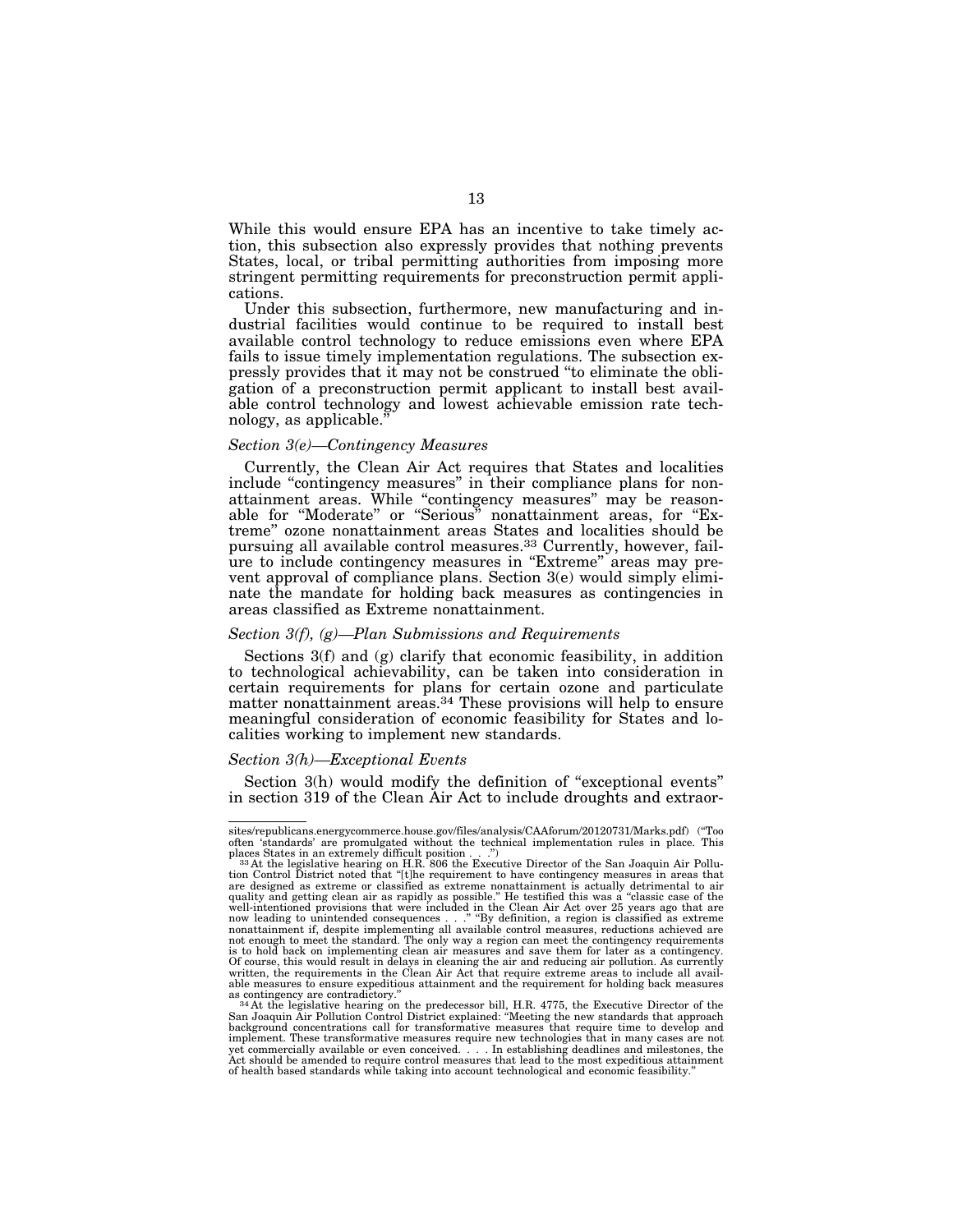While this would ensure EPA has an incentive to take timely action, this subsection also expressly provides that nothing prevents States, local, or tribal permitting authorities from imposing more stringent permitting requirements for preconstruction permit applications.

Under this subsection, furthermore, new manufacturing and industrial facilities would continue to be required to install best available control technology to reduce emissions even where EPA fails to issue timely implementation regulations. The subsection expressly provides that it may not be construed "to eliminate the obligation of a preconstruction permit applicant to install best available control technology and lowest achievable emission rate technology, as applicable."

### *Section 3(e)—Contingency Measures*

Currently, the Clean Air Act requires that States and localities include "contingency measures" in their compliance plans for nonattainment areas. While "contingency measures" may be reasonable for "Moderate" or "Serious" nonattainment areas, for "Extreme" ozone nonattainment areas States and localities should be pursuing all available control measures.[33] Currently, however, failure to include contingency measures in "Extreme" areas may prevent approval of compliance plans. Section 3(e) would simply eliminate the mandate for holding back measures as contingencies in areas classified as Extreme nonattainment.

### *Section 3(f), (g)—Plan Submissions and Requirements*

Sections 3(f) and (g) clarify that economic feasibility, in addition to technological achievability, can be taken into consideration in certain requirements for plans for certain ozone and particulate matter nonattainment areas.[34] These provisions will help to ensure meaningful consideration of economic feasibility for States and localities working to implement new standards.

### *Section 3(h)—Exceptional Events*

Section 3(h) would modify the definition of "exceptional events" in section 319 of the Clean Air Act to include droughts and extraor-

---

sites/republicans.energycommerce.house.gov/files/analysis/CAAforum/20120731/Marks.pdf) ("Too often 'standards' are promulgated without the technical implementation rules in place. This places States in an extremely difficult position . . .")

[33] At the legislative hearing on H.R. 806 the Executive Director of the San Joaquin Air Pollution Control District noted that "[t]he requirement to have contingency measures in areas that are designed as extreme or classified as extreme nonattainment is actually detrimental to air quality and getting clean air as rapidly as possible." He testified this was a "classic case of the well-intentioned provisions that were included in the Clean Air Act over 25 years ago that are now leading to unintended consequences . . ." "By definition, a region is classified as extreme nonattainment if, despite implementing all available control measures, reductions achieved are not enough to meet the standard. The only way a region can meet the contingency requirements is to hold back on implementing clean air measures and save them for later as a contingency. Of course, this would result in delays in cleaning the air and reducing air pollution. As currently written, the requirements in the Clean Air Act that require extreme areas to include all available measures to ensure expeditious attainment and the requirement for holding back measures as contingency are contradictory."

[34] At the legislative hearing on the predecessor bill, H.R. 4775, the Executive Director of the San Joaquin Air Pollution Control District explained: "Meeting the new standards that approach background concentrations call for transformative measures that require time to develop and implement. These transformative measures require new technologies that in many cases are not yet commercially available or even conceived. . . . In establishing deadlines and milestones, the Act should be amended to require control measures that lead to the most expeditious attainment of health based standards while taking into account technological and economic feasibility."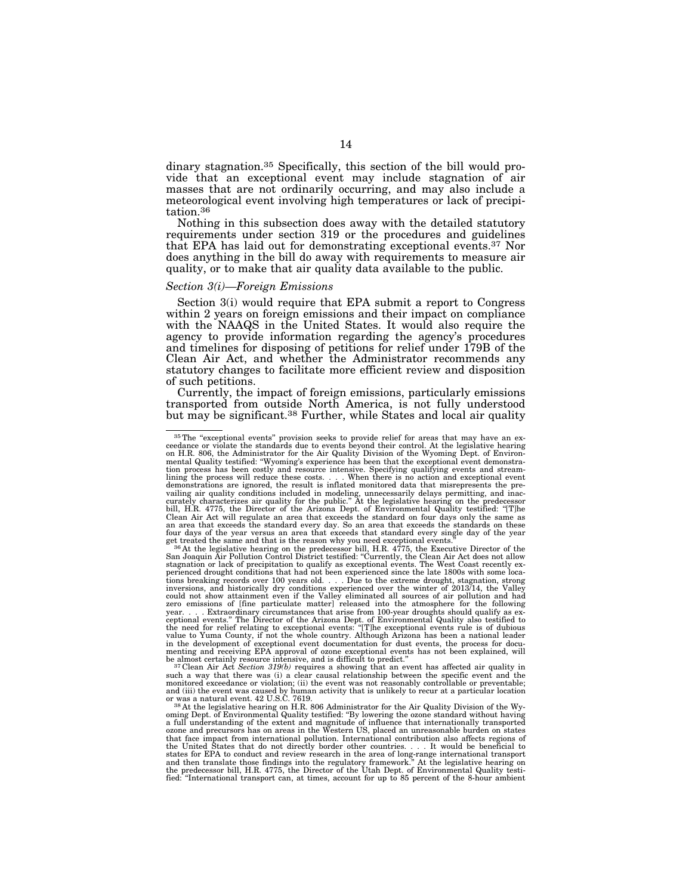dinary stagnation.[35] Specifically, this section of the bill would provide that an exceptional event may include stagnation of air masses that are not ordinarily occurring, and may also include a meteorological event involving high temperatures or lack of precipitation.[36]

Nothing in this subsection does away with the detailed statutory requirements under section 319 or the procedures and guidelines that EPA has laid out for demonstrating exceptional events.[37] Nor does anything in the bill do away with requirements to measure air quality, or to make that air quality data available to the public.

*Section 3(i)—Foreign Emissions*

Section 3(i) would require that EPA submit a report to Congress within 2 years on foreign emissions and their impact on compliance with the NAAQS in the United States. It would also require the agency to provide information regarding the agency's procedures and timelines for disposing of petitions for relief under 179B of the Clean Air Act, and whether the Administrator recommends any statutory changes to facilitate more efficient review and disposition of such petitions.

Currently, the impact of foreign emissions, particularly emissions transported from outside North America, is not fully understood but may be significant.[38] Further, while States and local air quality

---

[35] The "exceptional events" provision seeks to provide relief for areas that may have an exceedance or violate the standards due to events beyond their control. At the legislative hearing on H.R. 806, the Administrator for the Air Quality Division of the Wyoming Dept. of Environmental Quality testified: "Wyoming's experience has been that the exceptional event demonstration process has been costly and resource intensive. Specifying qualifying events and streamlining the process will reduce these costs. . . . When there is no action and exceptional event demonstrations are ignored, the result is inflated monitored data that misrepresents the prevailing air quality conditions included in modeling, unnecessarily delays permitting, and inaccurately characterizes air quality for the public." At the legislative hearing on the predecessor bill, H.R. 4775, the Director of the Arizona Dept. of Environmental Quality testified: "[T]he Clean Air Act will regulate an area that exceeds the standard on four days only the same as an area that exceeds the standard every day. So an area that exceeds the standards on these four days of the year versus an area that exceeds that standard every single day of the year get treated the same and that is the reason why you need exceptional events."

[36] At the legislative hearing on the predecessor bill, H.R. 4775, the Executive Director of the San Joaquin Air Pollution Control District testified: "Currently, the Clean Air Act does not allow stagnation or lack of precipitation to qualify as exceptional events. The West Coast recently experienced drought conditions that had not been experienced since the late 1800s with some locations breaking records over 100 years old. . . . Due to the extreme drought, stagnation, strong inversions, and historically dry conditions experienced over the winter of 2013/14, the Valley could not show attainment even if the Valley eliminated all sources of air pollution and had zero emissions of [fine particulate matter] released into the atmosphere for the following year. . . . Extraordinary circumstances that arise from 100-year droughts should qualify as exceptional events." The Director of the Arizona Dept. of Environmental Quality also testified to the need for relief relating to exceptional events: "[T]he exceptional events rule is of dubious value to Yuma County, if not the whole country. Although Arizona has been a national leader in the development of exceptional event documentation for dust events, the process for documenting and receiving EPA approval of ozone exceptional events has not been explained, will be almost certainly resource intensive, and is difficult to predict."

[37] Clean Air Act *Section 319(b)* requires a showing that an event has affected air quality in such a way that there was (i) a clear causal relationship between the specific event and the monitored exceedance or violation; (ii) the event was not reasonably controllable or preventable; and (iii) the event was caused by human activity that is unlikely to recur at a particular location or was a natural event. 42 U.S.C. 7619.

[38] At the legislative hearing on H.R. 806 Administrator for the Air Quality Division of the Wyoming Dept. of Environmental Quality testified: "By lowering the ozone standard without having a full understanding of the extent and magnitude of influence that internationally transported ozone and precursors has on areas in the Western US, placed an unreasonable burden on states that face impact from international pollution. International contribution also affects regions of the United States that do not directly border other countries. . . . It would be beneficial to states for EPA to conduct and review research in the area of long-range international transport and then translate those findings into the regulatory framework." At the legislative hearing on the predecessor bill, H.R. 4775, the Director of the Utah Dept. of Environmental Quality testified: "International transport can, at times, account for up to 85 percent of the 8-hour ambient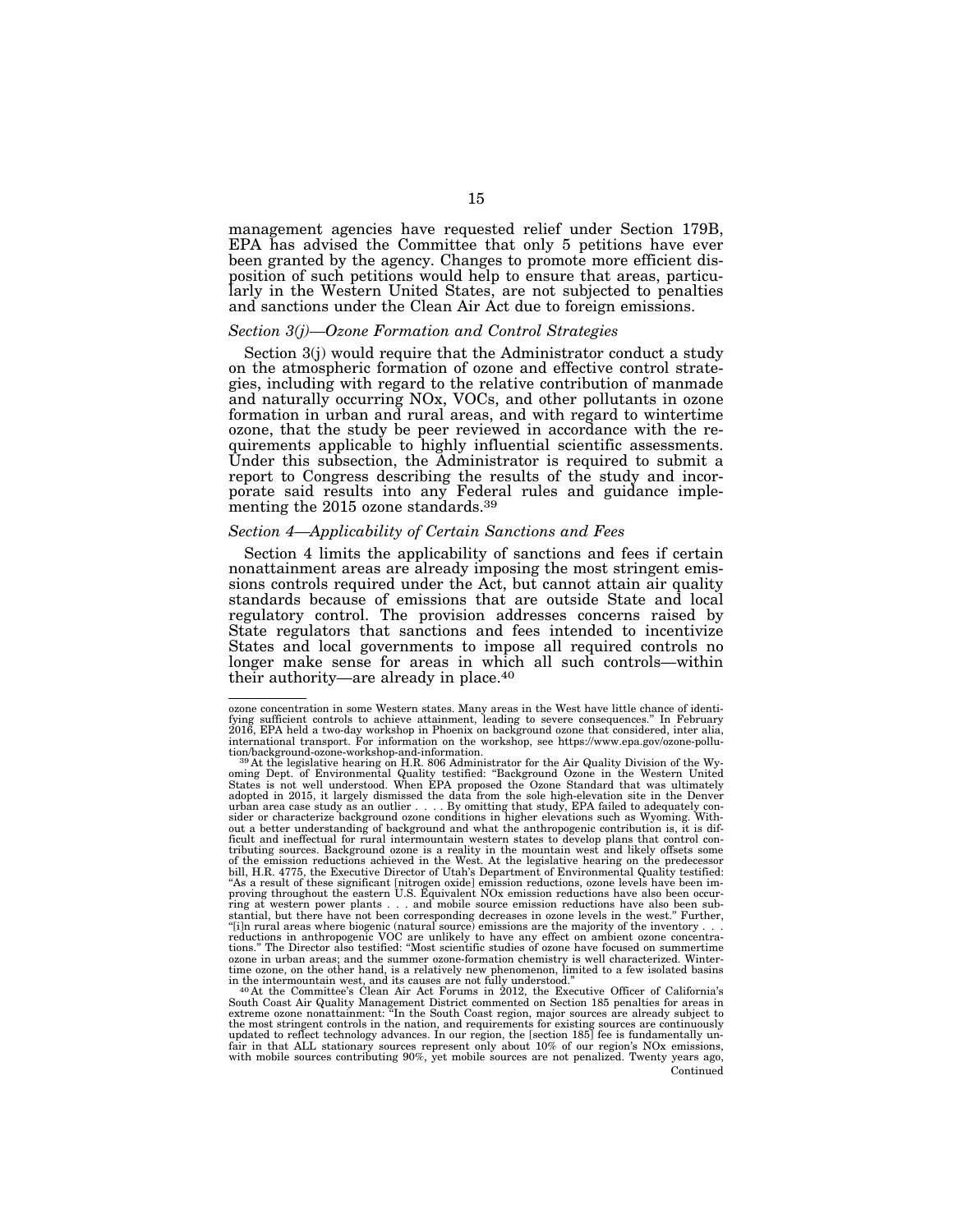management agencies have requested relief under Section 179B, EPA has advised the Committee that only 5 petitions have ever been granted by the agency. Changes to promote more efficient disposition of such petitions would help to ensure that areas, particularly in the Western United States, are not subjected to penalties and sanctions under the Clean Air Act due to foreign emissions.

### *Section 3(j)—Ozone Formation and Control Strategies*

Section 3(j) would require that the Administrator conduct a study on the atmospheric formation of ozone and effective control strategies, including with regard to the relative contribution of manmade and naturally occurring NOx, VOCs, and other pollutants in ozone formation in urban and rural areas, and with regard to wintertime ozone, that the study be peer reviewed in accordance with the requirements applicable to highly influential scientific assessments. Under this subsection, the Administrator is required to submit a report to Congress describing the results of the study and incorporate said results into any Federal rules and guidance implementing the 2015 ozone standards.[39]

### *Section 4—Applicability of Certain Sanctions and Fees*

Section 4 limits the applicability of sanctions and fees if certain nonattainment areas are already imposing the most stringent emissions controls required under the Act, but cannot attain air quality standards because of emissions that are outside State and local regulatory control. The provision addresses concerns raised by State regulators that sanctions and fees intended to incentivize States and local governments to impose all required controls no longer make sense for areas in which all such controls—within their authority—are already in place.[40]

---

ozone concentration in some Western states. Many areas in the West have little chance of identifying sufficient controls to achieve attainment, leading to severe consequences." In February 2016, EPA held a two-day workshop in Phoenix on background ozone that considered, inter alia, international transport. For information on the workshop, see https://www.epa.gov/ozone-pollution/background-ozone-workshop-and-information.

[39] At the legislative hearing on H.R. 806 Administrator for the Air Quality Division of the Wyoming Dept. of Environmental Quality testified: "Background Ozone in the Western United States is not well understood. When EPA proposed the Ozone Standard that was ultimately adopted in 2015, it largely dismissed the data from the sole high-elevation site in the Denver urban area case study as an outlier . . . . By omitting that study, EPA failed to adequately consider or characterize background ozone conditions in higher elevations such as Wyoming. Without a better understanding of background and what the anthropogenic contribution is, it is difficult and ineffectual for rural intermountain western states to develop plans that control contributing sources. Background ozone is a reality in the mountain west and likely offsets some of the emission reductions achieved in the West. At the legislative hearing on the predecessor bill, H.R. 4775, the Executive Director of Utah's Department of Environmental Quality testified: "As a result of these significant [nitrogen oxide] emission reductions, ozone levels have been improving throughout the eastern U.S. Equivalent NOx emission reductions have also been occurring at western power plants . . . and mobile source emission reductions have also been substantial, but there have not been corresponding decreases in ozone levels in the west." Further, "[i]n rural areas where biogenic (natural source) emissions are the majority of the inventory . . . reductions in anthropogenic VOC are unlikely to have any effect on ambient ozone concentrations." The Director also testified: "Most scientific studies of ozone have focused on summertime ozone in urban areas; and the summer ozone-formation chemistry is well characterized. Wintertime ozone, on the other hand, is a relatively new phenomenon, limited to a few isolated basins in the intermountain west, and its causes are not fully understood."

[40] At the Committee's Clean Air Act Forums in 2012, the Executive Officer of California's South Coast Air Quality Management District commented on Section 185 penalties for areas in extreme ozone nonattainment: "In the South Coast region, major sources are already subject to the most stringent controls in the nation, and requirements for existing sources are continuously updated to reflect technology advances. In our region, the [section 185] fee is fundamentally unfair in that ALL stationary sources represent only about 10% of our region's NOx emissions, with mobile sources contributing 90%, yet mobile sources are not penalized. Twenty years ago,

Continued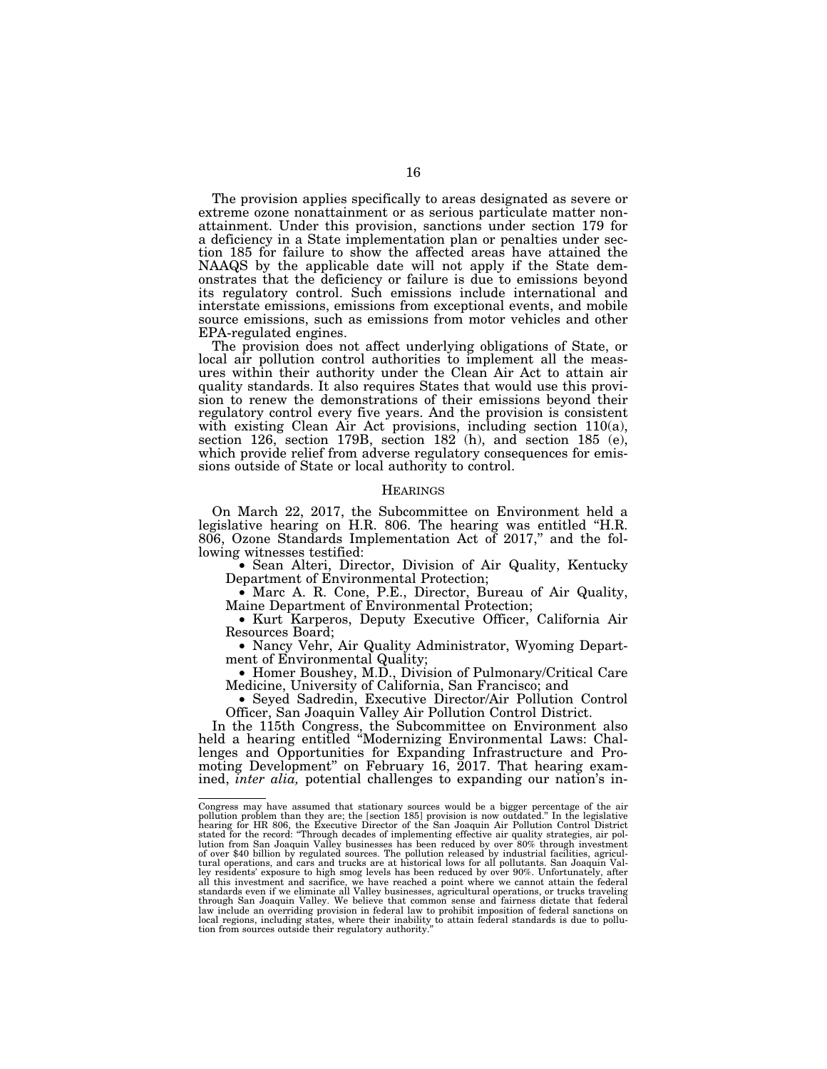The provision applies specifically to areas designated as severe or extreme ozone nonattainment or as serious particulate matter nonattainment. Under this provision, sanctions under section 179 for a deficiency in a State implementation plan or penalties under section 185 for failure to show the affected areas have attained the NAAQS by the applicable date will not apply if the State demonstrates that the deficiency or failure is due to emissions beyond its regulatory control. Such emissions include international and interstate emissions, emissions from exceptional events, and mobile source emissions, such as emissions from motor vehicles and other EPA-regulated engines.

The provision does not affect underlying obligations of State, or local air pollution control authorities to implement all the measures within their authority under the Clean Air Act to attain air quality standards. It also requires States that would use this provision to renew the demonstrations of their emissions beyond their regulatory control every five years. And the provision is consistent with existing Clean Air Act provisions, including section 110(a), section 126, section 179B, section 182 (h), and section 185 (e), which provide relief from adverse regulatory consequences for emissions outside of State or local authority to control.

## HEARINGS

On March 22, 2017, the Subcommittee on Environment held a legislative hearing on H.R. 806. The hearing was entitled "H.R. 806, Ozone Standards Implementation Act of 2017," and the following witnesses testified:

- Sean Alteri, Director, Division of Air Quality, Kentucky Department of Environmental Protection;
- Marc A. R. Cone, P.E., Director, Bureau of Air Quality, Maine Department of Environmental Protection;
- Kurt Karperos, Deputy Executive Officer, California Air Resources Board;
- Nancy Vehr, Air Quality Administrator, Wyoming Department of Environmental Quality;
- Homer Boushey, M.D., Division of Pulmonary/Critical Care Medicine, University of California, San Francisco; and
- Seyed Sadredin, Executive Director/Air Pollution Control Officer, San Joaquin Valley Air Pollution Control District.

In the 115th Congress, the Subcommittee on Environment also held a hearing entitled "Modernizing Environmental Laws: Challenges and Opportunities for Expanding Infrastructure and Promoting Development" on February 16, 2017. That hearing examined, *inter alia,* potential challenges to expanding our nation's in-

---

Congress may have assumed that stationary sources would be a bigger percentage of the air pollution problem than they are; the [section 185] provision is now outdated." In the legislative hearing for HR 806, the Executive Director of the San Joaquin Air Pollution Control District stated for the record: "Through decades of implementing effective air quality strategies, air pollution from San Joaquin Valley businesses has been reduced by over 80% through investment of over $40 billion by regulated sources. The pollution released by industrial facilities, agricultural operations, and cars and trucks are at historical lows for all pollutants. San Joaquin Valley residents' exposure to high smog levels has been reduced by over 90%. Unfortunately, after all this investment and sacrifice, we have reached a point where we cannot attain the federal standards even if we eliminate all Valley businesses, agricultural operations, or trucks traveling through San Joaquin Valley. We believe that common sense and fairness dictate that federal law include an overriding provision in federal law to prohibit imposition of federal sanctions on local regions, including states, where their inability to attain federal standards is due to pollution from sources outside their regulatory authority."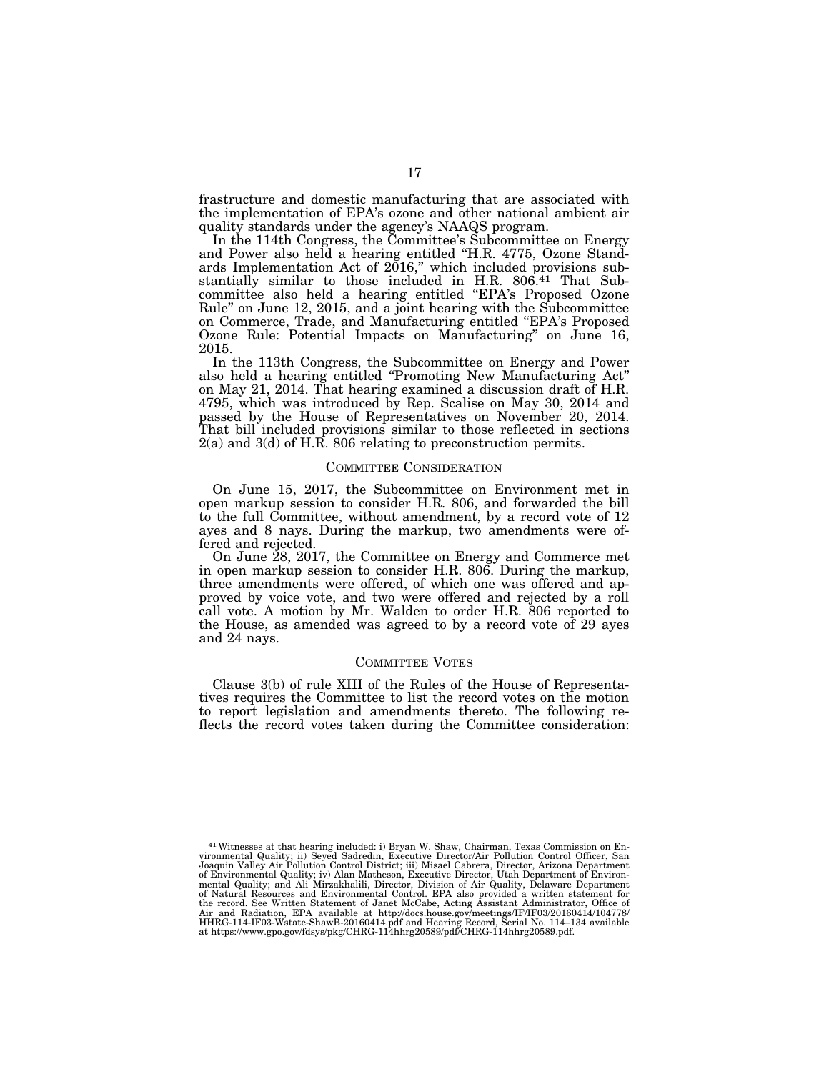frastructure and domestic manufacturing that are associated with the implementation of EPA's ozone and other national ambient air quality standards under the agency's NAAQS program.

In the 114th Congress, the Committee's Subcommittee on Energy and Power also held a hearing entitled "H.R. 4775, Ozone Standards Implementation Act of 2016," which included provisions substantially similar to those included in H.R. 806.[41] That Subcommittee also held a hearing entitled "EPA's Proposed Ozone Rule" on June 12, 2015, and a joint hearing with the Subcommittee on Commerce, Trade, and Manufacturing entitled "EPA's Proposed Ozone Rule: Potential Impacts on Manufacturing" on June 16, 2015.

In the 113th Congress, the Subcommittee on Energy and Power also held a hearing entitled "Promoting New Manufacturing Act" on May 21, 2014. That hearing examined a discussion draft of H.R. 4795, which was introduced by Rep. Scalise on May 30, 2014 and passed by the House of Representatives on November 20, 2014. That bill included provisions similar to those reflected in sections 2(a) and 3(d) of H.R. 806 relating to preconstruction permits.

## COMMITTEE CONSIDERATION

On June 15, 2017, the Subcommittee on Environment met in open markup session to consider H.R. 806, and forwarded the bill to the full Committee, without amendment, by a record vote of 12 ayes and 8 nays. During the markup, two amendments were offered and rejected.

On June 28, 2017, the Committee on Energy and Commerce met in open markup session to consider H.R. 806. During the markup, three amendments were offered, of which one was offered and approved by voice vote, and two were offered and rejected by a roll call vote. A motion by Mr. Walden to order H.R. 806 reported to the House, as amended was agreed to by a record vote of 29 ayes and 24 nays.

## COMMITTEE VOTES

Clause 3(b) of rule XIII of the Rules of the House of Representatives requires the Committee to list the record votes on the motion to report legislation and amendments thereto. The following reflects the record votes taken during the Committee consideration:

---

[41] Witnesses at that hearing included: i) Bryan W. Shaw, Chairman, Texas Commission on Environmental Quality; ii) Seyed Sadredin, Executive Director/Air Pollution Control Officer, San Joaquin Valley Air Pollution Control District; iii) Misael Cabrera, Director, Arizona Department of Environmental Quality; iv) Alan Matheson, Executive Director, Utah Department of Environmental Quality; and Ali Mirzakhalili, Director, Division of Air Quality, Delaware Department of Natural Resources and Environmental Control. EPA also provided a written statement for the record. See Written Statement of Janet McCabe, Acting Assistant Administrator, Office of Air and Radiation, EPA available at http://docs.house.gov/meetings/IF/IF03/20160414/104778/HHRG-114-IF03-Wstate-ShawB-20160414.pdf and Hearing Record, Serial No. 114–134 available at https://www.gpo.gov/fdsys/pkg/CHRG-114hhrg20589/pdf/CHRG-114hhrg20589.pdf.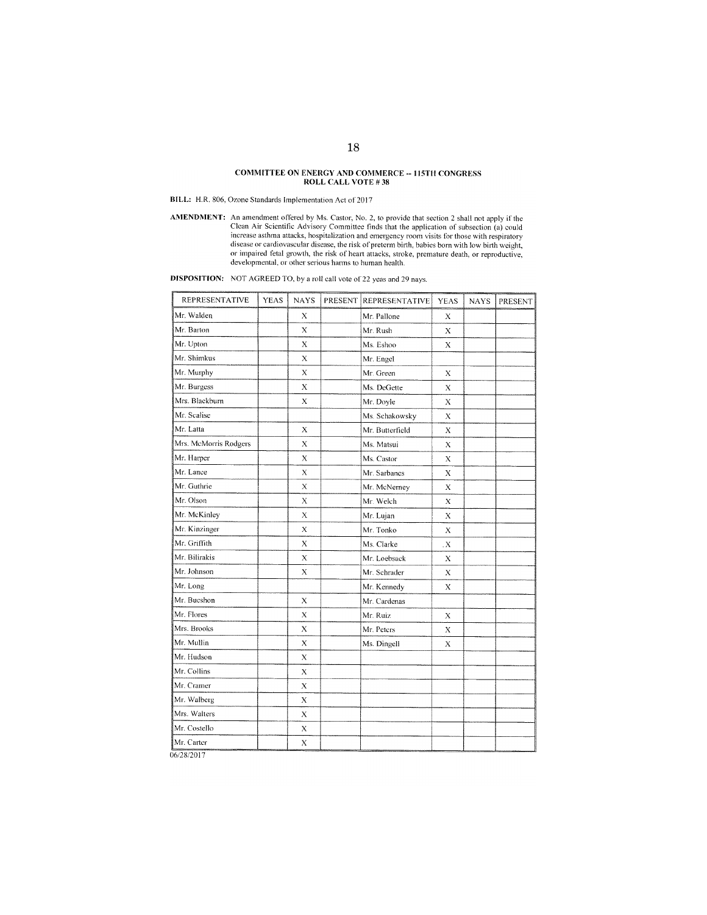**COMMITTEE ON ENERGY AND COMMERCE -- 115TH CONGRESS**
**ROLL CALL VOTE # 38**

**BILL:** H.R. 806, Ozone Standards Implementation Act of 2017

**AMENDMENT:** An amendment offered by Ms. Castor, No. 2, to provide that section 2 shall not apply if the Clean Air Scientific Advisory Committee finds that the application of subsection (a) could increase asthma attacks, hospitalization and emergency room visits for those with respiratory disease or cardiovascular disease, the risk of preterm birth, babies born with low birth weight, or impaired fetal growth, the risk of heart attacks, stroke, premature death, or reproductive, developmental, or other serious harms to human health.

**DISPOSITION:** NOT AGREED TO, by a roll call vote of 22 yeas and 29 nays.

| REPRESENTATIVE | YEAS | NAYS | PRESENT | REPRESENTATIVE | YEAS | NAYS | PRESENT |
|---|---|---|---|---|---|---|---|
| Mr. Walden | | X | | Mr. Pallone | X | | |
| Mr. Barton | | X | | Mr. Rush | X | | |
| Mr. Upton | | X | | Ms. Eshoo | X | | |
| Mr. Shimkus | | X | | Mr. Engel | | | |
| Mr. Murphy | | X | | Mr. Green | X | | |
| Mr. Burgess | | X | | Ms. DeGette | X | | |
| Mrs. Blackburn | | X | | Mr. Doyle | X | | |
| Mr. Scalise | | | | Ms. Schakowsky | X | | |
| Mr. Latta | | X | | Mr. Butterfield | X | | |
| Mrs. McMorris Rodgers | | X | | Ms. Matsui | X | | |
| Mr. Harper | | X | | Ms. Castor | X | | |
| Mr. Lance | | X | | Mr. Sarbanes | X | | |
| Mr. Guthrie | | X | | Mr. McNerney | X | | |
| Mr. Olson | | X | | Mr. Welch | X | | |
| Mr. McKinley | | X | | Mr. Lujan | X | | |
| Mr. Kinzinger | | X | | Mr. Tonko | X | | |
| Mr. Griffith | | X | | Ms. Clarke | X | | |
| Mr. Bilirakis | | X | | Mr. Loebsack | X | | |
| Mr. Johnson | | X | | Mr. Schrader | X | | |
| Mr. Long | | | | Mr. Kennedy | X | | |
| Mr. Bucshon | | X | | Mr. Cardenas | | | |
| Mr. Flores | | X | | Mr. Ruiz | X | | |
| Mrs. Brooks | | X | | Mr. Peters | X | | |
| Mr. Mullin | | X | | Ms. Dingell | X | | |
| Mr. Hudson | | X | | | | | |
| Mr. Collins | | X | | | | | |
| Mr. Cramer | | X | | | | | |
| Mr. Walberg | | X | | | | | |
| Mrs. Walters | | X | | | | | |
| Mr. Costello | | X | | | | | |
| Mr. Carter | | X | | | | | |

06/28/2017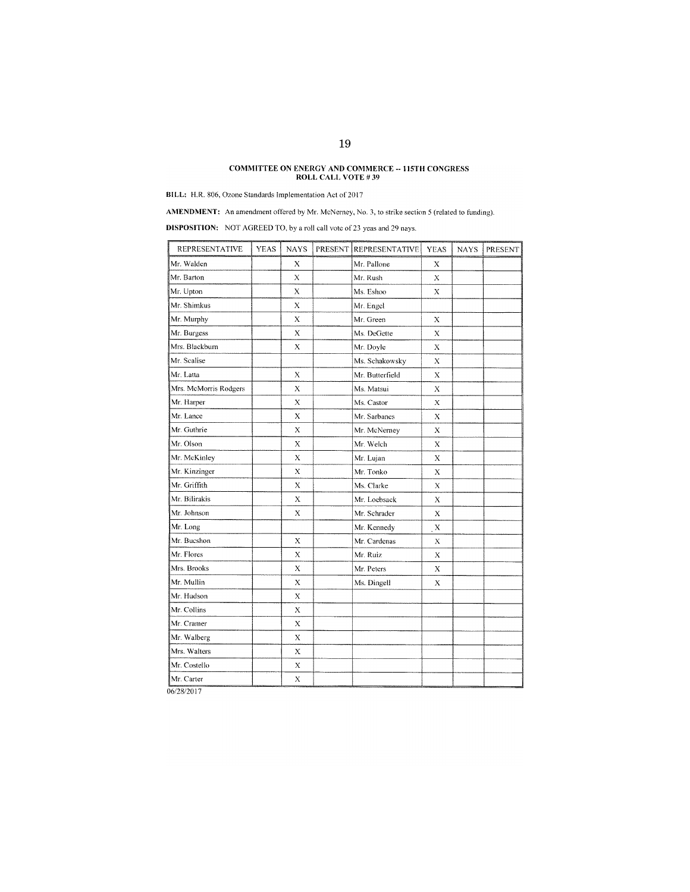**COMMITTEE ON ENERGY AND COMMERCE -- 115TH CONGRESS**
**ROLL CALL VOTE # 39**

**BILL:** H.R. 806, Ozone Standards Implementation Act of 2017

**AMENDMENT:** An amendment offered by Mr. McNerney, No. 3, to strike section 5 (related to funding).

**DISPOSITION:** NOT AGREED TO, by a roll call vote of 23 yeas and 29 nays.

| REPRESENTATIVE | YEAS | NAYS | PRESENT | REPRESENTATIVE | YEAS | NAYS | PRESENT |
|---|---|---|---|---|---|---|---|
| Mr. Walden | | X | | Mr. Pallone | X | | |
| Mr. Barton | | X | | Mr. Rush | X | | |
| Mr. Upton | | X | | Ms. Eshoo | X | | |
| Mr. Shimkus | | X | | Mr. Engel | | | |
| Mr. Murphy | | X | | Mr. Green | X | | |
| Mr. Burgess | | X | | Ms. DeGette | X | | |
| Mrs. Blackburn | | X | | Mr. Doyle | X | | |
| Mr. Scalise | | | | Ms. Schakowsky | X | | |
| Mr. Latta | | X | | Mr. Butterfield | X | | |
| Mrs. McMorris Rodgers | | X | | Ms. Matsui | X | | |
| Mr. Harper | | X | | Ms. Castor | X | | |
| Mr. Lance | | X | | Mr. Sarbanes | X | | |
| Mr. Guthrie | | X | | Mr. McNerney | X | | |
| Mr. Olson | | X | | Mr. Welch | X | | |
| Mr. McKinley | | X | | Mr. Lujan | X | | |
| Mr. Kinzinger | | X | | Mr. Tonko | X | | |
| Mr. Griffith | | X | | Ms. Clarke | X | | |
| Mr. Bilirakis | | X | | Mr. Loebsack | X | | |
| Mr. Johnson | | X | | Mr. Schrader | X | | |
| Mr. Long | | | | Mr. Kennedy | X | | |
| Mr. Bucshon | | X | | Mr. Cardenas | X | | |
| Mr. Flores | | X | | Mr. Ruiz | X | | |
| Mrs. Brooks | | X | | Mr. Peters | X | | |
| Mr. Mullin | | X | | Ms. Dingell | X | | |
| Mr. Hudson | | X | | | | | |
| Mr. Collins | | X | | | | | |
| Mr. Cramer | | X | | | | | |
| Mr. Walberg | | X | | | | | |
| Mrs. Walters | | X | | | | | |
| Mr. Costello | | X | | | | | |
| Mr. Carter | | X | | | | | |

06/28/2017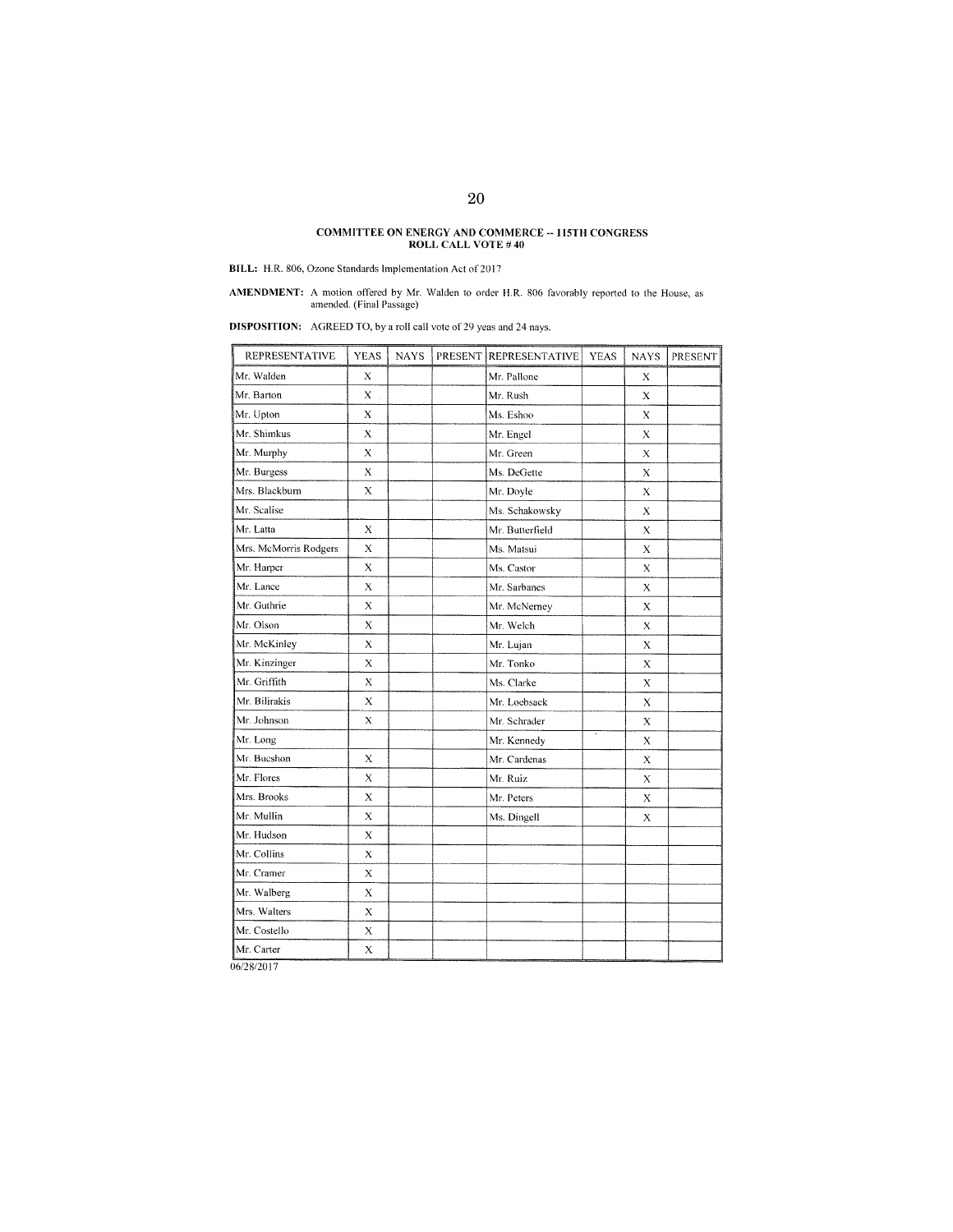**COMMITTEE ON ENERGY AND COMMERCE -- 115TH CONGRESS**
**ROLL CALL VOTE # 40**

**BILL:** H.R. 806, Ozone Standards Implementation Act of 2017

**AMENDMENT:** A motion offered by Mr. Walden to order H.R. 806 favorably reported to the House, as amended. (Final Passage)

**DISPOSITION:** AGREED TO, by a roll call vote of 29 yeas and 24 nays.

| REPRESENTATIVE | YEAS | NAYS | PRESENT | REPRESENTATIVE | YEAS | NAYS | PRESENT |
|---|---|---|---|---|---|---|---|
| Mr. Walden | X | | | Mr. Pallone | | X | |
| Mr. Barton | X | | | Mr. Rush | | X | |
| Mr. Upton | X | | | Ms. Eshoo | | X | |
| Mr. Shimkus | X | | | Mr. Engel | | X | |
| Mr. Murphy | X | | | Mr. Green | | X | |
| Mr. Burgess | X | | | Ms. DeGette | | X | |
| Mrs. Blackburn | X | | | Mr. Doyle | | X | |
| Mr. Scalise | | | | Ms. Schakowsky | | X | |
| Mr. Latta | X | | | Mr. Butterfield | | X | |
| Mrs. McMorris Rodgers | X | | | Ms. Matsui | | X | |
| Mr. Harper | X | | | Ms. Castor | | X | |
| Mr. Lance | X | | | Mr. Sarbanes | | X | |
| Mr. Guthrie | X | | | Mr. McNerney | | X | |
| Mr. Olson | X | | | Mr. Welch | | X | |
| Mr. McKinley | X | | | Mr. Lujan | | X | |
| Mr. Kinzinger | X | | | Mr. Tonko | | X | |
| Mr. Griffith | X | | | Ms. Clarke | | X | |
| Mr. Bilirakis | X | | | Mr. Loebsack | | X | |
| Mr. Johnson | X | | | Mr. Schrader | | X | |
| Mr. Long | | | | Mr. Kennedy | | X | |
| Mr. Bucshon | X | | | Mr. Cardenas | | X | |
| Mr. Flores | X | | | Mr. Ruiz | | X | |
| Mrs. Brooks | X | | | Mr. Peters | | X | |
| Mr. Mullin | X | | | Ms. Dingell | | X | |
| Mr. Hudson | X | | | | | | |
| Mr. Collins | X | | | | | | |
| Mr. Cramer | X | | | | | | |
| Mr. Walberg | X | | | | | | |
| Mrs. Walters | X | | | | | | |
| Mr. Costello | X | | | | | | |
| Mr. Carter | X | | | | | | |

06/28/2017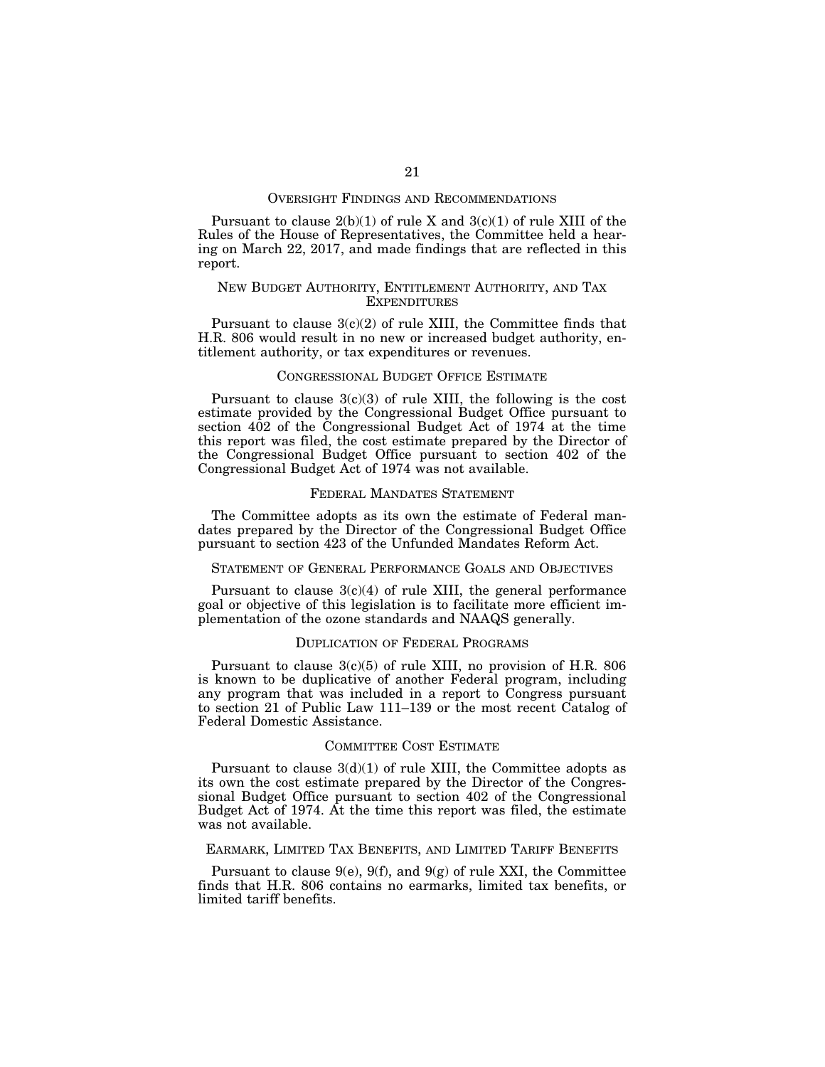## OVERSIGHT FINDINGS AND RECOMMENDATIONS

Pursuant to clause 2(b)(1) of rule X and 3(c)(1) of rule XIII of the Rules of the House of Representatives, the Committee held a hearing on March 22, 2017, and made findings that are reflected in this report.

## NEW BUDGET AUTHORITY, ENTITLEMENT AUTHORITY, AND TAX EXPENDITURES

Pursuant to clause 3(c)(2) of rule XIII, the Committee finds that H.R. 806 would result in no new or increased budget authority, entitlement authority, or tax expenditures or revenues.

## CONGRESSIONAL BUDGET OFFICE ESTIMATE

Pursuant to clause 3(c)(3) of rule XIII, the following is the cost estimate provided by the Congressional Budget Office pursuant to section 402 of the Congressional Budget Act of 1974 at the time this report was filed, the cost estimate prepared by the Director of the Congressional Budget Office pursuant to section 402 of the Congressional Budget Act of 1974 was not available.

## FEDERAL MANDATES STATEMENT

The Committee adopts as its own the estimate of Federal mandates prepared by the Director of the Congressional Budget Office pursuant to section 423 of the Unfunded Mandates Reform Act.

## STATEMENT OF GENERAL PERFORMANCE GOALS AND OBJECTIVES

Pursuant to clause 3(c)(4) of rule XIII, the general performance goal or objective of this legislation is to facilitate more efficient implementation of the ozone standards and NAAQS generally.

## DUPLICATION OF FEDERAL PROGRAMS

Pursuant to clause 3(c)(5) of rule XIII, no provision of H.R. 806 is known to be duplicative of another Federal program, including any program that was included in a report to Congress pursuant to section 21 of Public Law 111–139 or the most recent Catalog of Federal Domestic Assistance.

## COMMITTEE COST ESTIMATE

Pursuant to clause 3(d)(1) of rule XIII, the Committee adopts as its own the cost estimate prepared by the Director of the Congressional Budget Office pursuant to section 402 of the Congressional Budget Act of 1974. At the time this report was filed, the estimate was not available.

## EARMARK, LIMITED TAX BENEFITS, AND LIMITED TARIFF BENEFITS

Pursuant to clause 9(e), 9(f), and 9(g) of rule XXI, the Committee finds that H.R. 806 contains no earmarks, limited tax benefits, or limited tariff benefits.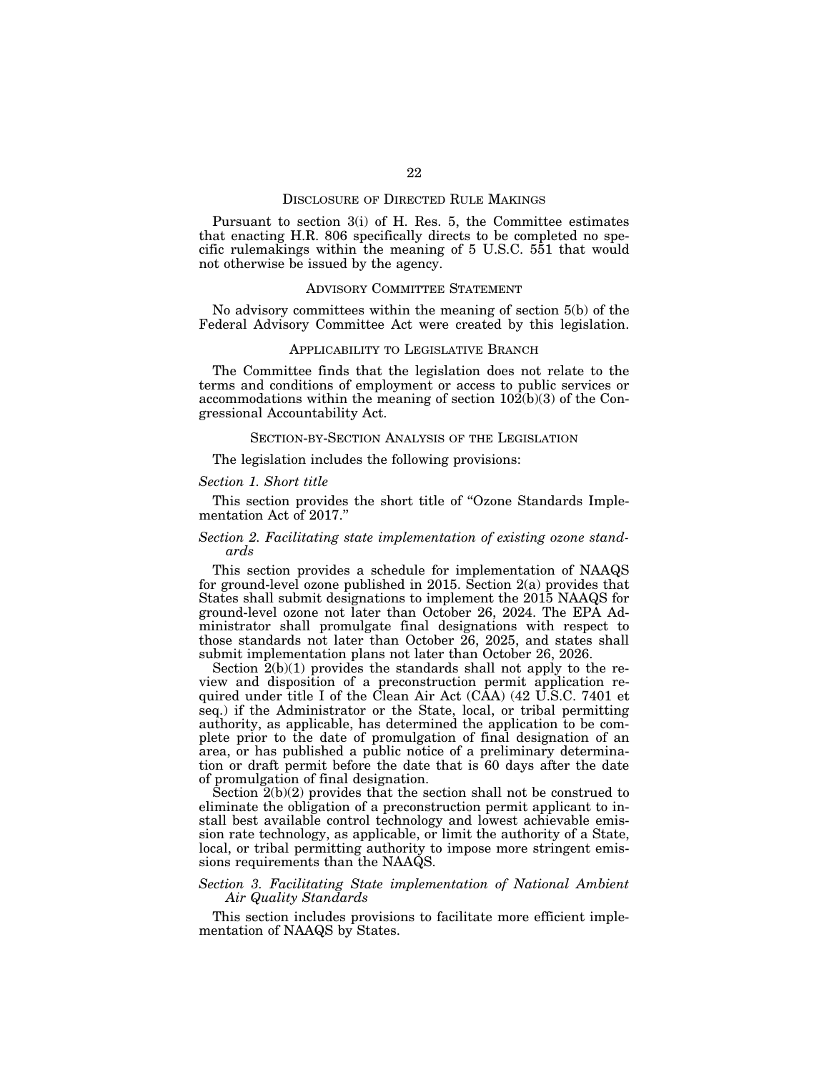## Disclosure of Directed Rule Makings

Pursuant to section 3(i) of H. Res. 5, the Committee estimates that enacting H.R. 806 specifically directs to be completed no specific rulemakings within the meaning of 5 U.S.C. 551 that would not otherwise be issued by the agency.

## Advisory Committee Statement

No advisory committees within the meaning of section 5(b) of the Federal Advisory Committee Act were created by this legislation.

## Applicability to Legislative Branch

The Committee finds that the legislation does not relate to the terms and conditions of employment or access to public services or accommodations within the meaning of section 102(b)(3) of the Congressional Accountability Act.

## Section-by-Section Analysis of the Legislation

The legislation includes the following provisions:

### *Section 1. Short title*

This section provides the short title of "Ozone Standards Implementation Act of 2017."

### *Section 2. Facilitating state implementation of existing ozone standards*

This section provides a schedule for implementation of NAAQS for ground-level ozone published in 2015. Section 2(a) provides that States shall submit designations to implement the 2015 NAAQS for ground-level ozone not later than October 26, 2024. The EPA Administrator shall promulgate final designations with respect to those standards not later than October 26, 2025, and states shall submit implementation plans not later than October 26, 2026.

Section 2(b)(1) provides the standards shall not apply to the review and disposition of a preconstruction permit application required under title I of the Clean Air Act (CAA) (42 U.S.C. 7401 et seq.) if the Administrator or the State, local, or tribal permitting authority, as applicable, has determined the application to be complete prior to the date of promulgation of final designation of an area, or has published a public notice of a preliminary determination or draft permit before the date that is 60 days after the date of promulgation of final designation.

Section 2(b)(2) provides that the section shall not be construed to eliminate the obligation of a preconstruction permit applicant to install best available control technology and lowest achievable emission rate technology, as applicable, or limit the authority of a State, local, or tribal permitting authority to impose more stringent emissions requirements than the NAAQS.

### *Section 3. Facilitating State implementation of National Ambient Air Quality Standards*

This section includes provisions to facilitate more efficient implementation of NAAQS by States.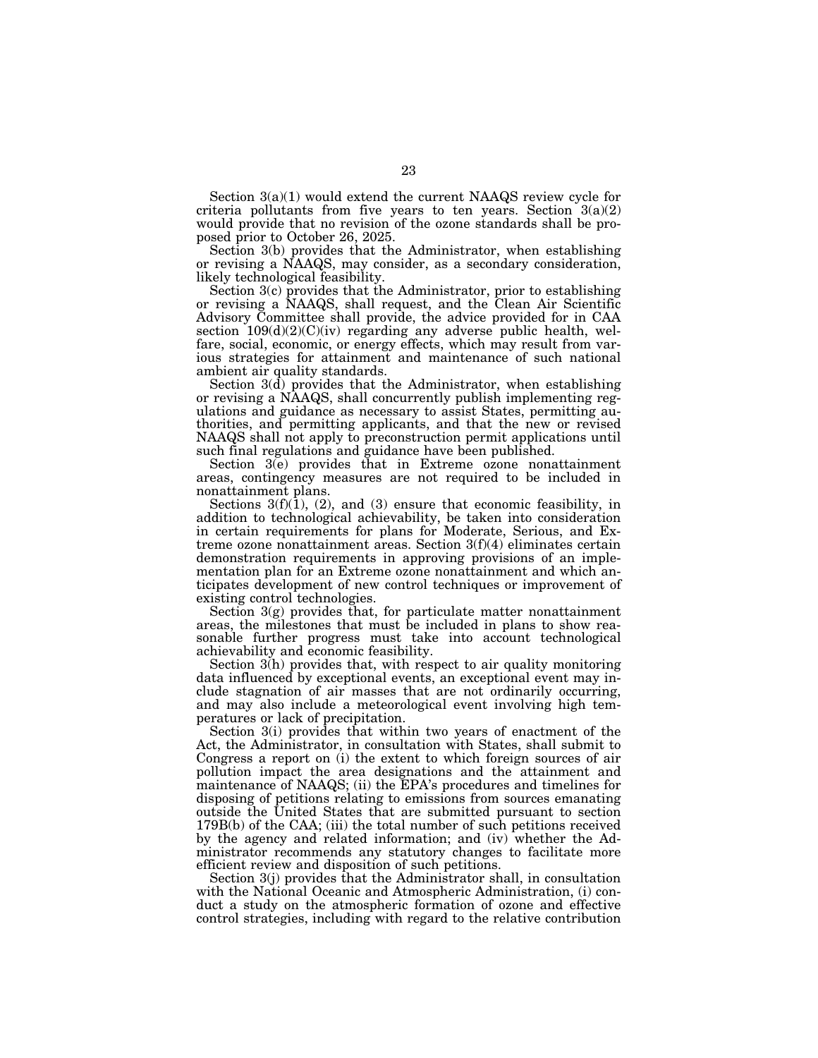Section 3(a)(1) would extend the current NAAQS review cycle for criteria pollutants from five years to ten years. Section 3(a)(2) would provide that no revision of the ozone standards shall be proposed prior to October 26, 2025.

Section 3(b) provides that the Administrator, when establishing or revising a NAAQS, may consider, as a secondary consideration, likely technological feasibility.

Section 3(c) provides that the Administrator, prior to establishing or revising a NAAQS, shall request, and the Clean Air Scientific Advisory Committee shall provide, the advice provided for in CAA section 109(d)(2)(C)(iv) regarding any adverse public health, welfare, social, economic, or energy effects, which may result from various strategies for attainment and maintenance of such national ambient air quality standards.

Section 3(d) provides that the Administrator, when establishing or revising a NAAQS, shall concurrently publish implementing regulations and guidance as necessary to assist States, permitting authorities, and permitting applicants, and that the new or revised NAAQS shall not apply to preconstruction permit applications until such final regulations and guidance have been published.

Section 3(e) provides that in Extreme ozone nonattainment areas, contingency measures are not required to be included in nonattainment plans.

Sections 3(f)(1), (2), and (3) ensure that economic feasibility, in addition to technological achievability, be taken into consideration in certain requirements for plans for Moderate, Serious, and Extreme ozone nonattainment areas. Section 3(f)(4) eliminates certain demonstration requirements in approving provisions of an implementation plan for an Extreme ozone nonattainment and which anticipates development of new control techniques or improvement of existing control technologies.

Section 3(g) provides that, for particulate matter nonattainment areas, the milestones that must be included in plans to show reasonable further progress must take into account technological achievability and economic feasibility.

Section 3(h) provides that, with respect to air quality monitoring data influenced by exceptional events, an exceptional event may include stagnation of air masses that are not ordinarily occurring, and may also include a meteorological event involving high temperatures or lack of precipitation.

Section 3(i) provides that within two years of enactment of the Act, the Administrator, in consultation with States, shall submit to Congress a report on (i) the extent to which foreign sources of air pollution impact the area designations and the attainment and maintenance of NAAQS; (ii) the EPA's procedures and timelines for disposing of petitions relating to emissions from sources emanating outside the United States that are submitted pursuant to section 179B(b) of the CAA; (iii) the total number of such petitions received by the agency and related information; and (iv) whether the Administrator recommends any statutory changes to facilitate more efficient review and disposition of such petitions.

Section 3(j) provides that the Administrator shall, in consultation with the National Oceanic and Atmospheric Administration, (i) conduct a study on the atmospheric formation of ozone and effective control strategies, including with regard to the relative contribution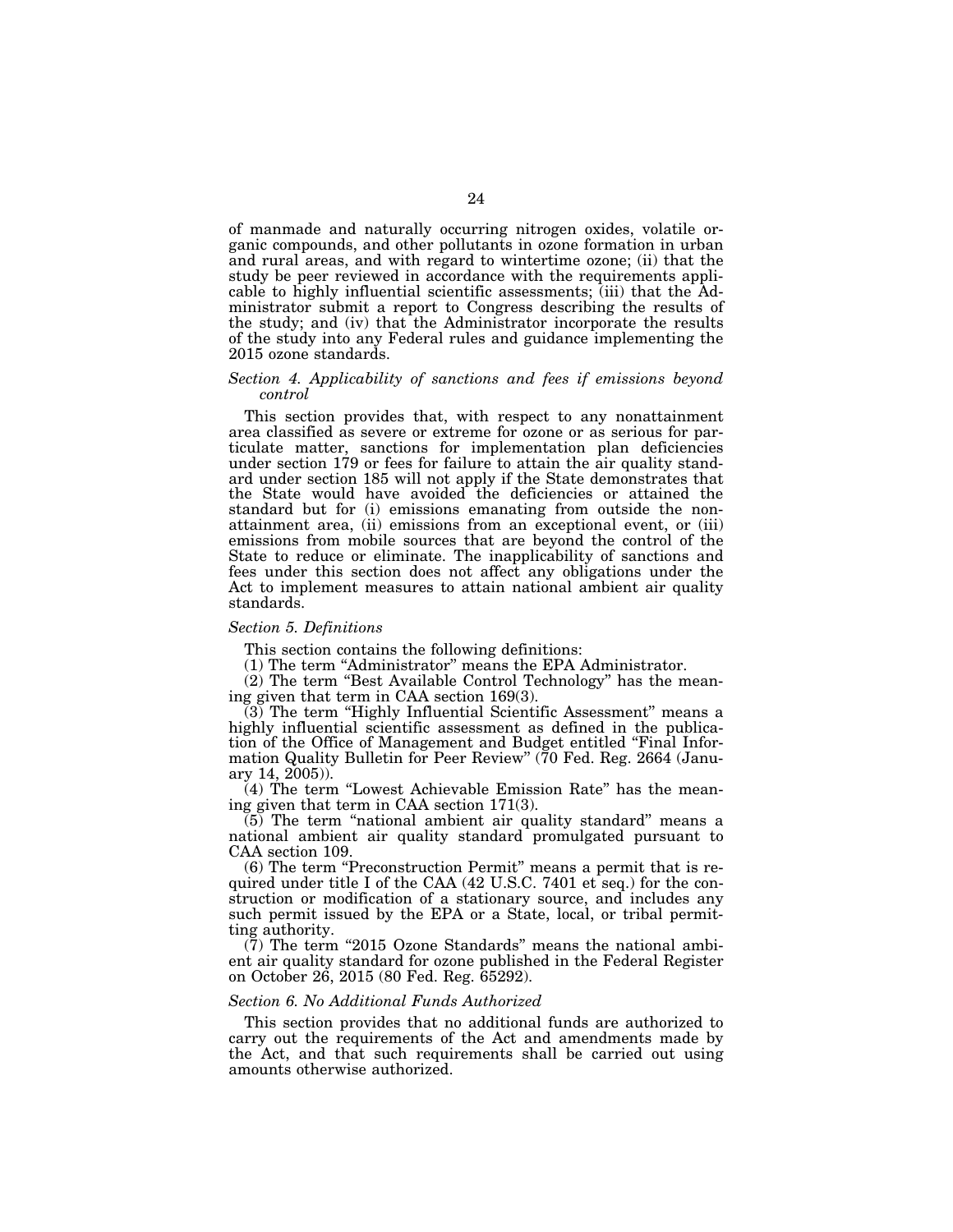of manmade and naturally occurring nitrogen oxides, volatile organic compounds, and other pollutants in ozone formation in urban and rural areas, and with regard to wintertime ozone; (ii) that the study be peer reviewed in accordance with the requirements applicable to highly influential scientific assessments; (iii) that the Administrator submit a report to Congress describing the results of the study; and (iv) that the Administrator incorporate the results of the study into any Federal rules and guidance implementing the 2015 ozone standards.

### *Section 4. Applicability of sanctions and fees if emissions beyond control*

This section provides that, with respect to any nonattainment area classified as severe or extreme for ozone or as serious for particulate matter, sanctions for implementation plan deficiencies under section 179 or fees for failure to attain the air quality standard under section 185 will not apply if the State demonstrates that the State would have avoided the deficiencies or attained the standard but for (i) emissions emanating from outside the nonattainment area, (ii) emissions from an exceptional event, or (iii) emissions from mobile sources that are beyond the control of the State to reduce or eliminate. The inapplicability of sanctions and fees under this section does not affect any obligations under the Act to implement measures to attain national ambient air quality standards.

### *Section 5. Definitions*

This section contains the following definitions:

(1) The term "Administrator" means the EPA Administrator.

(2) The term "Best Available Control Technology" has the meaning given that term in CAA section 169(3).

(3) The term "Highly Influential Scientific Assessment" means a highly influential scientific assessment as defined in the publication of the Office of Management and Budget entitled "Final Information Quality Bulletin for Peer Review" (70 Fed. Reg. 2664 (January 14, 2005)).

(4) The term "Lowest Achievable Emission Rate" has the meaning given that term in CAA section 171(3).

(5) The term "national ambient air quality standard" means a national ambient air quality standard promulgated pursuant to CAA section 109.

(6) The term "Preconstruction Permit" means a permit that is required under title I of the CAA (42 U.S.C. 7401 et seq.) for the construction or modification of a stationary source, and includes any such permit issued by the EPA or a State, local, or tribal permitting authority.

(7) The term "2015 Ozone Standards" means the national ambient air quality standard for ozone published in the Federal Register on October 26, 2015 (80 Fed. Reg. 65292).

### *Section 6. No Additional Funds Authorized*

This section provides that no additional funds are authorized to carry out the requirements of the Act and amendments made by the Act, and that such requirements shall be carried out using amounts otherwise authorized.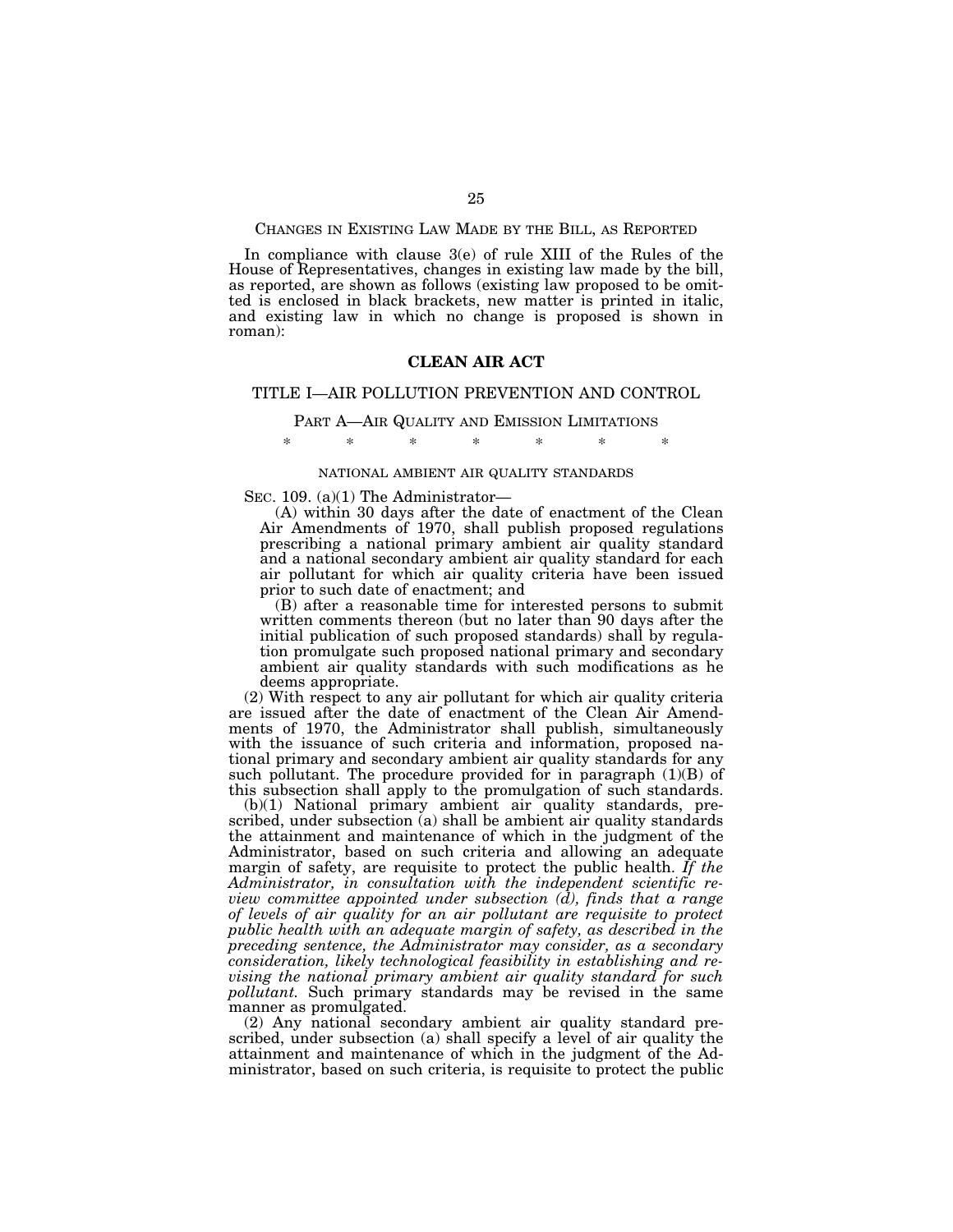CHANGES IN EXISTING LAW MADE BY THE BILL, AS REPORTED

In compliance with clause 3(e) of rule XIII of the Rules of the House of Representatives, changes in existing law made by the bill, as reported, are shown as follows (existing law proposed to be omitted is enclosed in black brackets, new matter is printed in italic, and existing law in which no change is proposed is shown in roman):

## CLEAN AIR ACT

### TITLE I—AIR POLLUTION PREVENTION AND CONTROL

#### PART A—AIR QUALITY AND EMISSION LIMITATIONS

\* \* \* \* \* \* \*

NATIONAL AMBIENT AIR QUALITY STANDARDS

SEC. 109. (a)(1) The Administrator—

(A) within 30 days after the date of enactment of the Clean Air Amendments of 1970, shall publish proposed regulations prescribing a national primary ambient air quality standard and a national secondary ambient air quality standard for each air pollutant for which air quality criteria have been issued prior to such date of enactment; and

(B) after a reasonable time for interested persons to submit written comments thereon (but no later than 90 days after the initial publication of such proposed standards) shall by regulation promulgate such proposed national primary and secondary ambient air quality standards with such modifications as he deems appropriate.

(2) With respect to any air pollutant for which air quality criteria are issued after the date of enactment of the Clean Air Amendments of 1970, the Administrator shall publish, simultaneously with the issuance of such criteria and information, proposed national primary and secondary ambient air quality standards for any such pollutant. The procedure provided for in paragraph (1)(B) of this subsection shall apply to the promulgation of such standards.

(b)(1) National primary ambient air quality standards, prescribed, under subsection (a) shall be ambient air quality standards the attainment and maintenance of which in the judgment of the Administrator, based on such criteria and allowing an adequate margin of safety, are requisite to protect the public health. *If the Administrator, in consultation with the independent scientific review committee appointed under subsection (d), finds that a range of levels of air quality for an air pollutant are requisite to protect public health with an adequate margin of safety, as described in the preceding sentence, the Administrator may consider, as a secondary consideration, likely technological feasibility in establishing and revising the national primary ambient air quality standard for such pollutant.* Such primary standards may be revised in the same manner as promulgated.

(2) Any national secondary ambient air quality standard prescribed, under subsection (a) shall specify a level of air quality the attainment and maintenance of which in the judgment of the Administrator, based on such criteria, is requisite to protect the public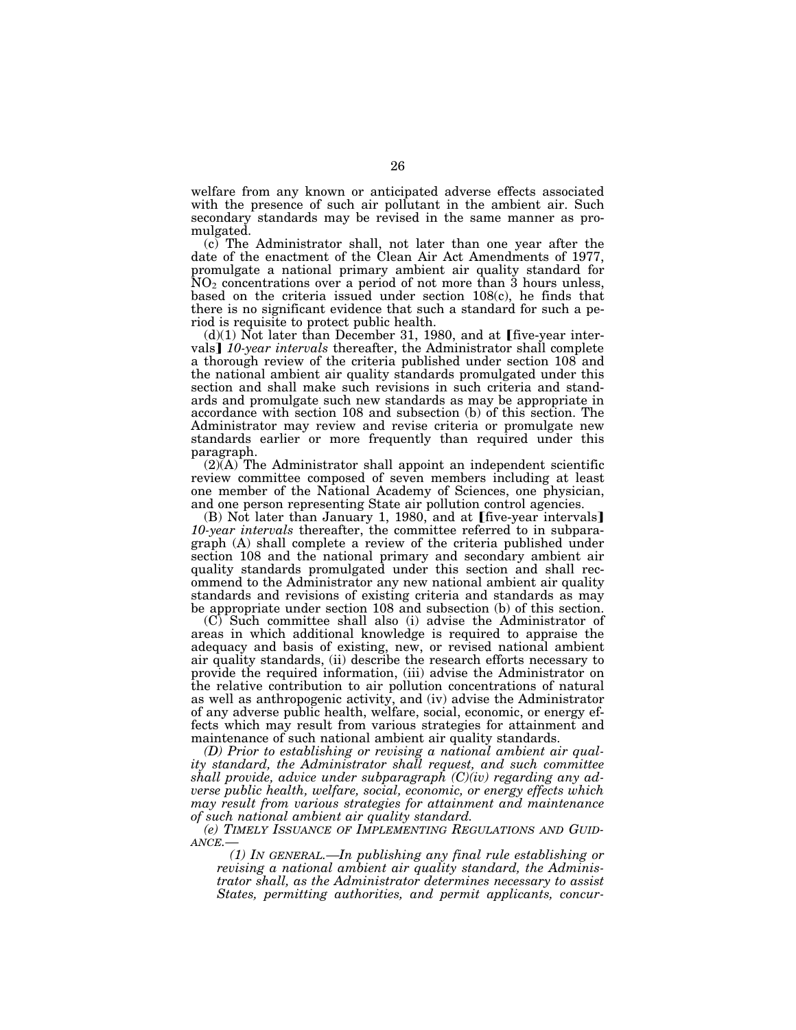welfare from any known or anticipated adverse effects associated with the presence of such air pollutant in the ambient air. Such secondary standards may be revised in the same manner as promulgated.

(c) The Administrator shall, not later than one year after the date of the enactment of the Clean Air Act Amendments of 1977, promulgate a national primary ambient air quality standard for $NO_2$ concentrations over a period of not more than 3 hours unless, based on the criteria issued under section 108(c), he finds that there is no significant evidence that such a standard for such a period is requisite to protect public health.

(d)(1) Not later than December 31, 1980, and at ⟦five-year intervals⟧ *10-year intervals* thereafter, the Administrator shall complete a thorough review of the criteria published under section 108 and the national ambient air quality standards promulgated under this section and shall make such revisions in such criteria and standards and promulgate such new standards as may be appropriate in accordance with section 108 and subsection (b) of this section. The Administrator may review and revise criteria or promulgate new standards earlier or more frequently than required under this paragraph.

(2)(A) The Administrator shall appoint an independent scientific review committee composed of seven members including at least one member of the National Academy of Sciences, one physician, and one person representing State air pollution control agencies.

(B) Not later than January 1, 1980, and at ⟦five-year intervals⟧ *10-year intervals* thereafter, the committee referred to in subparagraph (A) shall complete a review of the criteria published under section 108 and the national primary and secondary ambient air quality standards promulgated under this section and shall recommend to the Administrator any new national ambient air quality standards and revisions of existing criteria and standards as may be appropriate under section 108 and subsection (b) of this section.

(C) Such committee shall also (i) advise the Administrator of areas in which additional knowledge is required to appraise the adequacy and basis of existing, new, or revised national ambient air quality standards, (ii) describe the research efforts necessary to provide the required information, (iii) advise the Administrator on the relative contribution to air pollution concentrations of natural as well as anthropogenic activity, and (iv) advise the Administrator of any adverse public health, welfare, social, economic, or energy effects which may result from various strategies for attainment and maintenance of such national ambient air quality standards.

*(D) Prior to establishing or revising a national ambient air quality standard, the Administrator shall request, and such committee shall provide, advice under subparagraph (C)(iv) regarding any adverse public health, welfare, social, economic, or energy effects which may result from various strategies for attainment and maintenance of such national ambient air quality standard.*

*(e) TIMELY ISSUANCE OF IMPLEMENTING REGULATIONS AND GUIDANCE.—*

*(1) IN GENERAL.—In publishing any final rule establishing or revising a national ambient air quality standard, the Administrator shall, as the Administrator determines necessary to assist States, permitting authorities, and permit applicants, concur-*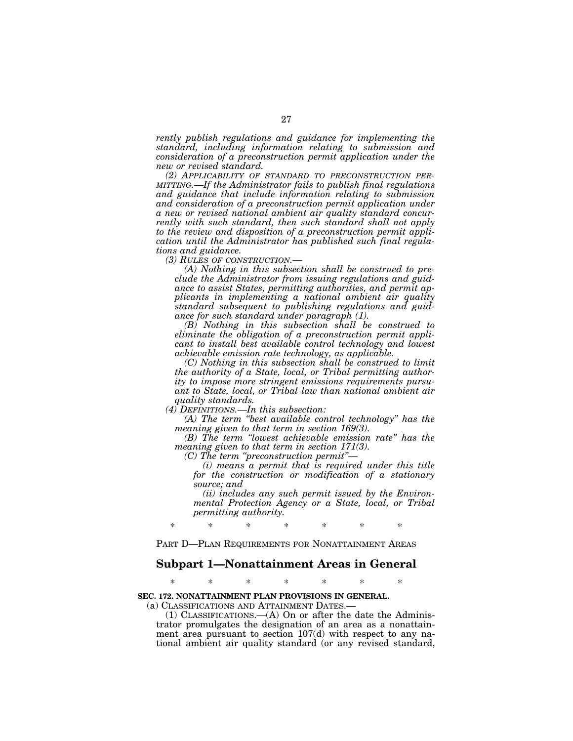*rently publish regulations and guidance for implementing the standard, including information relating to submission and consideration of a preconstruction permit application under the new or revised standard.*

*(2) APPLICABILITY OF STANDARD TO PRECONSTRUCTION PERMITTING.—If the Administrator fails to publish final regulations and guidance that include information relating to submission and consideration of a preconstruction permit application under a new or revised national ambient air quality standard concurrently with such standard, then such standard shall not apply to the review and disposition of a preconstruction permit application until the Administrator has published such final regulations and guidance.*

*(3) RULES OF CONSTRUCTION.—*

*(A) Nothing in this subsection shall be construed to preclude the Administrator from issuing regulations and guidance to assist States, permitting authorities, and permit applicants in implementing a national ambient air quality standard subsequent to publishing regulations and guidance for such standard under paragraph (1).*

*(B) Nothing in this subsection shall be construed to eliminate the obligation of a preconstruction permit applicant to install best available control technology and lowest achievable emission rate technology, as applicable.*

*(C) Nothing in this subsection shall be construed to limit the authority of a State, local, or Tribal permitting authority to impose more stringent emissions requirements pursuant to State, local, or Tribal law than national ambient air quality standards.*

*(4) DEFINITIONS.—In this subsection:*

*(A) The term "best available control technology" has the meaning given to that term in section 169(3).*

*(B) The term "lowest achievable emission rate" has the meaning given to that term in section 171(3).*

*(C) The term "preconstruction permit"—*

*(i) means a permit that is required under this title for the construction or modification of a stationary source; and*

*(ii) includes any such permit issued by the Environmental Protection Agency or a State, local, or Tribal permitting authority.*

\* \* \* \* \* \* \*

PART D—PLAN REQUIREMENTS FOR NONATTAINMENT AREAS

## Subpart 1—Nonattainment Areas in General

\* \* \* \* \* \* \*

**SEC. 172. NONATTAINMENT PLAN PROVISIONS IN GENERAL.**

(a) CLASSIFICATIONS AND ATTAINMENT DATES.—

(1) CLASSIFICATIONS.—(A) On or after the date the Administrator promulgates the designation of an area as a nonattainment area pursuant to section 107(d) with respect to any national ambient air quality standard (or any revised standard,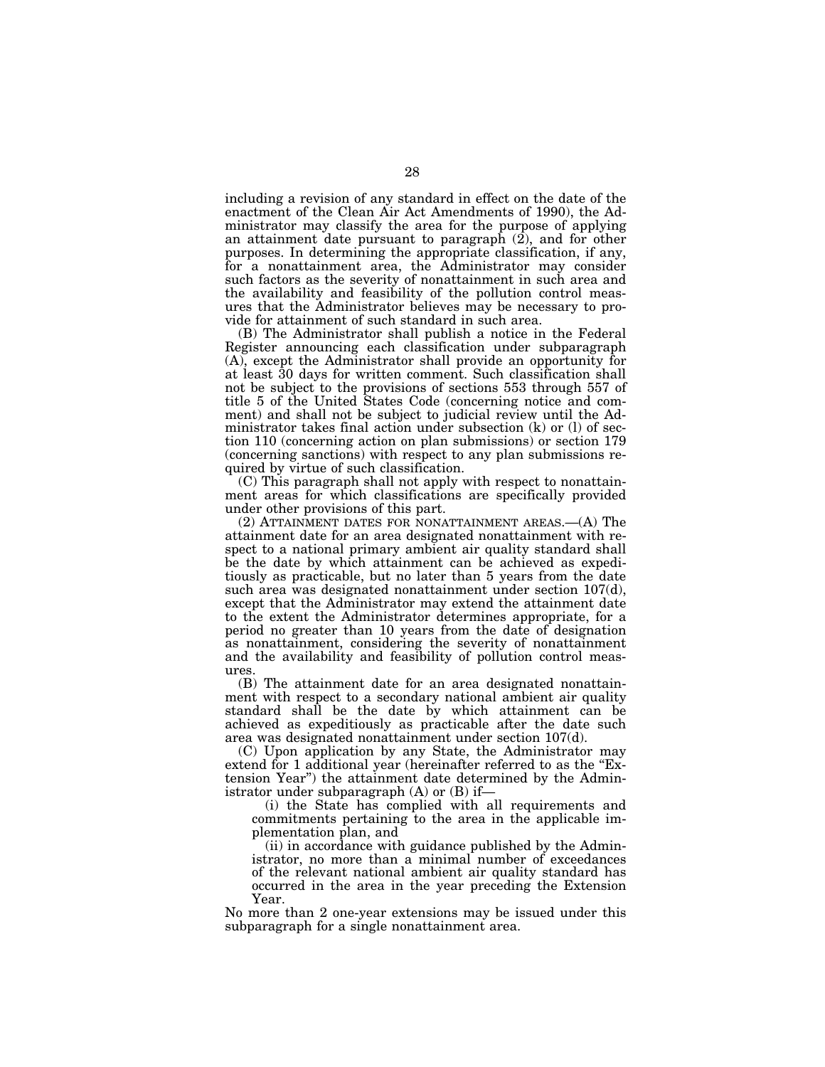including a revision of any standard in effect on the date of the enactment of the Clean Air Act Amendments of 1990), the Administrator may classify the area for the purpose of applying an attainment date pursuant to paragraph (2), and for other purposes. In determining the appropriate classification, if any, for a nonattainment area, the Administrator may consider such factors as the severity of nonattainment in such area and the availability and feasibility of the pollution control measures that the Administrator believes may be necessary to provide for attainment of such standard in such area.

(B) The Administrator shall publish a notice in the Federal Register announcing each classification under subparagraph (A), except the Administrator shall provide an opportunity for at least 30 days for written comment. Such classification shall not be subject to the provisions of sections 553 through 557 of title 5 of the United States Code (concerning notice and comment) and shall not be subject to judicial review until the Administrator takes final action under subsection (k) or (l) of section 110 (concerning action on plan submissions) or section 179 (concerning sanctions) with respect to any plan submissions required by virtue of such classification.

(C) This paragraph shall not apply with respect to nonattainment areas for which classifications are specifically provided under other provisions of this part.

(2) ATTAINMENT DATES FOR NONATTAINMENT AREAS.—(A) The attainment date for an area designated nonattainment with respect to a national primary ambient air quality standard shall be the date by which attainment can be achieved as expeditiously as practicable, but no later than 5 years from the date such area was designated nonattainment under section 107(d), except that the Administrator may extend the attainment date to the extent the Administrator determines appropriate, for a period no greater than 10 years from the date of designation as nonattainment, considering the severity of nonattainment and the availability and feasibility of pollution control measures.

(B) The attainment date for an area designated nonattainment with respect to a secondary national ambient air quality standard shall be the date by which attainment can be achieved as expeditiously as practicable after the date such area was designated nonattainment under section 107(d).

(C) Upon application by any State, the Administrator may extend for 1 additional year (hereinafter referred to as the "Extension Year") the attainment date determined by the Administrator under subparagraph (A) or (B) if—

(i) the State has complied with all requirements and commitments pertaining to the area in the applicable implementation plan, and

(ii) in accordance with guidance published by the Administrator, no more than a minimal number of exceedances of the relevant national ambient air quality standard has occurred in the area in the year preceding the Extension Year.

No more than 2 one-year extensions may be issued under this subparagraph for a single nonattainment area.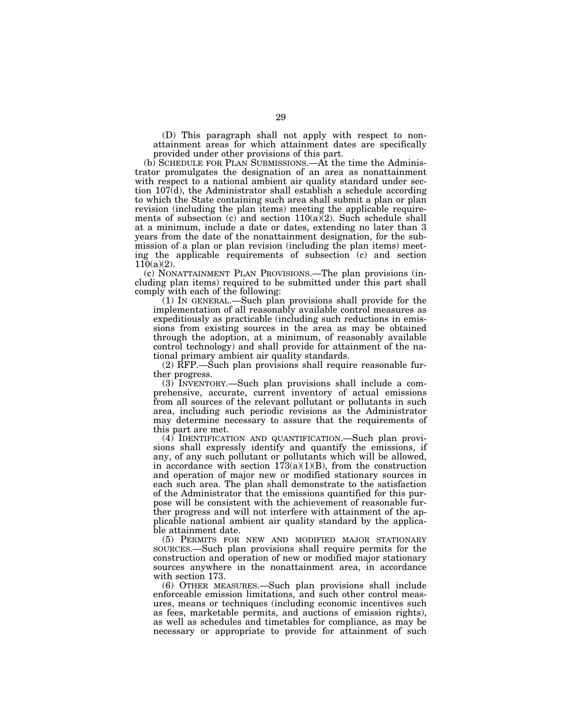(D) This paragraph shall not apply with respect to nonattainment areas for which attainment dates are specifically provided under other provisions of this part.

(b) SCHEDULE FOR PLAN SUBMISSIONS.—At the time the Administrator promulgates the designation of an area as nonattainment with respect to a national ambient air quality standard under section 107(d), the Administrator shall establish a schedule according to which the State containing such area shall submit a plan or plan revision (including the plan items) meeting the applicable requirements of subsection (c) and section 110(a)(2). Such schedule shall at a minimum, include a date or dates, extending no later than 3 years from the date of the nonattainment designation, for the submission of a plan or plan revision (including the plan items) meeting the applicable requirements of subsection (c) and section 110(a)(2).

(c) NONATTAINMENT PLAN PROVISIONS.—The plan provisions (including plan items) required to be submitted under this part shall comply with each of the following:

(1) IN GENERAL.—Such plan provisions shall provide for the implementation of all reasonably available control measures as expeditiously as practicable (including such reductions in emissions from existing sources in the area as may be obtained through the adoption, at a minimum, of reasonably available control technology) and shall provide for attainment of the national primary ambient air quality standards.

(2) RFP.—Such plan provisions shall require reasonable further progress.

(3) INVENTORY.—Such plan provisions shall include a comprehensive, accurate, current inventory of actual emissions from all sources of the relevant pollutant or pollutants in such area, including such periodic revisions as the Administrator may determine necessary to assure that the requirements of this part are met.

(4) IDENTIFICATION AND QUANTIFICATION.—Such plan provisions shall expressly identify and quantify the emissions, if any, of any such pollutant or pollutants which will be allowed, in accordance with section 173(a)(1)(B), from the construction and operation of major new or modified stationary sources in each such area. The plan shall demonstrate to the satisfaction of the Administrator that the emissions quantified for this purpose will be consistent with the achievement of reasonable further progress and will not interfere with attainment of the applicable national ambient air quality standard by the applicable attainment date.

(5) PERMITS FOR NEW AND MODIFIED MAJOR STATIONARY SOURCES.—Such plan provisions shall require permits for the construction and operation of new or modified major stationary sources anywhere in the nonattainment area, in accordance with section 173.

(6) OTHER MEASURES.—Such plan provisions shall include enforceable emission limitations, and such other control measures, means or techniques (including economic incentives such as fees, marketable permits, and auctions of emission rights), as well as schedules and timetables for compliance, as may be necessary or appropriate to provide for attainment of such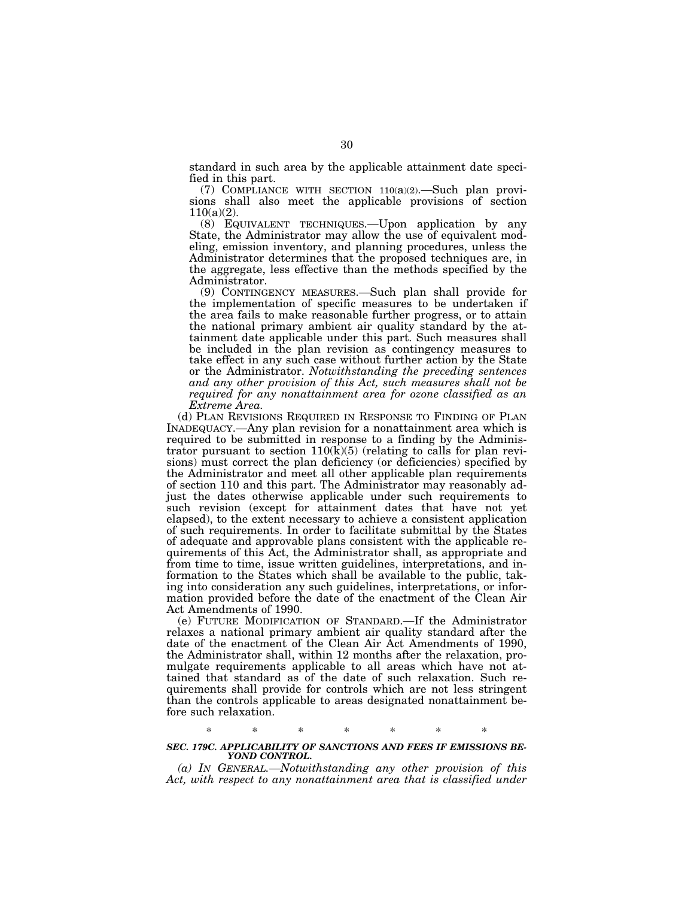standard in such area by the applicable attainment date specified in this part.

(7) COMPLIANCE WITH SECTION 110(a)(2).—Such plan provisions shall also meet the applicable provisions of section 110(a)(2).

(8) EQUIVALENT TECHNIQUES.—Upon application by any State, the Administrator may allow the use of equivalent modeling, emission inventory, and planning procedures, unless the Administrator determines that the proposed techniques are, in the aggregate, less effective than the methods specified by the Administrator.

(9) CONTINGENCY MEASURES.—Such plan shall provide for the implementation of specific measures to be undertaken if the area fails to make reasonable further progress, or to attain the national primary ambient air quality standard by the attainment date applicable under this part. Such measures shall be included in the plan revision as contingency measures to take effect in any such case without further action by the State or the Administrator. *Notwithstanding the preceding sentences and any other provision of this Act, such measures shall not be required for any nonattainment area for ozone classified as an Extreme Area.*

(d) PLAN REVISIONS REQUIRED IN RESPONSE TO FINDING OF PLAN INADEQUACY.—Any plan revision for a nonattainment area which is required to be submitted in response to a finding by the Administrator pursuant to section 110(k)(5) (relating to calls for plan revisions) must correct the plan deficiency (or deficiencies) specified by the Administrator and meet all other applicable plan requirements of section 110 and this part. The Administrator may reasonably adjust the dates otherwise applicable under such requirements to such revision (except for attainment dates that have not yet elapsed), to the extent necessary to achieve a consistent application of such requirements. In order to facilitate submittal by the States of adequate and approvable plans consistent with the applicable requirements of this Act, the Administrator shall, as appropriate and from time to time, issue written guidelines, interpretations, and information to the States which shall be available to the public, taking into consideration any such guidelines, interpretations, or information provided before the date of the enactment of the Clean Air Act Amendments of 1990.

(e) FUTURE MODIFICATION OF STANDARD.—If the Administrator relaxes a national primary ambient air quality standard after the date of the enactment of the Clean Air Act Amendments of 1990, the Administrator shall, within 12 months after the relaxation, promulgate requirements applicable to all areas which have not attained that standard as of the date of such relaxation. Such requirements shall provide for controls which are not less stringent than the controls applicable to areas designated nonattainment before such relaxation.

\* \* \* \* \* \* \*

***SEC. 179C. APPLICABILITY OF SANCTIONS AND FEES IF EMISSIONS BEYOND CONTROL.***

*(a) IN GENERAL.—Notwithstanding any other provision of this Act, with respect to any nonattainment area that is classified under*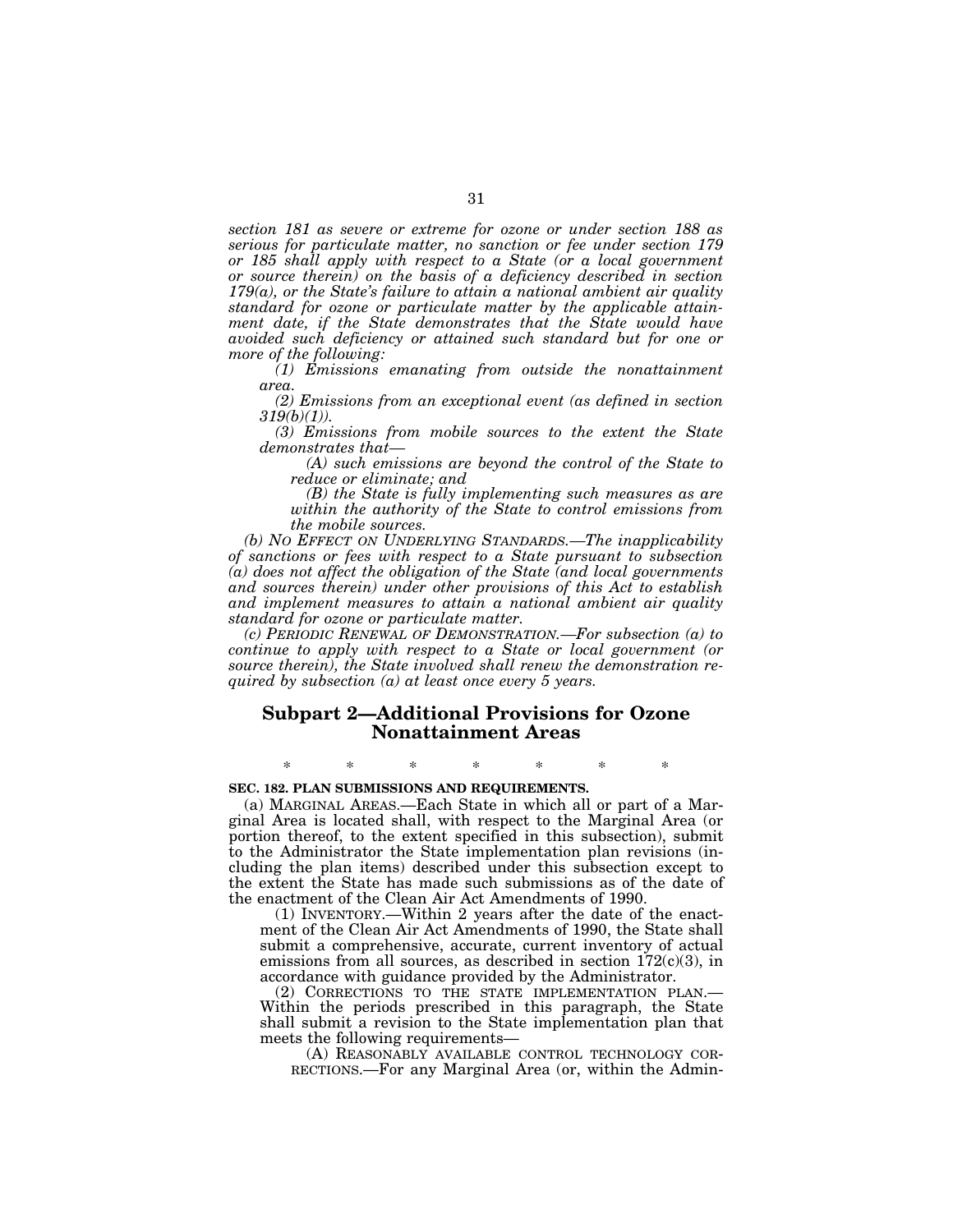*section 181 as severe or extreme for ozone or under section 188 as serious for particulate matter, no sanction or fee under section 179 or 185 shall apply with respect to a State (or a local government or source therein) on the basis of a deficiency described in section 179(a), or the State's failure to attain a national ambient air quality standard for ozone or particulate matter by the applicable attainment date, if the State demonstrates that the State would have avoided such deficiency or attained such standard but for one or more of the following:*

*(1) Emissions emanating from outside the nonattainment area.*

*(2) Emissions from an exceptional event (as defined in section 319(b)(1)).*

*(3) Emissions from mobile sources to the extent the State demonstrates that—*

*(A) such emissions are beyond the control of the State to reduce or eliminate; and*

*(B) the State is fully implementing such measures as are within the authority of the State to control emissions from the mobile sources.*

*(b) NO EFFECT ON UNDERLYING STANDARDS.—The inapplicability of sanctions or fees with respect to a State pursuant to subsection (a) does not affect the obligation of the State (and local governments and sources therein) under other provisions of this Act to establish and implement measures to attain a national ambient air quality standard for ozone or particulate matter.*

*(c) PERIODIC RENEWAL OF DEMONSTRATION.—For subsection (a) to continue to apply with respect to a State or local government (or source therein), the State involved shall renew the demonstration required by subsection (a) at least once every 5 years.*

## Subpart 2—Additional Provisions for Ozone Nonattainment Areas

\* \* \* \* \* \* \*

**SEC. 182. PLAN SUBMISSIONS AND REQUIREMENTS.**

(a) MARGINAL AREAS.—Each State in which all or part of a Marginal Area is located shall, with respect to the Marginal Area (or portion thereof, to the extent specified in this subsection), submit to the Administrator the State implementation plan revisions (including the plan items) described under this subsection except to the extent the State has made such submissions as of the date of the enactment of the Clean Air Act Amendments of 1990.

(1) INVENTORY.—Within 2 years after the date of the enactment of the Clean Air Act Amendments of 1990, the State shall submit a comprehensive, accurate, current inventory of actual emissions from all sources, as described in section 172(c)(3), in accordance with guidance provided by the Administrator.

(2) CORRECTIONS TO THE STATE IMPLEMENTATION PLAN.—Within the periods prescribed in this paragraph, the State shall submit a revision to the State implementation plan that meets the following requirements—

(A) REASONABLY AVAILABLE CONTROL TECHNOLOGY CORRECTIONS.—For any Marginal Area (or, within the Admin-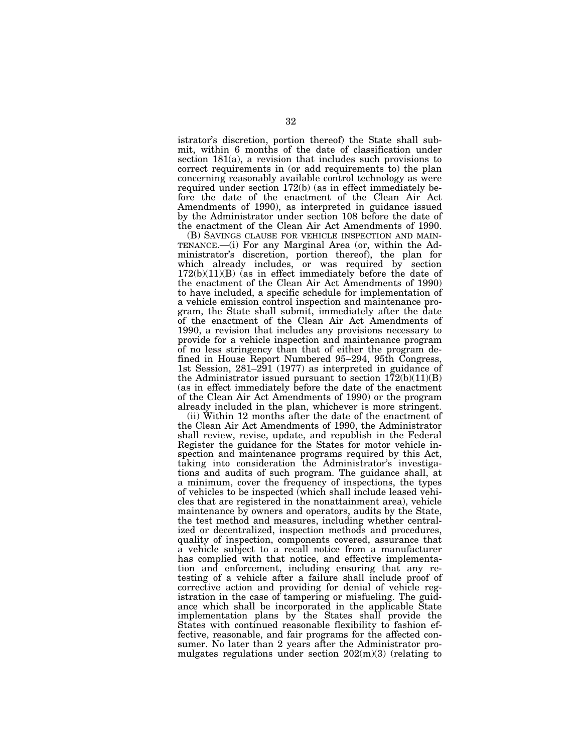istrator's discretion, portion thereof) the State shall submit, within 6 months of the date of classification under section 181(a), a revision that includes such provisions to correct requirements in (or add requirements to) the plan concerning reasonably available control technology as were required under section 172(b) (as in effect immediately before the date of the enactment of the Clean Air Act Amendments of 1990), as interpreted in guidance issued by the Administrator under section 108 before the date of the enactment of the Clean Air Act Amendments of 1990.

(B) SAVINGS CLAUSE FOR VEHICLE INSPECTION AND MAINTENANCE.—(i) For any Marginal Area (or, within the Administrator's discretion, portion thereof), the plan for which already includes, or was required by section 172(b)(11)(B) (as in effect immediately before the date of the enactment of the Clean Air Act Amendments of 1990) to have included, a specific schedule for implementation of a vehicle emission control inspection and maintenance program, the State shall submit, immediately after the date of the enactment of the Clean Air Act Amendments of 1990, a revision that includes any provisions necessary to provide for a vehicle inspection and maintenance program of no less stringency than that of either the program defined in House Report Numbered 95–294, 95th Congress, 1st Session, 281–291 (1977) as interpreted in guidance of the Administrator issued pursuant to section 172(b)(11)(B) (as in effect immediately before the date of the enactment of the Clean Air Act Amendments of 1990) or the program already included in the plan, whichever is more stringent.

(ii) Within 12 months after the date of the enactment of the Clean Air Act Amendments of 1990, the Administrator shall review, revise, update, and republish in the Federal Register the guidance for the States for motor vehicle inspection and maintenance programs required by this Act, taking into consideration the Administrator's investigations and audits of such program. The guidance shall, at a minimum, cover the frequency of inspections, the types of vehicles to be inspected (which shall include leased vehicles that are registered in the nonattainment area), vehicle maintenance by owners and operators, audits by the State, the test method and measures, including whether centralized or decentralized, inspection methods and procedures, quality of inspection, components covered, assurance that a vehicle subject to a recall notice from a manufacturer has complied with that notice, and effective implementation and enforcement, including ensuring that any retesting of a vehicle after a failure shall include proof of corrective action and providing for denial of vehicle registration in the case of tampering or misfueling. The guidance which shall be incorporated in the applicable State implementation plans by the States shall provide the States with continued reasonable flexibility to fashion effective, reasonable, and fair programs for the affected consumer. No later than 2 years after the Administrator promulgates regulations under section 202(m)(3) (relating to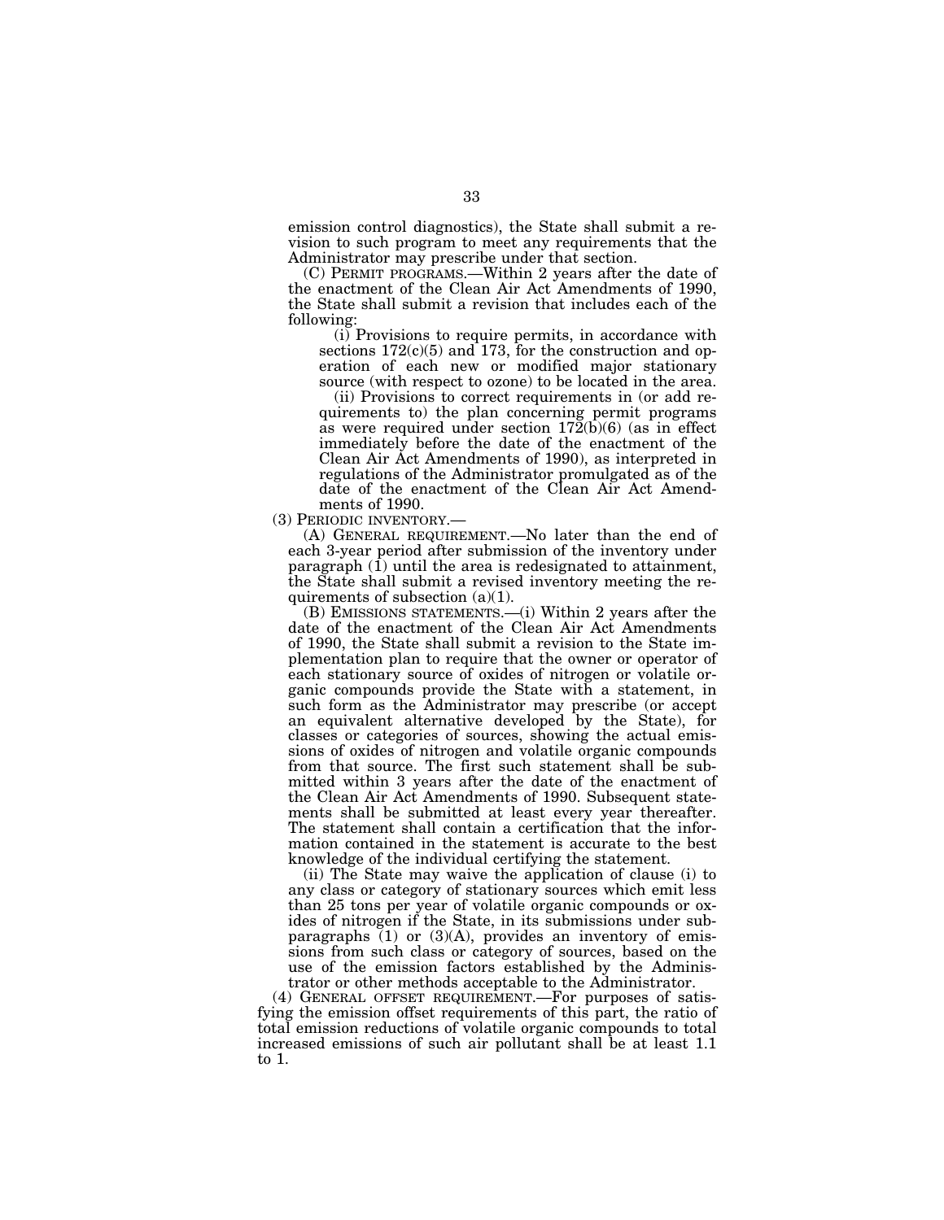emission control diagnostics), the State shall submit a revision to such program to meet any requirements that the Administrator may prescribe under that section.

(C) PERMIT PROGRAMS.—Within 2 years after the date of the enactment of the Clean Air Act Amendments of 1990, the State shall submit a revision that includes each of the following:

(i) Provisions to require permits, in accordance with sections 172(c)(5) and 173, for the construction and operation of each new or modified major stationary source (with respect to ozone) to be located in the area.

(ii) Provisions to correct requirements in (or add requirements to) the plan concerning permit programs as were required under section 172(b)(6) (as in effect immediately before the date of the enactment of the Clean Air Act Amendments of 1990), as interpreted in regulations of the Administrator promulgated as of the date of the enactment of the Clean Air Act Amendments of 1990.

(3) PERIODIC INVENTORY.—

(A) GENERAL REQUIREMENT.—No later than the end of each 3-year period after submission of the inventory under paragraph (1) until the area is redesignated to attainment, the State shall submit a revised inventory meeting the requirements of subsection (a)(1).

(B) EMISSIONS STATEMENTS.—(i) Within 2 years after the date of the enactment of the Clean Air Act Amendments of 1990, the State shall submit a revision to the State implementation plan to require that the owner or operator of each stationary source of oxides of nitrogen or volatile organic compounds provide the State with a statement, in such form as the Administrator may prescribe (or accept an equivalent alternative developed by the State), for classes or categories of sources, showing the actual emissions of oxides of nitrogen and volatile organic compounds from that source. The first such statement shall be submitted within 3 years after the date of the enactment of the Clean Air Act Amendments of 1990. Subsequent statements shall be submitted at least every year thereafter. The statement shall contain a certification that the information contained in the statement is accurate to the best knowledge of the individual certifying the statement.

(ii) The State may waive the application of clause (i) to any class or category of stationary sources which emit less than 25 tons per year of volatile organic compounds or oxides of nitrogen if the State, in its submissions under subparagraphs (1) or (3)(A), provides an inventory of emissions from such class or category of sources, based on the use of the emission factors established by the Administrator or other methods acceptable to the Administrator.

(4) GENERAL OFFSET REQUIREMENT.—For purposes of satisfying the emission offset requirements of this part, the ratio of total emission reductions of volatile organic compounds to total increased emissions of such air pollutant shall be at least 1.1 to 1.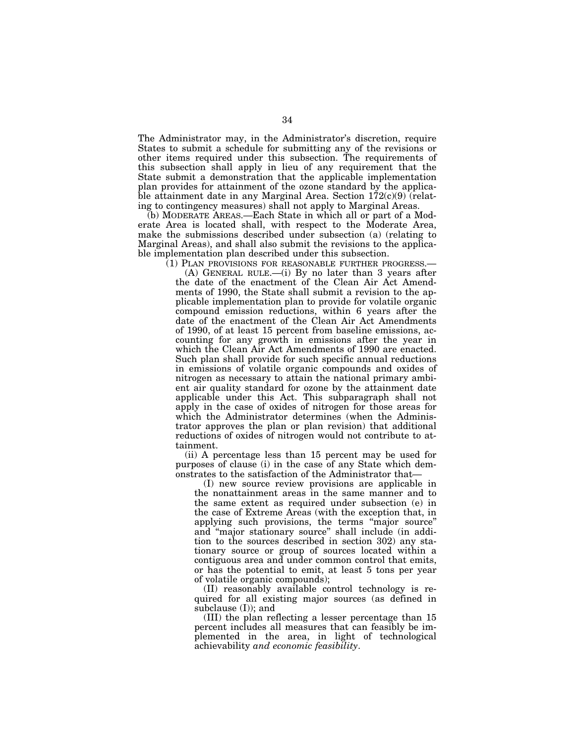The Administrator may, in the Administrator's discretion, require States to submit a schedule for submitting any of the revisions or other items required under this subsection. The requirements of this subsection shall apply in lieu of any requirement that the State submit a demonstration that the applicable implementation plan provides for attainment of the ozone standard by the applicable attainment date in any Marginal Area. Section 172(c)(9) (relating to contingency measures) shall not apply to Marginal Areas.

(b) MODERATE AREAS.—Each State in which all or part of a Moderate Area is located shall, with respect to the Moderate Area, make the submissions described under subsection (a) (relating to Marginal Areas), and shall also submit the revisions to the applicable implementation plan described under this subsection.

(1) PLAN PROVISIONS FOR REASONABLE FURTHER PROGRESS.—

(A) GENERAL RULE.—(i) By no later than 3 years after the date of the enactment of the Clean Air Act Amendments of 1990, the State shall submit a revision to the applicable implementation plan to provide for volatile organic compound emission reductions, within 6 years after the date of the enactment of the Clean Air Act Amendments of 1990, of at least 15 percent from baseline emissions, accounting for any growth in emissions after the year in which the Clean Air Act Amendments of 1990 are enacted. Such plan shall provide for such specific annual reductions in emissions of volatile organic compounds and oxides of nitrogen as necessary to attain the national primary ambient air quality standard for ozone by the attainment date applicable under this Act. This subparagraph shall not apply in the case of oxides of nitrogen for those areas for which the Administrator determines (when the Administrator approves the plan or plan revision) that additional reductions of oxides of nitrogen would not contribute to attainment.

(ii) A percentage less than 15 percent may be used for purposes of clause (i) in the case of any State which demonstrates to the satisfaction of the Administrator that—

(I) new source review provisions are applicable in the nonattainment areas in the same manner and to the same extent as required under subsection (e) in the case of Extreme Areas (with the exception that, in applying such provisions, the terms "major source" and "major stationary source" shall include (in addition to the sources described in section 302) any stationary source or group of sources located within a contiguous area and under common control that emits, or has the potential to emit, at least 5 tons per year of volatile organic compounds);

(II) reasonably available control technology is required for all existing major sources (as defined in subclause (I)); and

(III) the plan reflecting a lesser percentage than 15 percent includes all measures that can feasibly be implemented in the area, in light of technological achievability *and economic feasibility*.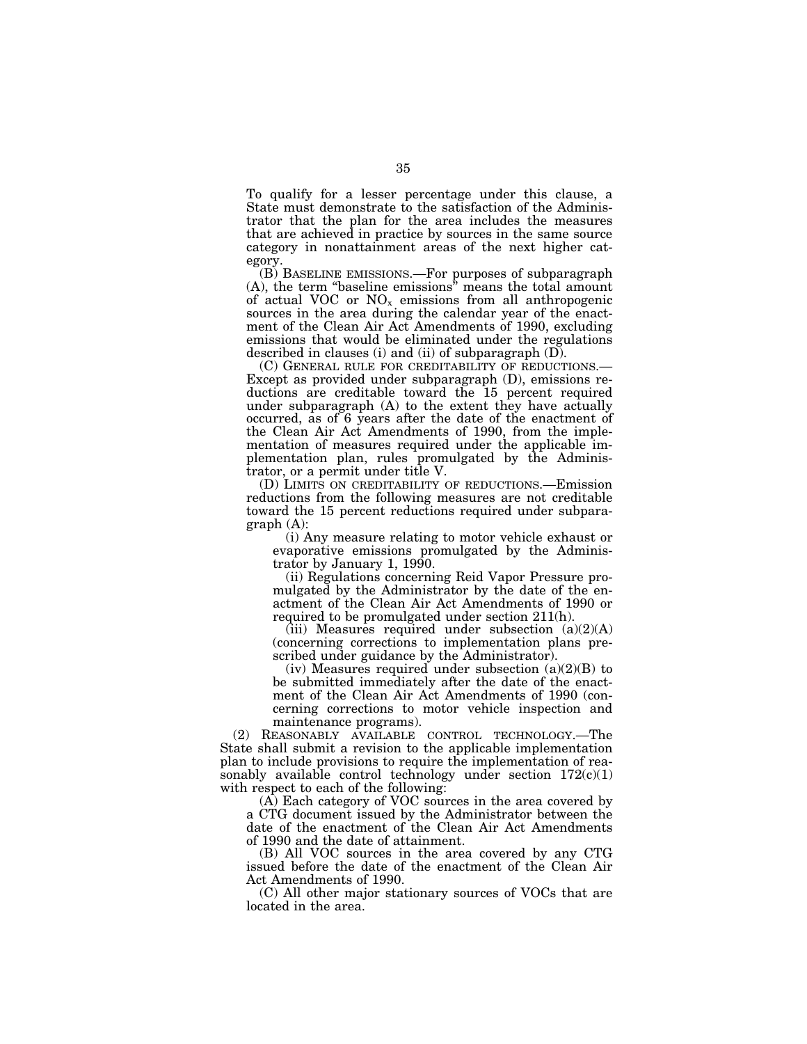To qualify for a lesser percentage under this clause, a State must demonstrate to the satisfaction of the Administrator that the plan for the area includes the measures that are achieved in practice by sources in the same source category in nonattainment areas of the next higher category.

(B) BASELINE EMISSIONS.—For purposes of subparagraph (A), the term "baseline emissions" means the total amount of actual VOC or $NO_x$ emissions from all anthropogenic sources in the area during the calendar year of the enactment of the Clean Air Act Amendments of 1990, excluding emissions that would be eliminated under the regulations described in clauses (i) and (ii) of subparagraph (D).

(C) GENERAL RULE FOR CREDITABILITY OF REDUCTIONS.—Except as provided under subparagraph (D), emissions reductions are creditable toward the 15 percent required under subparagraph (A) to the extent they have actually occurred, as of 6 years after the date of the enactment of the Clean Air Act Amendments of 1990, from the implementation of measures required under the applicable implementation plan, rules promulgated by the Administrator, or a permit under title V.

(D) LIMITS ON CREDITABILITY OF REDUCTIONS.—Emission reductions from the following measures are not creditable toward the 15 percent reductions required under subparagraph (A):

(i) Any measure relating to motor vehicle exhaust or evaporative emissions promulgated by the Administrator by January 1, 1990.

(ii) Regulations concerning Reid Vapor Pressure promulgated by the Administrator by the date of the enactment of the Clean Air Act Amendments of 1990 or required to be promulgated under section 211(h).

(iii) Measures required under subsection (a)(2)(A) (concerning corrections to implementation plans prescribed under guidance by the Administrator).

(iv) Measures required under subsection (a)(2)(B) to be submitted immediately after the date of the enactment of the Clean Air Act Amendments of 1990 (concerning corrections to motor vehicle inspection and maintenance programs).

(2) REASONABLY AVAILABLE CONTROL TECHNOLOGY.—The State shall submit a revision to the applicable implementation plan to include provisions to require the implementation of reasonably available control technology under section 172(c)(1) with respect to each of the following:

(A) Each category of VOC sources in the area covered by a CTG document issued by the Administrator between the date of the enactment of the Clean Air Act Amendments of 1990 and the date of attainment.

(B) All VOC sources in the area covered by any CTG issued before the date of the enactment of the Clean Air Act Amendments of 1990.

(C) All other major stationary sources of VOCs that are located in the area.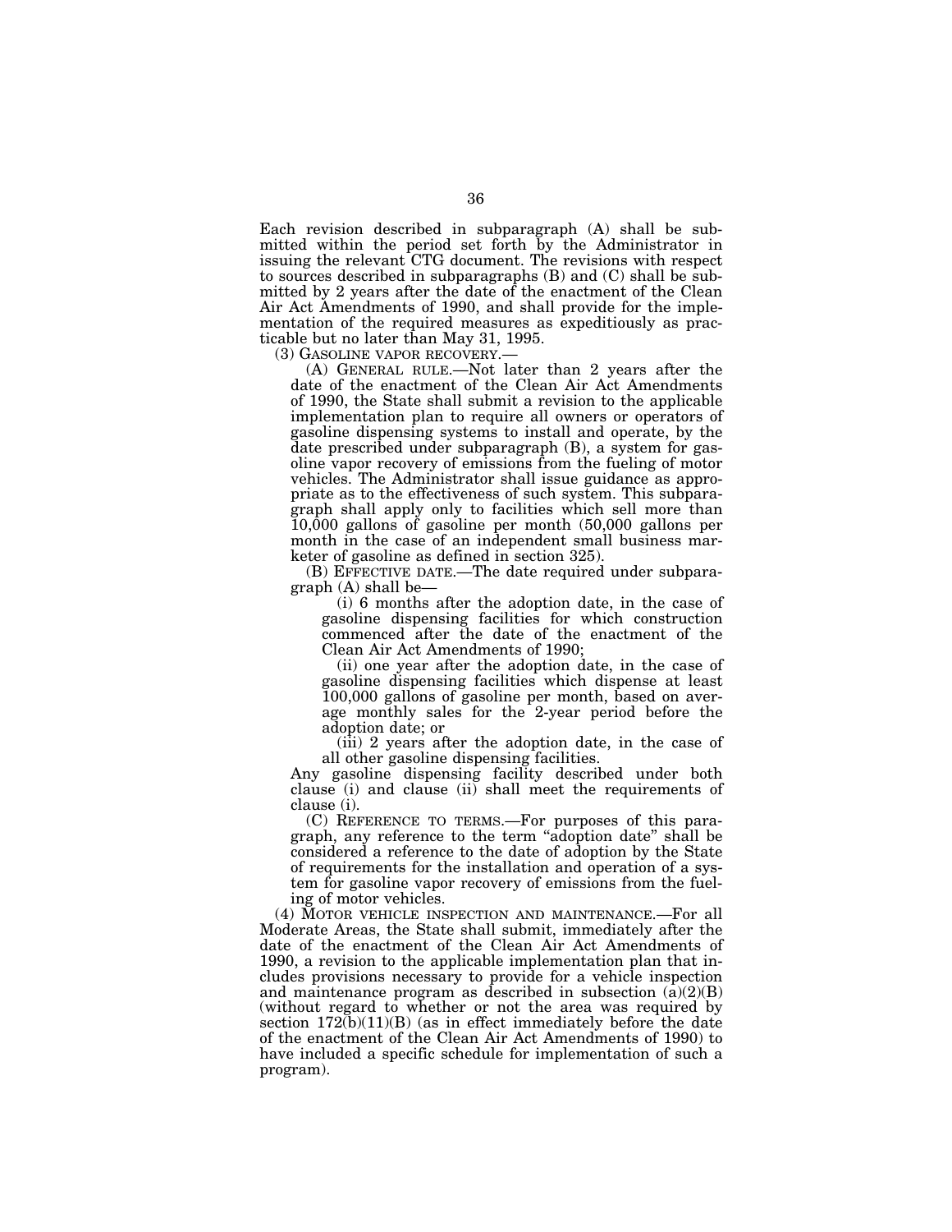Each revision described in subparagraph (A) shall be submitted within the period set forth by the Administrator in issuing the relevant CTG document. The revisions with respect to sources described in subparagraphs (B) and (C) shall be submitted by 2 years after the date of the enactment of the Clean Air Act Amendments of 1990, and shall provide for the implementation of the required measures as expeditiously as practicable but no later than May 31, 1995.

(3) GASOLINE VAPOR RECOVERY.—

(A) GENERAL RULE.—Not later than 2 years after the date of the enactment of the Clean Air Act Amendments of 1990, the State shall submit a revision to the applicable implementation plan to require all owners or operators of gasoline dispensing systems to install and operate, by the date prescribed under subparagraph (B), a system for gasoline vapor recovery of emissions from the fueling of motor vehicles. The Administrator shall issue guidance as appropriate as to the effectiveness of such system. This subparagraph shall apply only to facilities which sell more than 10,000 gallons of gasoline per month (50,000 gallons per month in the case of an independent small business marketer of gasoline as defined in section 325).

(B) EFFECTIVE DATE.—The date required under subparagraph (A) shall be—

(i) 6 months after the adoption date, in the case of gasoline dispensing facilities for which construction commenced after the date of the enactment of the Clean Air Act Amendments of 1990;

(ii) one year after the adoption date, in the case of gasoline dispensing facilities which dispense at least 100,000 gallons of gasoline per month, based on average monthly sales for the 2-year period before the adoption date; or

(iii) 2 years after the adoption date, in the case of all other gasoline dispensing facilities.

Any gasoline dispensing facility described under both clause (i) and clause (ii) shall meet the requirements of clause (i).

(C) REFERENCE TO TERMS.—For purposes of this paragraph, any reference to the term "adoption date" shall be considered a reference to the date of adoption by the State of requirements for the installation and operation of a system for gasoline vapor recovery of emissions from the fueling of motor vehicles.

(4) MOTOR VEHICLE INSPECTION AND MAINTENANCE.—For all Moderate Areas, the State shall submit, immediately after the date of the enactment of the Clean Air Act Amendments of 1990, a revision to the applicable implementation plan that includes provisions necessary to provide for a vehicle inspection and maintenance program as described in subsection (a)(2)(B) (without regard to whether or not the area was required by section 172(b)(11)(B) (as in effect immediately before the date of the enactment of the Clean Air Act Amendments of 1990) to have included a specific schedule for implementation of such a program).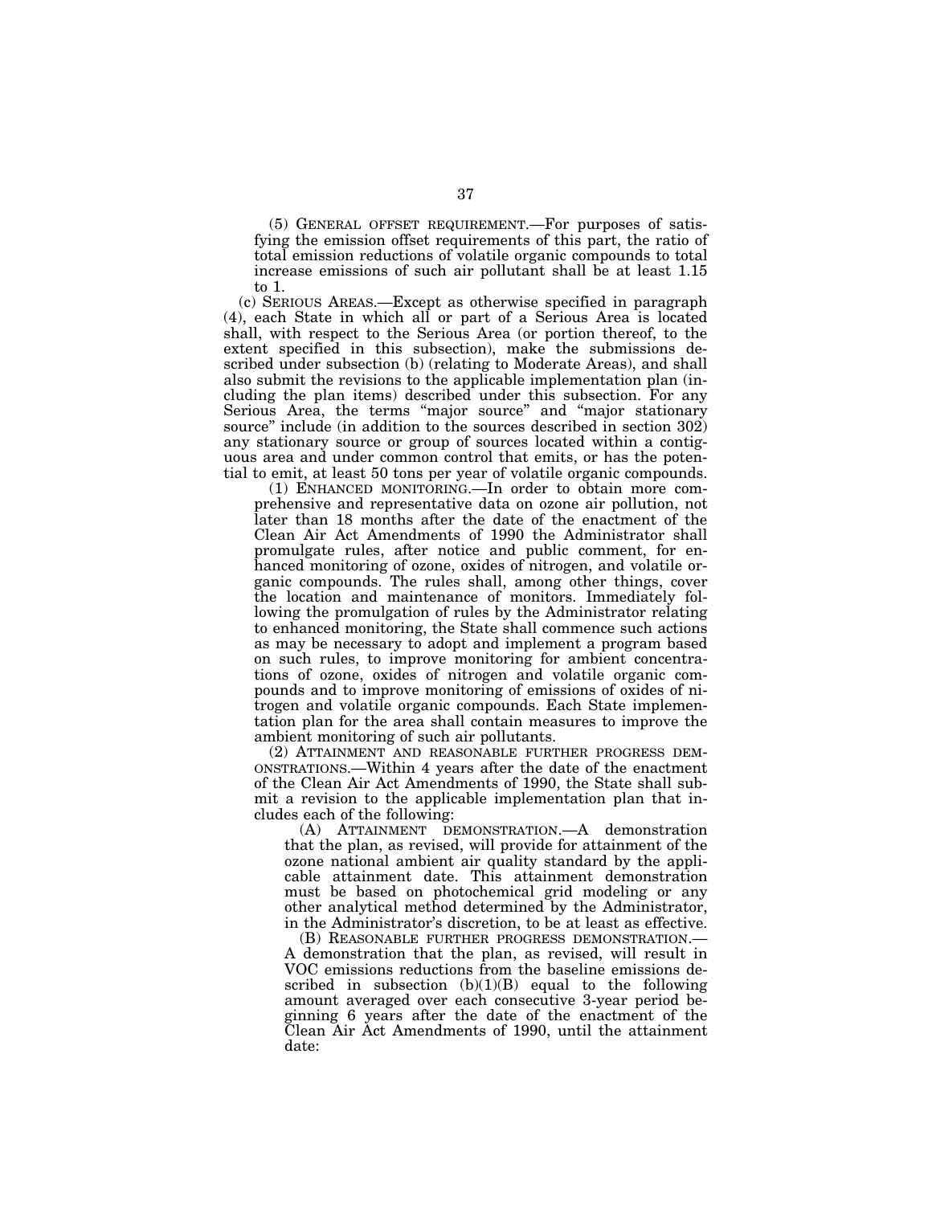(5) GENERAL OFFSET REQUIREMENT.—For purposes of satisfying the emission offset requirements of this part, the ratio of total emission reductions of volatile organic compounds to total increase emissions of such air pollutant shall be at least 1.15 to 1.

(c) SERIOUS AREAS.—Except as otherwise specified in paragraph (4), each State in which all or part of a Serious Area is located shall, with respect to the Serious Area (or portion thereof, to the extent specified in this subsection), make the submissions described under subsection (b) (relating to Moderate Areas), and shall also submit the revisions to the applicable implementation plan (including the plan items) described under this subsection. For any Serious Area, the terms "major source" and "major stationary source" include (in addition to the sources described in section 302) any stationary source or group of sources located within a contiguous area and under common control that emits, or has the potential to emit, at least 50 tons per year of volatile organic compounds.

(1) ENHANCED MONITORING.—In order to obtain more comprehensive and representative data on ozone air pollution, not later than 18 months after the date of the enactment of the Clean Air Act Amendments of 1990 the Administrator shall promulgate rules, after notice and public comment, for enhanced monitoring of ozone, oxides of nitrogen, and volatile organic compounds. The rules shall, among other things, cover the location and maintenance of monitors. Immediately following the promulgation of rules by the Administrator relating to enhanced monitoring, the State shall commence such actions as may be necessary to adopt and implement a program based on such rules, to improve monitoring for ambient concentrations of ozone, oxides of nitrogen and volatile organic compounds and to improve monitoring of emissions of oxides of nitrogen and volatile organic compounds. Each State implementation plan for the area shall contain measures to improve the ambient monitoring of such air pollutants.

(2) ATTAINMENT AND REASONABLE FURTHER PROGRESS DEMONSTRATIONS.—Within 4 years after the date of the enactment of the Clean Air Act Amendments of 1990, the State shall submit a revision to the applicable implementation plan that includes each of the following:

(A) ATTAINMENT DEMONSTRATION.—A demonstration that the plan, as revised, will provide for attainment of the ozone national ambient air quality standard by the applicable attainment date. This attainment demonstration must be based on photochemical grid modeling or any other analytical method determined by the Administrator, in the Administrator's discretion, to be at least as effective.

(B) REASONABLE FURTHER PROGRESS DEMONSTRATION.—A demonstration that the plan, as revised, will result in VOC emissions reductions from the baseline emissions described in subsection (b)(1)(B) equal to the following amount averaged over each consecutive 3-year period beginning 6 years after the date of the enactment of the Clean Air Act Amendments of 1990, until the attainment date: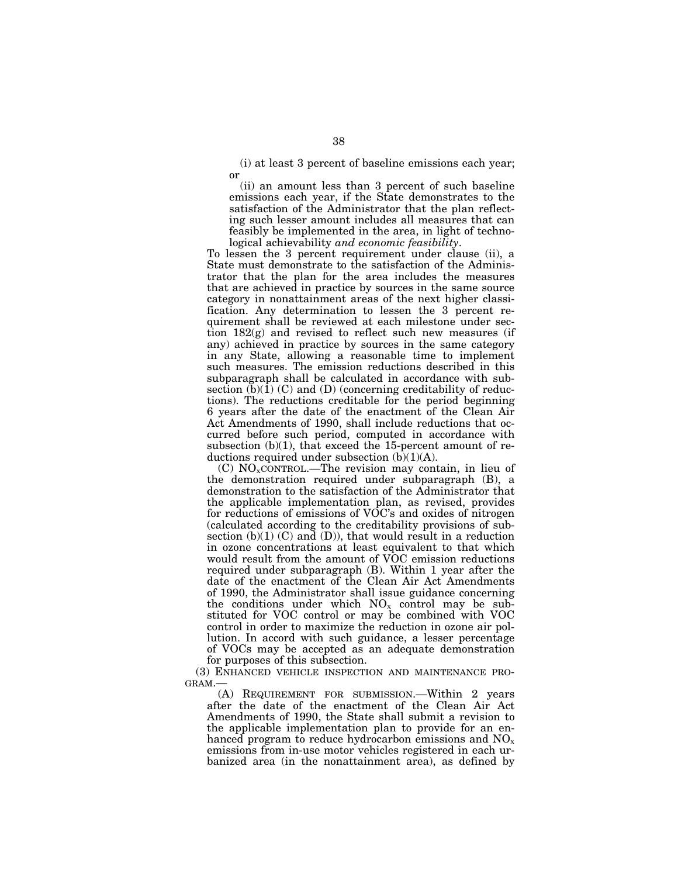(i) at least 3 percent of baseline emissions each year; or

(ii) an amount less than 3 percent of such baseline emissions each year, if the State demonstrates to the satisfaction of the Administrator that the plan reflecting such lesser amount includes all measures that can feasibly be implemented in the area, in light of technological achievability *and economic feasibility*.

To lessen the 3 percent requirement under clause (ii), a State must demonstrate to the satisfaction of the Administrator that the plan for the area includes the measures that are achieved in practice by sources in the same source category in nonattainment areas of the next higher classification. Any determination to lessen the 3 percent requirement shall be reviewed at each milestone under section 182(g) and revised to reflect such new measures (if any) achieved in practice by sources in the same category in any State, allowing a reasonable time to implement such measures. The emission reductions described in this subparagraph shall be calculated in accordance with subsection (b)(1) (C) and (D) (concerning creditability of reductions). The reductions creditable for the period beginning 6 years after the date of the enactment of the Clean Air Act Amendments of 1990, shall include reductions that occurred before such period, computed in accordance with subsection (b)(1), that exceed the 15-percent amount of reductions required under subsection (b)(1)(A).

(C) $NO_x$ CONTROL.—The revision may contain, in lieu of the demonstration required under subparagraph (B), a demonstration to the satisfaction of the Administrator that the applicable implementation plan, as revised, provides for reductions of emissions of VOC's and oxides of nitrogen (calculated according to the creditability provisions of subsection (b)(1) (C) and (D)), that would result in a reduction in ozone concentrations at least equivalent to that which would result from the amount of VOC emission reductions required under subparagraph (B). Within 1 year after the date of the enactment of the Clean Air Act Amendments of 1990, the Administrator shall issue guidance concerning the conditions under which $NO_x$ control may be substituted for VOC control or may be combined with VOC control in order to maximize the reduction in ozone air pollution. In accord with such guidance, a lesser percentage of VOCs may be accepted as an adequate demonstration for purposes of this subsection.

(3) ENHANCED VEHICLE INSPECTION AND MAINTENANCE PROGRAM.—

(A) REQUIREMENT FOR SUBMISSION.—Within 2 years after the date of the enactment of the Clean Air Act Amendments of 1990, the State shall submit a revision to the applicable implementation plan to provide for an enhanced program to reduce hydrocarbon emissions and $NO_x$ emissions from in-use motor vehicles registered in each urbanized area (in the nonattainment area), as defined by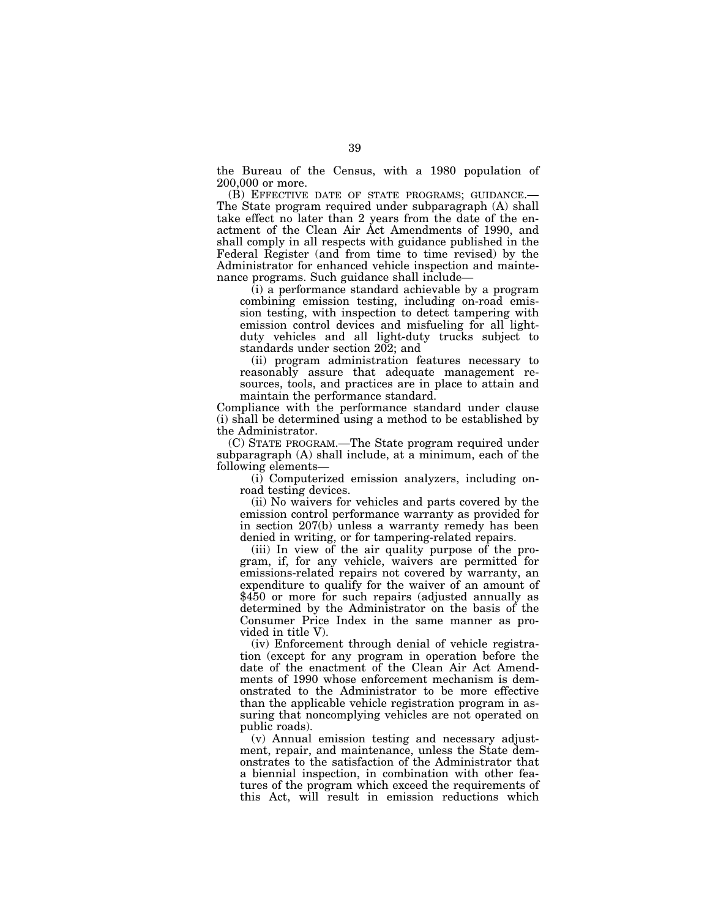the Bureau of the Census, with a 1980 population of 200,000 or more.

(B) EFFECTIVE DATE OF STATE PROGRAMS; GUIDANCE.—The State program required under subparagraph (A) shall take effect no later than 2 years from the date of the enactment of the Clean Air Act Amendments of 1990, and shall comply in all respects with guidance published in the Federal Register (and from time to time revised) by the Administrator for enhanced vehicle inspection and maintenance programs. Such guidance shall include—

(i) a performance standard achievable by a program combining emission testing, including on-road emission testing, with inspection to detect tampering with emission control devices and misfueling for all light-duty vehicles and all light-duty trucks subject to standards under section 202; and

(ii) program administration features necessary to reasonably assure that adequate management resources, tools, and practices are in place to attain and maintain the performance standard.

Compliance with the performance standard under clause (i) shall be determined using a method to be established by the Administrator.

(C) STATE PROGRAM.—The State program required under subparagraph (A) shall include, at a minimum, each of the following elements—

(i) Computerized emission analyzers, including on-road testing devices.

(ii) No waivers for vehicles and parts covered by the emission control performance warranty as provided for in section 207(b) unless a warranty remedy has been denied in writing, or for tampering-related repairs.

(iii) In view of the air quality purpose of the program, if, for any vehicle, waivers are permitted for emissions-related repairs not covered by warranty, an expenditure to qualify for the waiver of an amount of $450 or more for such repairs (adjusted annually as determined by the Administrator on the basis of the Consumer Price Index in the same manner as provided in title V).

(iv) Enforcement through denial of vehicle registration (except for any program in operation before the date of the enactment of the Clean Air Act Amendments of 1990 whose enforcement mechanism is demonstrated to the Administrator to be more effective than the applicable vehicle registration program in assuring that noncomplying vehicles are not operated on public roads).

(v) Annual emission testing and necessary adjustment, repair, and maintenance, unless the State demonstrates to the satisfaction of the Administrator that a biennial inspection, in combination with other features of the program which exceed the requirements of this Act, will result in emission reductions which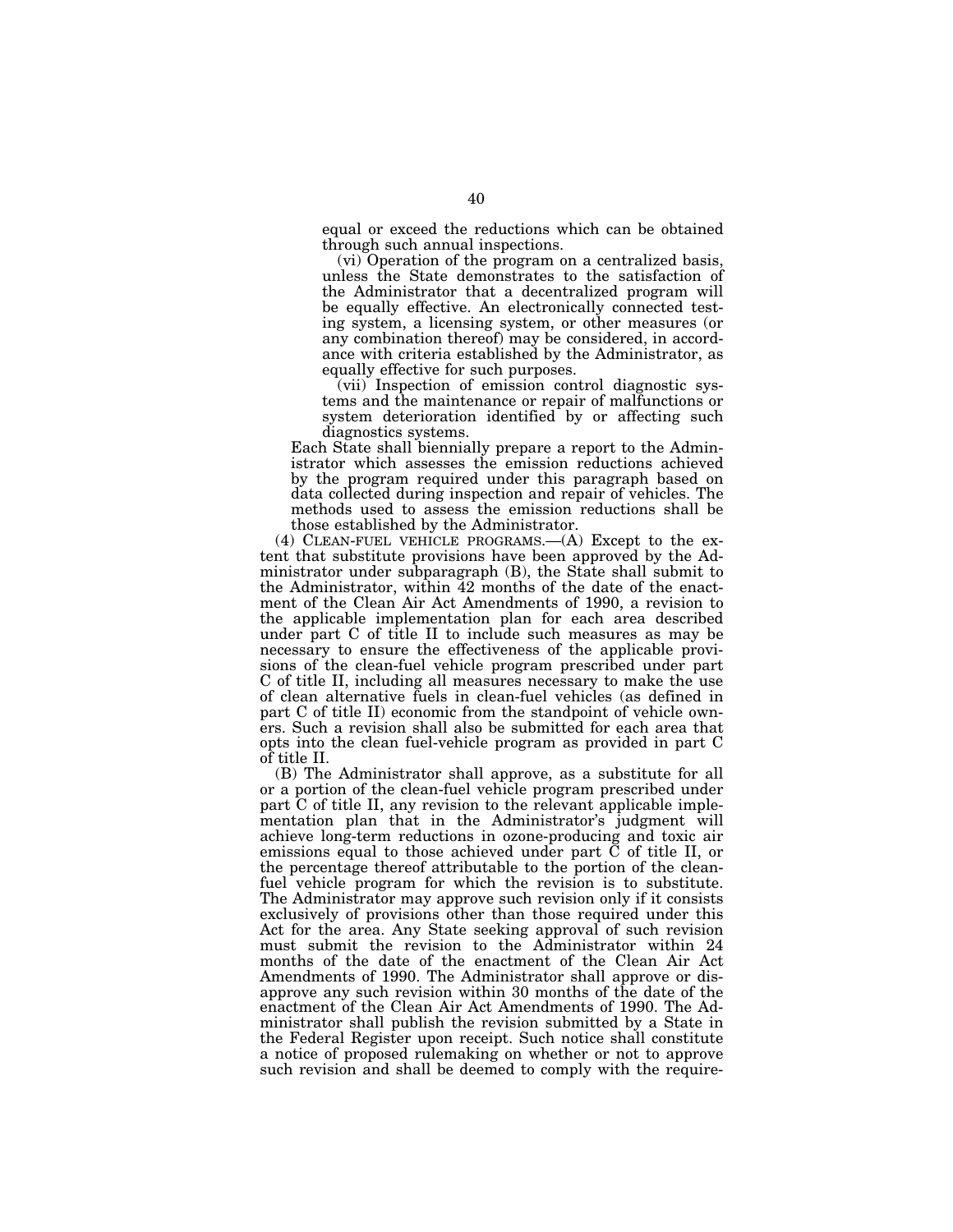equal or exceed the reductions which can be obtained through such annual inspections.

(vi) Operation of the program on a centralized basis, unless the State demonstrates to the satisfaction of the Administrator that a decentralized program will be equally effective. An electronically connected testing system, a licensing system, or other measures (or any combination thereof) may be considered, in accordance with criteria established by the Administrator, as equally effective for such purposes.

(vii) Inspection of emission control diagnostic systems and the maintenance or repair of malfunctions or system deterioration identified by or affecting such diagnostics systems.

Each State shall biennially prepare a report to the Administrator which assesses the emission reductions achieved by the program required under this paragraph based on data collected during inspection and repair of vehicles. The methods used to assess the emission reductions shall be those established by the Administrator.

(4) CLEAN-FUEL VEHICLE PROGRAMS.—(A) Except to the extent that substitute provisions have been approved by the Administrator under subparagraph (B), the State shall submit to the Administrator, within 42 months of the date of the enactment of the Clean Air Act Amendments of 1990, a revision to the applicable implementation plan for each area described under part C of title II to include such measures as may be necessary to ensure the effectiveness of the applicable provisions of the clean-fuel vehicle program prescribed under part C of title II, including all measures necessary to make the use of clean alternative fuels in clean-fuel vehicles (as defined in part C of title II) economic from the standpoint of vehicle owners. Such a revision shall also be submitted for each area that opts into the clean fuel-vehicle program as provided in part C of title II.

(B) The Administrator shall approve, as a substitute for all or a portion of the clean-fuel vehicle program prescribed under part C of title II, any revision to the relevant applicable implementation plan that in the Administrator's judgment will achieve long-term reductions in ozone-producing and toxic air emissions equal to those achieved under part C of title II, or the percentage thereof attributable to the portion of the clean-fuel vehicle program for which the revision is to substitute. The Administrator may approve such revision only if it consists exclusively of provisions other than those required under this Act for the area. Any State seeking approval of such revision must submit the revision to the Administrator within 24 months of the date of the enactment of the Clean Air Act Amendments of 1990. The Administrator shall approve or disapprove any such revision within 30 months of the date of the enactment of the Clean Air Act Amendments of 1990. The Administrator shall publish the revision submitted by a State in the Federal Register upon receipt. Such notice shall constitute a notice of proposed rulemaking on whether or not to approve such revision and shall be deemed to comply with the require-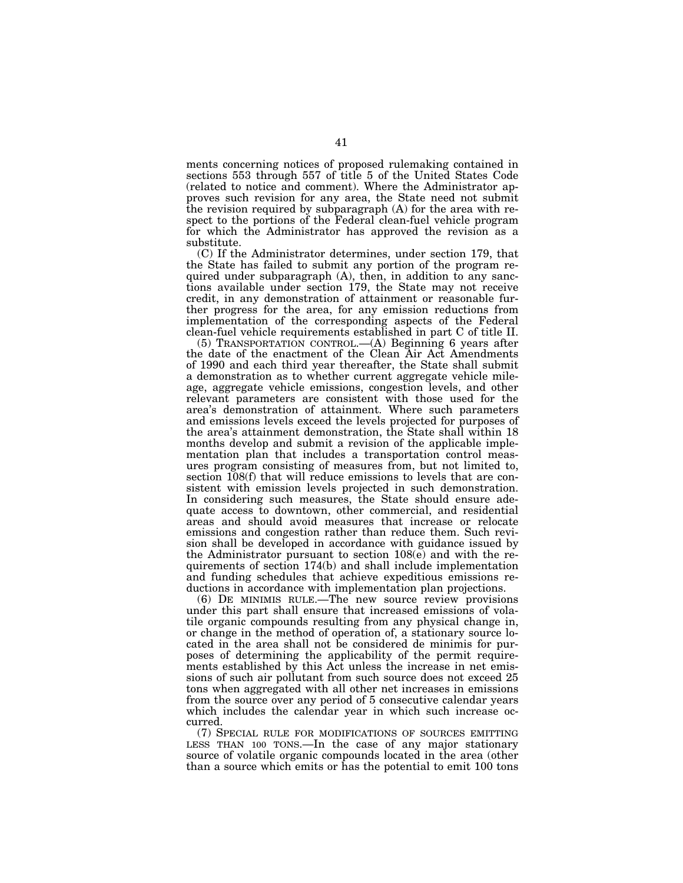ments concerning notices of proposed rulemaking contained in sections 553 through 557 of title 5 of the United States Code (related to notice and comment). Where the Administrator approves such revision for any area, the State need not submit the revision required by subparagraph (A) for the area with respect to the portions of the Federal clean-fuel vehicle program for which the Administrator has approved the revision as a substitute.

(C) If the Administrator determines, under section 179, that the State has failed to submit any portion of the program required under subparagraph (A), then, in addition to any sanctions available under section 179, the State may not receive credit, in any demonstration of attainment or reasonable further progress for the area, for any emission reductions from implementation of the corresponding aspects of the Federal clean-fuel vehicle requirements established in part C of title II.

(5) TRANSPORTATION CONTROL.—(A) Beginning 6 years after the date of the enactment of the Clean Air Act Amendments of 1990 and each third year thereafter, the State shall submit a demonstration as to whether current aggregate vehicle mileage, aggregate vehicle emissions, congestion levels, and other relevant parameters are consistent with those used for the area's demonstration of attainment. Where such parameters and emissions levels exceed the levels projected for purposes of the area's attainment demonstration, the State shall within 18 months develop and submit a revision of the applicable implementation plan that includes a transportation control measures program consisting of measures from, but not limited to, section 108(f) that will reduce emissions to levels that are consistent with emission levels projected in such demonstration. In considering such measures, the State should ensure adequate access to downtown, other commercial, and residential areas and should avoid measures that increase or relocate emissions and congestion rather than reduce them. Such revision shall be developed in accordance with guidance issued by the Administrator pursuant to section 108(e) and with the requirements of section 174(b) and shall include implementation and funding schedules that achieve expeditious emissions reductions in accordance with implementation plan projections.

(6) DE MINIMIS RULE.—The new source review provisions under this part shall ensure that increased emissions of volatile organic compounds resulting from any physical change in, or change in the method of operation of, a stationary source located in the area shall not be considered de minimis for purposes of determining the applicability of the permit requirements established by this Act unless the increase in net emissions of such air pollutant from such source does not exceed 25 tons when aggregated with all other net increases in emissions from the source over any period of 5 consecutive calendar years which includes the calendar year in which such increase occurred.

(7) SPECIAL RULE FOR MODIFICATIONS OF SOURCES EMITTING LESS THAN 100 TONS.—In the case of any major stationary source of volatile organic compounds located in the area (other than a source which emits or has the potential to emit 100 tons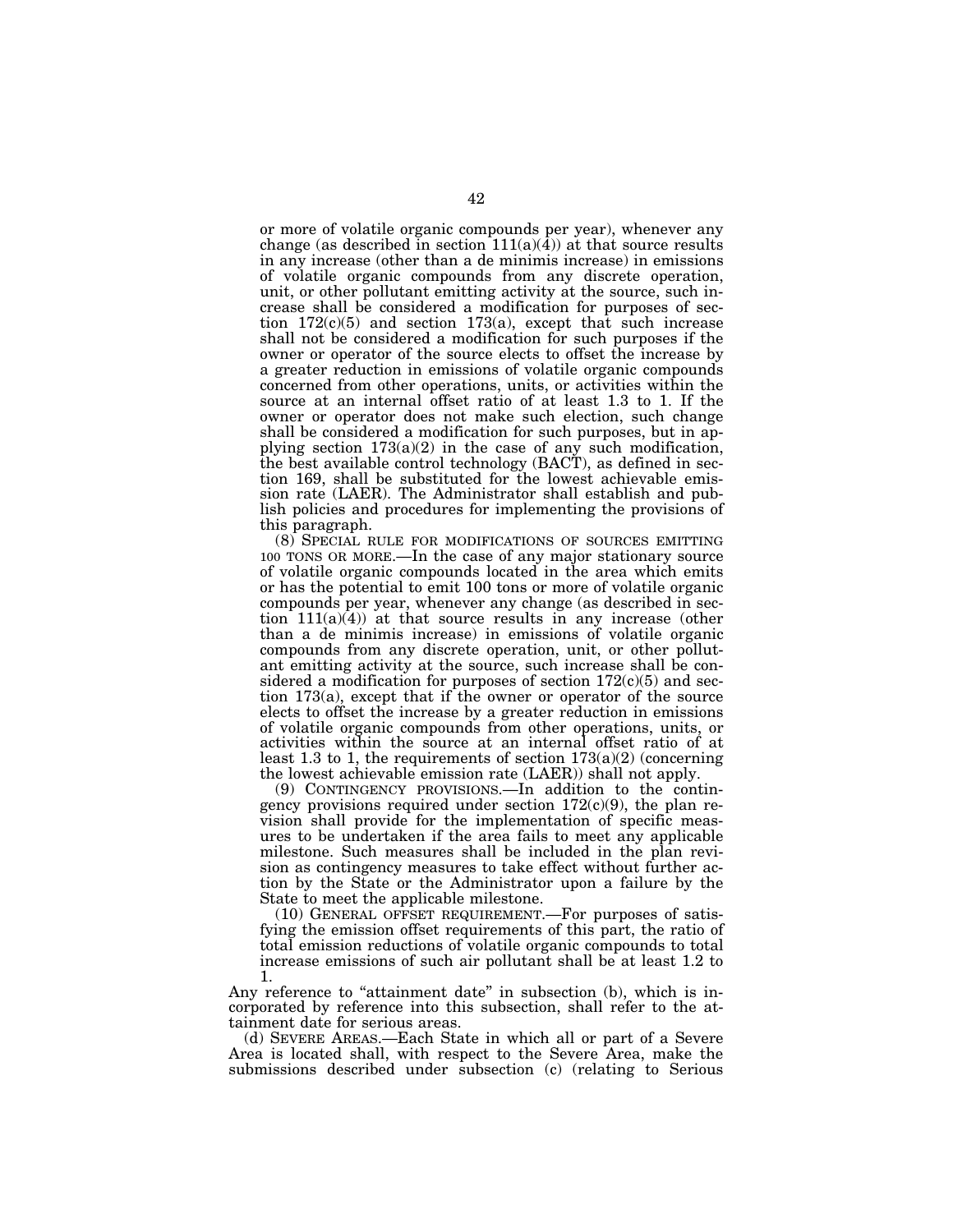or more of volatile organic compounds per year), whenever any change (as described in section 111(a)(4)) at that source results in any increase (other than a de minimis increase) in emissions of volatile organic compounds from any discrete operation, unit, or other pollutant emitting activity at the source, such increase shall be considered a modification for purposes of section 172(c)(5) and section 173(a), except that such increase shall not be considered a modification for such purposes if the owner or operator of the source elects to offset the increase by a greater reduction in emissions of volatile organic compounds concerned from other operations, units, or activities within the source at an internal offset ratio of at least 1.3 to 1. If the owner or operator does not make such election, such change shall be considered a modification for such purposes, but in applying section 173(a)(2) in the case of any such modification, the best available control technology (BACT), as defined in section 169, shall be substituted for the lowest achievable emission rate (LAER). The Administrator shall establish and publish policies and procedures for implementing the provisions of this paragraph.

(8) SPECIAL RULE FOR MODIFICATIONS OF SOURCES EMITTING 100 TONS OR MORE.—In the case of any major stationary source of volatile organic compounds located in the area which emits or has the potential to emit 100 tons or more of volatile organic compounds per year, whenever any change (as described in section 111(a)(4)) at that source results in any increase (other than a de minimis increase) in emissions of volatile organic compounds from any discrete operation, unit, or other pollutant emitting activity at the source, such increase shall be considered a modification for purposes of section 172(c)(5) and section 173(a), except that if the owner or operator of the source elects to offset the increase by a greater reduction in emissions of volatile organic compounds from other operations, units, or activities within the source at an internal offset ratio of at least 1.3 to 1, the requirements of section 173(a)(2) (concerning the lowest achievable emission rate (LAER)) shall not apply.

(9) CONTINGENCY PROVISIONS.—In addition to the contingency provisions required under section 172(c)(9), the plan revision shall provide for the implementation of specific measures to be undertaken if the area fails to meet any applicable milestone. Such measures shall be included in the plan revision as contingency measures to take effect without further action by the State or the Administrator upon a failure by the State to meet the applicable milestone.

(10) GENERAL OFFSET REQUIREMENT.—For purposes of satisfying the emission offset requirements of this part, the ratio of total emission reductions of volatile organic compounds to total increase emissions of such air pollutant shall be at least 1.2 to 1.

Any reference to "attainment date" in subsection (b), which is incorporated by reference into this subsection, shall refer to the attainment date for serious areas.

(d) SEVERE AREAS.—Each State in which all or part of a Severe Area is located shall, with respect to the Severe Area, make the submissions described under subsection (c) (relating to Serious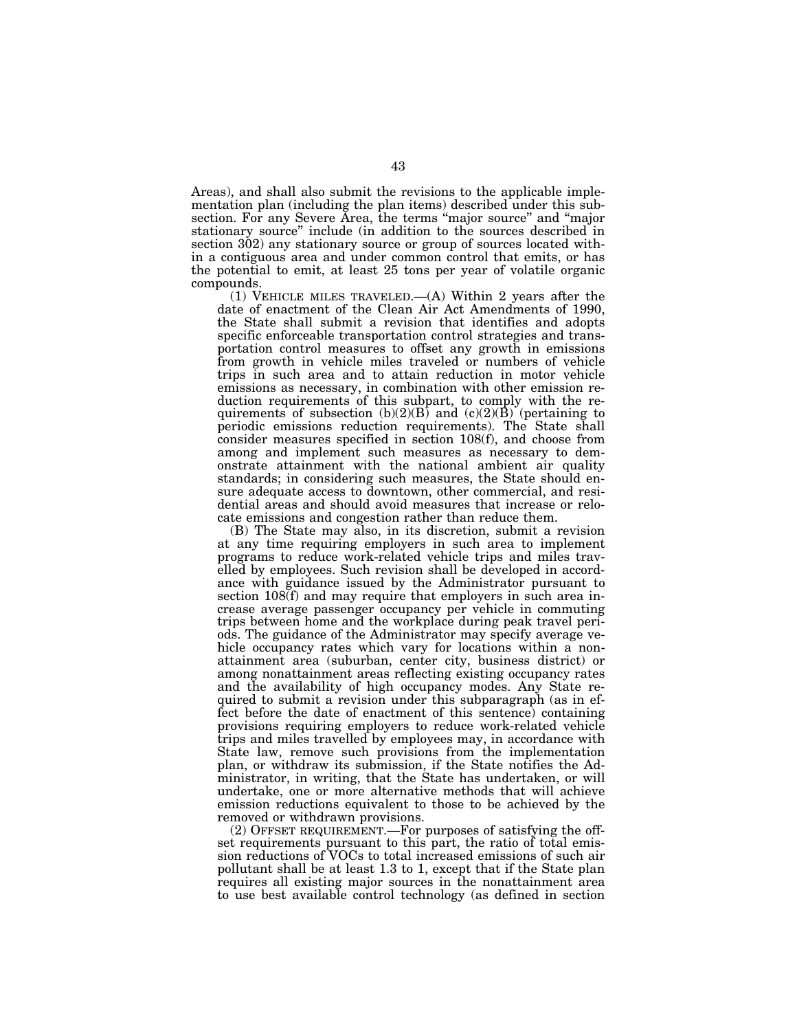Areas), and shall also submit the revisions to the applicable implementation plan (including the plan items) described under this subsection. For any Severe Area, the terms "major source" and "major stationary source" include (in addition to the sources described in section 302) any stationary source or group of sources located within a contiguous area and under common control that emits, or has the potential to emit, at least 25 tons per year of volatile organic compounds.

(1) VEHICLE MILES TRAVELED.—(A) Within 2 years after the date of enactment of the Clean Air Act Amendments of 1990, the State shall submit a revision that identifies and adopts specific enforceable transportation control strategies and transportation control measures to offset any growth in emissions from growth in vehicle miles traveled or numbers of vehicle trips in such area and to attain reduction in motor vehicle emissions as necessary, in combination with other emission reduction requirements of this subpart, to comply with the requirements of subsection (b)(2)(B) and (c)(2)(B) (pertaining to periodic emissions reduction requirements). The State shall consider measures specified in section 108(f), and choose from among and implement such measures as necessary to demonstrate attainment with the national ambient air quality standards; in considering such measures, the State should ensure adequate access to downtown, other commercial, and residential areas and should avoid measures that increase or relocate emissions and congestion rather than reduce them.

(B) The State may also, in its discretion, submit a revision at any time requiring employers in such area to implement programs to reduce work-related vehicle trips and miles travelled by employees. Such revision shall be developed in accordance with guidance issued by the Administrator pursuant to section 108(f) and may require that employers in such area increase average passenger occupancy per vehicle in commuting trips between home and the workplace during peak travel periods. The guidance of the Administrator may specify average vehicle occupancy rates which vary for locations within a nonattainment area (suburban, center city, business district) or among nonattainment areas reflecting existing occupancy rates and the availability of high occupancy modes. Any State required to submit a revision under this subparagraph (as in effect before the date of enactment of this sentence) containing provisions requiring employers to reduce work-related vehicle trips and miles travelled by employees may, in accordance with State law, remove such provisions from the implementation plan, or withdraw its submission, if the State notifies the Administrator, in writing, that the State has undertaken, or will undertake, one or more alternative methods that will achieve emission reductions equivalent to those to be achieved by the removed or withdrawn provisions.

(2) OFFSET REQUIREMENT.—For purposes of satisfying the offset requirements pursuant to this part, the ratio of total emission reductions of VOCs to total increased emissions of such air pollutant shall be at least 1.3 to 1, except that if the State plan requires all existing major sources in the nonattainment area to use best available control technology (as defined in section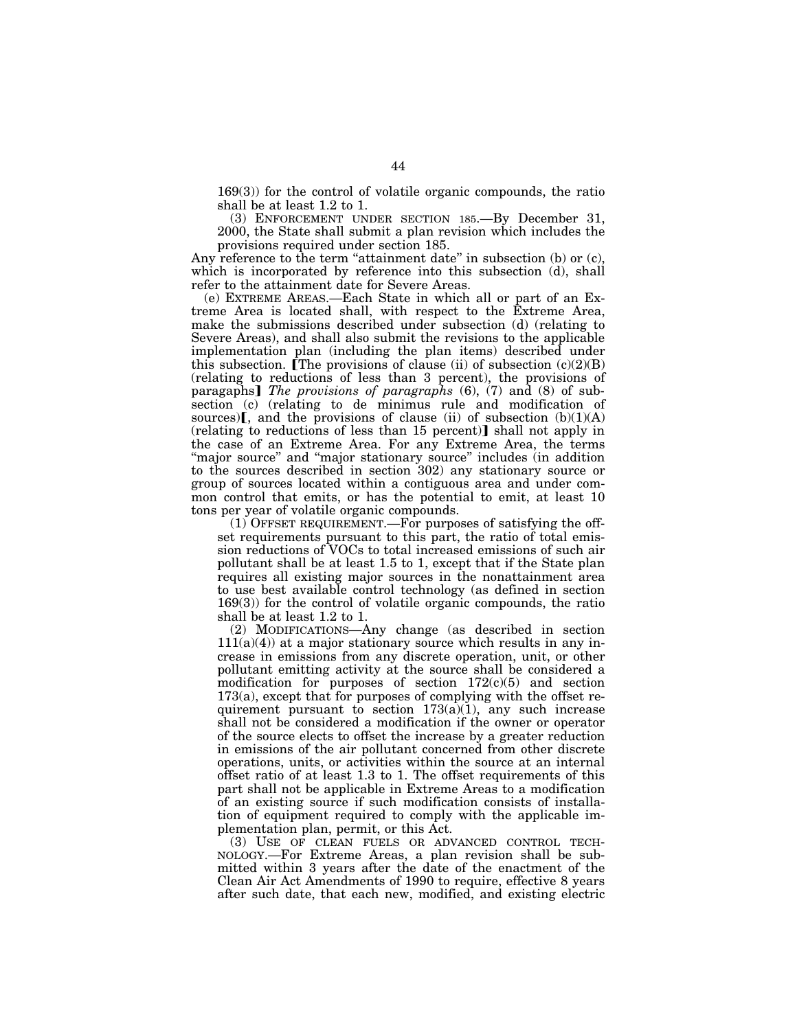169(3)) for the control of volatile organic compounds, the ratio shall be at least 1.2 to 1.

(3) ENFORCEMENT UNDER SECTION 185.—By December 31, 2000, the State shall submit a plan revision which includes the provisions required under section 185.

Any reference to the term "attainment date" in subsection (b) or (c), which is incorporated by reference into this subsection (d), shall refer to the attainment date for Severe Areas.

(e) EXTREME AREAS.—Each State in which all or part of an Extreme Area is located shall, with respect to the Extreme Area, make the submissions described under subsection (d) (relating to Severe Areas), and shall also submit the revisions to the applicable implementation plan (including the plan items) described under this subsection. ⟦The provisions of clause (ii) of subsection (c)(2)(B) (relating to reductions of less than 3 percent), the provisions of paragraphs⟧ *The provisions of paragraphs* (6), (7) and (8) of subsection (c) (relating to de minimus rule and modification of sources)⟦, and the provisions of clause (ii) of subsection (b)(1)(A) (relating to reductions of less than 15 percent)⟧ shall not apply in the case of an Extreme Area. For any Extreme Area, the terms "major source" and "major stationary source" includes (in addition to the sources described in section 302) any stationary source or group of sources located within a contiguous area and under common control that emits, or has the potential to emit, at least 10 tons per year of volatile organic compounds.

(1) OFFSET REQUIREMENT.—For purposes of satisfying the offset requirements pursuant to this part, the ratio of total emission reductions of VOCs to total increased emissions of such air pollutant shall be at least 1.5 to 1, except that if the State plan requires all existing major sources in the nonattainment area to use best available control technology (as defined in section 169(3)) for the control of volatile organic compounds, the ratio shall be at least 1.2 to 1.

(2) MODIFICATIONS—Any change (as described in section 111(a)(4)) at a major stationary source which results in any increase in emissions from any discrete operation, unit, or other pollutant emitting activity at the source shall be considered a modification for purposes of section 172(c)(5) and section 173(a), except that for purposes of complying with the offset requirement pursuant to section 173(a)(1), any such increase shall not be considered a modification if the owner or operator of the source elects to offset the increase by a greater reduction in emissions of the air pollutant concerned from other discrete operations, units, or activities within the source at an internal offset ratio of at least 1.3 to 1. The offset requirements of this part shall not be applicable in Extreme Areas to a modification of an existing source if such modification consists of installation of equipment required to comply with the applicable implementation plan, permit, or this Act.

(3) USE OF CLEAN FUELS OR ADVANCED CONTROL TECHNOLOGY.—For Extreme Areas, a plan revision shall be submitted within 3 years after the date of the enactment of the Clean Air Act Amendments of 1990 to require, effective 8 years after such date, that each new, modified, and existing electric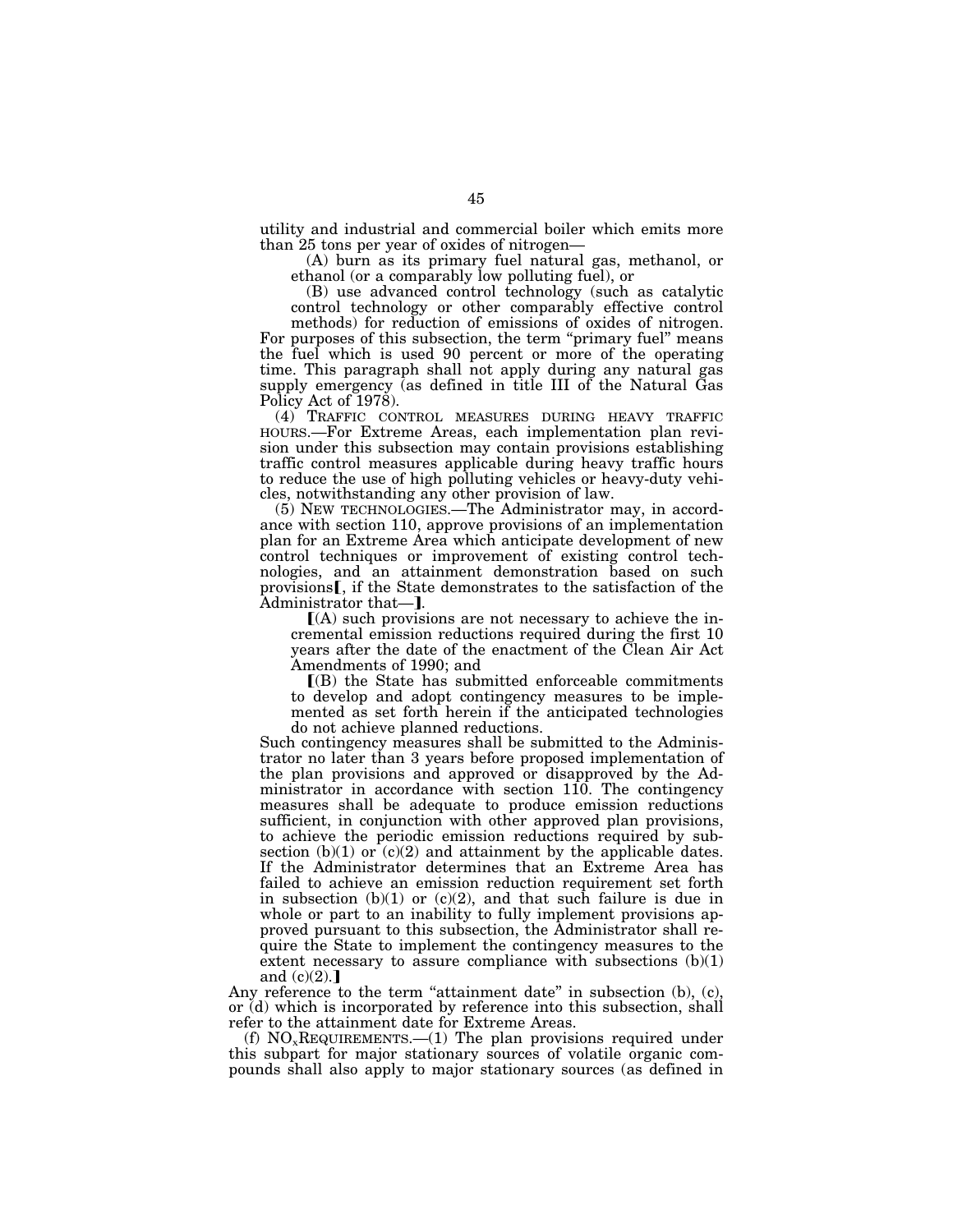utility and industrial and commercial boiler which emits more than 25 tons per year of oxides of nitrogen—

(A) burn as its primary fuel natural gas, methanol, or ethanol (or a comparably low polluting fuel), or

(B) use advanced control technology (such as catalytic control technology or other comparably effective control methods) for reduction of emissions of oxides of nitrogen.

For purposes of this subsection, the term "primary fuel" means the fuel which is used 90 percent or more of the operating time. This paragraph shall not apply during any natural gas supply emergency (as defined in title III of the Natural Gas Policy Act of 1978).

(4) TRAFFIC CONTROL MEASURES DURING HEAVY TRAFFIC HOURS.—For Extreme Areas, each implementation plan revision under this subsection may contain provisions establishing traffic control measures applicable during heavy traffic hours to reduce the use of high polluting vehicles or heavy-duty vehicles, notwithstanding any other provision of law.

(5) NEW TECHNOLOGIES.—The Administrator may, in accordance with section 110, approve provisions of an implementation plan for an Extreme Area which anticipate development of new control techniques or improvement of existing control technologies, and an attainment demonstration based on such provisions⟦, if the State demonstrates to the satisfaction of the Administrator that—⟧.

⟦(A) such provisions are not necessary to achieve the incremental emission reductions required during the first 10 years after the date of the enactment of the Clean Air Act Amendments of 1990; and

⟦(B) the State has submitted enforceable commitments to develop and adopt contingency measures to be implemented as set forth herein if the anticipated technologies do not achieve planned reductions.

Such contingency measures shall be submitted to the Administrator no later than 3 years before proposed implementation of the plan provisions and approved or disapproved by the Administrator in accordance with section 110. The contingency measures shall be adequate to produce emission reductions sufficient, in conjunction with other approved plan provisions, to achieve the periodic emission reductions required by subsection (b)(1) or (c)(2) and attainment by the applicable dates. If the Administrator determines that an Extreme Area has failed to achieve an emission reduction requirement set forth in subsection (b)(1) or (c)(2), and that such failure is due in whole or part to an inability to fully implement provisions approved pursuant to this subsection, the Administrator shall require the State to implement the contingency measures to the extent necessary to assure compliance with subsections (b)(1) and (c)(2).⟧

Any reference to the term "attainment date" in subsection (b), (c), or (d) which is incorporated by reference into this subsection, shall refer to the attainment date for Extreme Areas.

(f) $NO_x$ REQUIREMENTS.—(1) The plan provisions required under this subpart for major stationary sources of volatile organic compounds shall also apply to major stationary sources (as defined in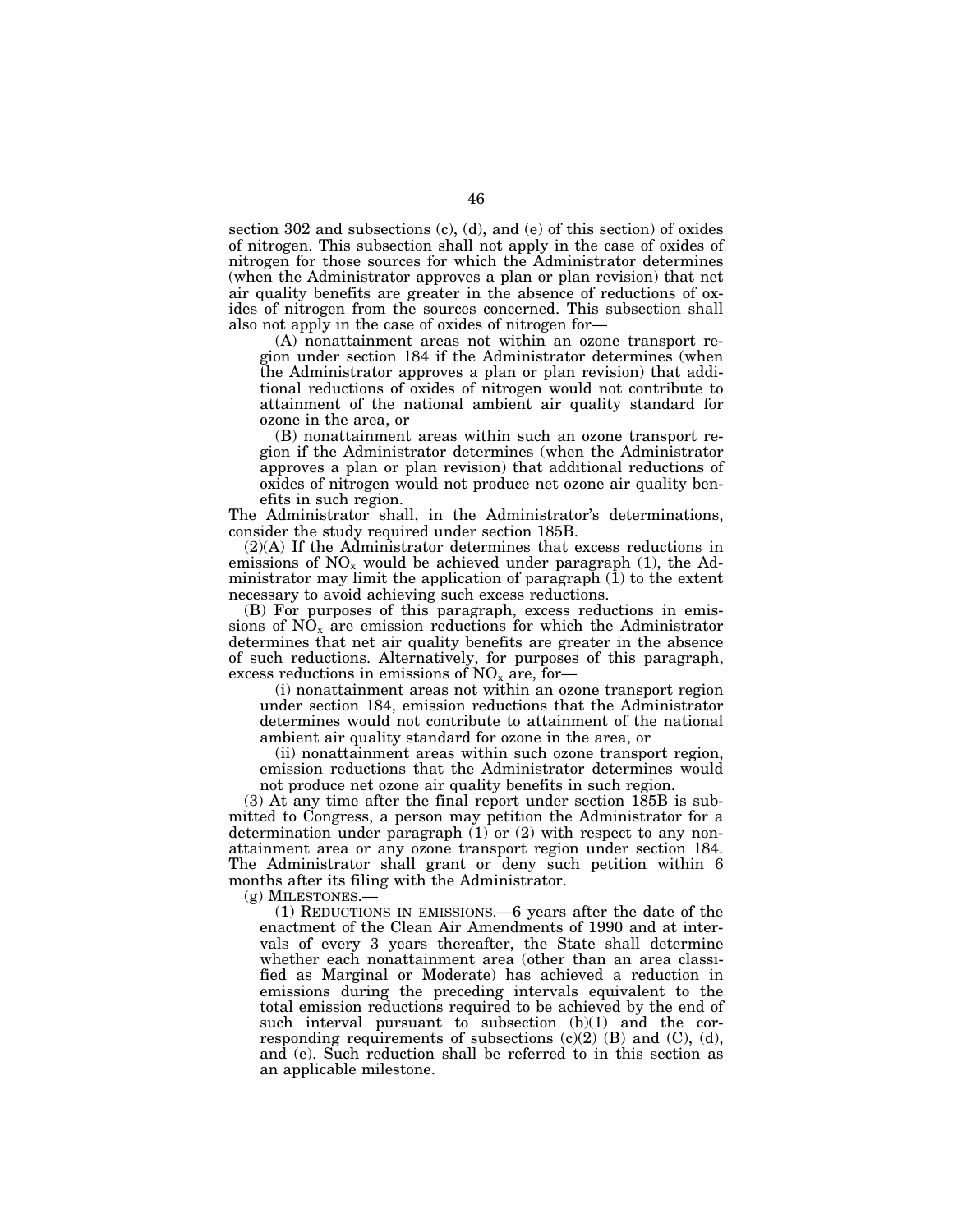section 302 and subsections (c), (d), and (e) of this section) of oxides of nitrogen. This subsection shall not apply in the case of oxides of nitrogen for those sources for which the Administrator determines (when the Administrator approves a plan or plan revision) that net air quality benefits are greater in the absence of reductions of oxides of nitrogen from the sources concerned. This subsection shall also not apply in the case of oxides of nitrogen for—

(A) nonattainment areas not within an ozone transport region under section 184 if the Administrator determines (when the Administrator approves a plan or plan revision) that additional reductions of oxides of nitrogen would not contribute to attainment of the national ambient air quality standard for ozone in the area, or

(B) nonattainment areas within such an ozone transport region if the Administrator determines (when the Administrator approves a plan or plan revision) that additional reductions of oxides of nitrogen would not produce net ozone air quality benefits in such region.

The Administrator shall, in the Administrator's determinations, consider the study required under section 185B.

(2)(A) If the Administrator determines that excess reductions in emissions of $NO_x$ would be achieved under paragraph (1), the Administrator may limit the application of paragraph (1) to the extent necessary to avoid achieving such excess reductions.

(B) For purposes of this paragraph, excess reductions in emissions of $NO_x$ are emission reductions for which the Administrator determines that net air quality benefits are greater in the absence of such reductions. Alternatively, for purposes of this paragraph, excess reductions in emissions of $NO_x$ are, for—

(i) nonattainment areas not within an ozone transport region under section 184, emission reductions that the Administrator determines would not contribute to attainment of the national ambient air quality standard for ozone in the area, or

(ii) nonattainment areas within such ozone transport region, emission reductions that the Administrator determines would not produce net ozone air quality benefits in such region.

(3) At any time after the final report under section 185B is submitted to Congress, a person may petition the Administrator for a determination under paragraph (1) or (2) with respect to any nonattainment area or any ozone transport region under section 184. The Administrator shall grant or deny such petition within 6 months after its filing with the Administrator.

(g) MILESTONES.—

(1) REDUCTIONS IN EMISSIONS.—6 years after the date of the enactment of the Clean Air Amendments of 1990 and at intervals of every 3 years thereafter, the State shall determine whether each nonattainment area (other than an area classified as Marginal or Moderate) has achieved a reduction in emissions during the preceding intervals equivalent to the total emission reductions required to be achieved by the end of such interval pursuant to subsection (b)(1) and the corresponding requirements of subsections (c)(2) (B) and (C), (d), and (e). Such reduction shall be referred to in this section as an applicable milestone.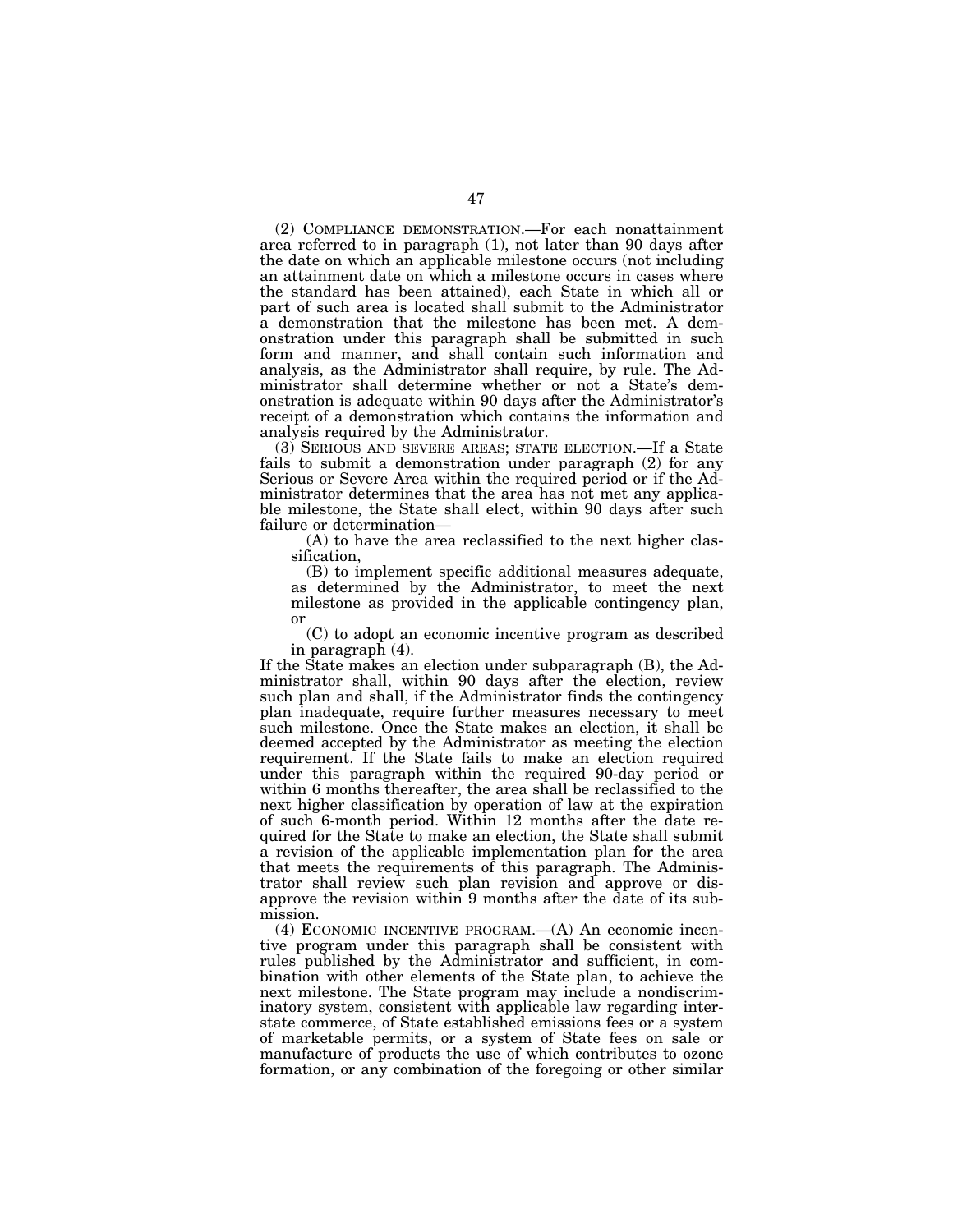(2) COMPLIANCE DEMONSTRATION.—For each nonattainment area referred to in paragraph (1), not later than 90 days after the date on which an applicable milestone occurs (not including an attainment date on which a milestone occurs in cases where the standard has been attained), each State in which all or part of such area is located shall submit to the Administrator a demonstration that the milestone has been met. A demonstration under this paragraph shall be submitted in such form and manner, and shall contain such information and analysis, as the Administrator shall require, by rule. The Administrator shall determine whether or not a State's demonstration is adequate within 90 days after the Administrator's receipt of a demonstration which contains the information and analysis required by the Administrator.

(3) SERIOUS AND SEVERE AREAS; STATE ELECTION.—If a State fails to submit a demonstration under paragraph (2) for any Serious or Severe Area within the required period or if the Administrator determines that the area has not met any applicable milestone, the State shall elect, within 90 days after such failure or determination—

(A) to have the area reclassified to the next higher classification,

(B) to implement specific additional measures adequate, as determined by the Administrator, to meet the next milestone as provided in the applicable contingency plan, or

(C) to adopt an economic incentive program as described in paragraph (4).

If the State makes an election under subparagraph (B), the Administrator shall, within 90 days after the election, review such plan and shall, if the Administrator finds the contingency plan inadequate, require further measures necessary to meet such milestone. Once the State makes an election, it shall be deemed accepted by the Administrator as meeting the election requirement. If the State fails to make an election required under this paragraph within the required 90-day period or within 6 months thereafter, the area shall be reclassified to the next higher classification by operation of law at the expiration of such 6-month period. Within 12 months after the date required for the State to make an election, the State shall submit a revision of the applicable implementation plan for the area that meets the requirements of this paragraph. The Administrator shall review such plan revision and approve or disapprove the revision within 9 months after the date of its submission.

(4) ECONOMIC INCENTIVE PROGRAM.—(A) An economic incentive program under this paragraph shall be consistent with rules published by the Administrator and sufficient, in combination with other elements of the State plan, to achieve the next milestone. The State program may include a nondiscriminatory system, consistent with applicable law regarding interstate commerce, of State established emissions fees or a system of marketable permits, or a system of State fees on sale or manufacture of products the use of which contributes to ozone formation, or any combination of the foregoing or other similar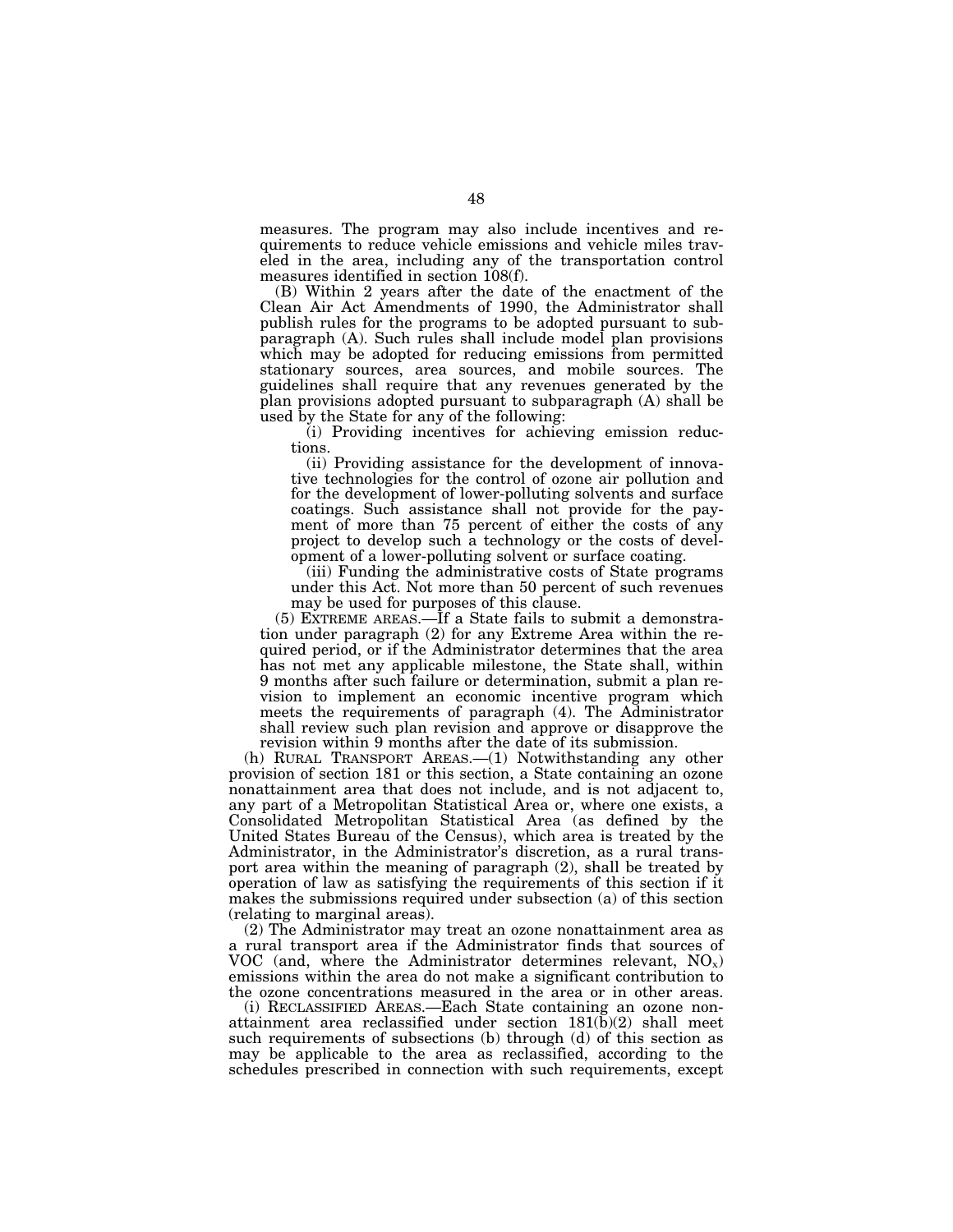measures. The program may also include incentives and requirements to reduce vehicle emissions and vehicle miles traveled in the area, including any of the transportation control measures identified in section 108(f).

(B) Within 2 years after the date of the enactment of the Clean Air Act Amendments of 1990, the Administrator shall publish rules for the programs to be adopted pursuant to subparagraph (A). Such rules shall include model plan provisions which may be adopted for reducing emissions from permitted stationary sources, area sources, and mobile sources. The guidelines shall require that any revenues generated by the plan provisions adopted pursuant to subparagraph (A) shall be used by the State for any of the following:

(i) Providing incentives for achieving emission reductions.

(ii) Providing assistance for the development of innovative technologies for the control of ozone air pollution and for the development of lower-polluting solvents and surface coatings. Such assistance shall not provide for the payment of more than 75 percent of either the costs of any project to develop such a technology or the costs of development of a lower-polluting solvent or surface coating.

(iii) Funding the administrative costs of State programs under this Act. Not more than 50 percent of such revenues may be used for purposes of this clause.

(5) EXTREME AREAS.—If a State fails to submit a demonstration under paragraph (2) for any Extreme Area within the required period, or if the Administrator determines that the area has not met any applicable milestone, the State shall, within 9 months after such failure or determination, submit a plan revision to implement an economic incentive program which meets the requirements of paragraph (4). The Administrator shall review such plan revision and approve or disapprove the revision within 9 months after the date of its submission.

(h) RURAL TRANSPORT AREAS.—(1) Notwithstanding any other provision of section 181 or this section, a State containing an ozone nonattainment area that does not include, and is not adjacent to, any part of a Metropolitan Statistical Area or, where one exists, a Consolidated Metropolitan Statistical Area (as defined by the United States Bureau of the Census), which area is treated by the Administrator, in the Administrator's discretion, as a rural transport area within the meaning of paragraph (2), shall be treated by operation of law as satisfying the requirements of this section if it makes the submissions required under subsection (a) of this section (relating to marginal areas).

(2) The Administrator may treat an ozone nonattainment area as a rural transport area if the Administrator finds that sources of VOC (and, where the Administrator determines relevant, $NO_x$) emissions within the area do not make a significant contribution to the ozone concentrations measured in the area or in other areas.

(i) RECLASSIFIED AREAS.—Each State containing an ozone nonattainment area reclassified under section 181(b)(2) shall meet such requirements of subsections (b) through (d) of this section as may be applicable to the area as reclassified, according to the schedules prescribed in connection with such requirements, except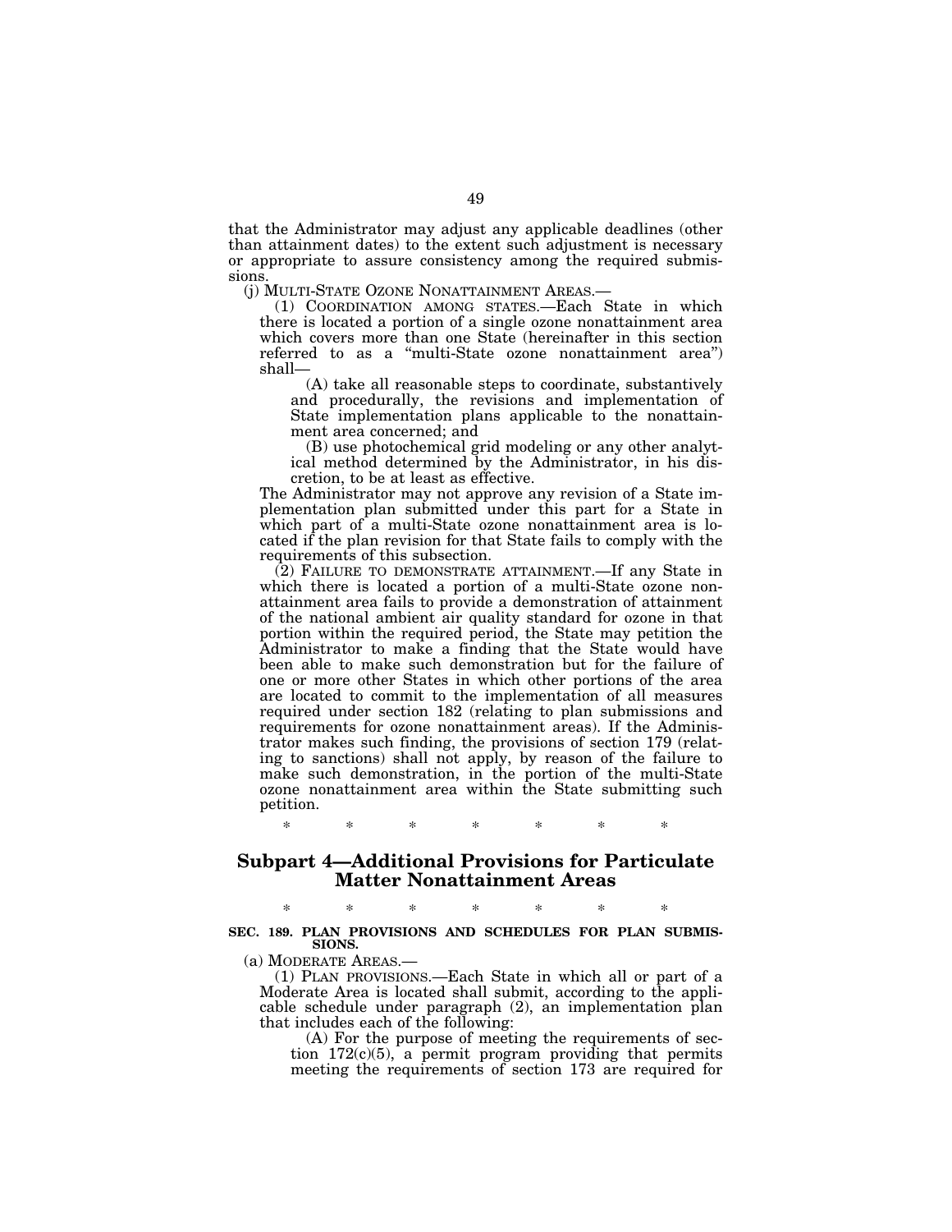that the Administrator may adjust any applicable deadlines (other than attainment dates) to the extent such adjustment is necessary or appropriate to assure consistency among the required submissions.

(j) MULTI-STATE OZONE NONATTAINMENT AREAS.—

(1) COORDINATION AMONG STATES.—Each State in which there is located a portion of a single ozone nonattainment area which covers more than one State (hereinafter in this section referred to as a "multi-State ozone nonattainment area") shall—

(A) take all reasonable steps to coordinate, substantively and procedurally, the revisions and implementation of State implementation plans applicable to the nonattainment area concerned; and

(B) use photochemical grid modeling or any other analytical method determined by the Administrator, in his discretion, to be at least as effective.

The Administrator may not approve any revision of a State implementation plan submitted under this part for a State in which part of a multi-State ozone nonattainment area is located if the plan revision for that State fails to comply with the requirements of this subsection.

(2) FAILURE TO DEMONSTRATE ATTAINMENT.—If any State in which there is located a portion of a multi-State ozone nonattainment area fails to provide a demonstration of attainment of the national ambient air quality standard for ozone in that portion within the required period, the State may petition the Administrator to make a finding that the State would have been able to make such demonstration but for the failure of one or more other States in which other portions of the area are located to commit to the implementation of all measures required under section 182 (relating to plan submissions and requirements for ozone nonattainment areas). If the Administrator makes such finding, the provisions of section 179 (relating to sanctions) shall not apply, by reason of the failure to make such demonstration, in the portion of the multi-State ozone nonattainment area within the State submitting such petition.

\* \* \* \* \* \* \*

## Subpart 4—Additional Provisions for Particulate Matter Nonattainment Areas

\* \* \* \* \* \* \*

**SEC. 189. PLAN PROVISIONS AND SCHEDULES FOR PLAN SUBMISSIONS.**

(a) MODERATE AREAS.—

(1) PLAN PROVISIONS.—Each State in which all or part of a Moderate Area is located shall submit, according to the applicable schedule under paragraph (2), an implementation plan that includes each of the following:

(A) For the purpose of meeting the requirements of section 172(c)(5), a permit program providing that permits meeting the requirements of section 173 are required for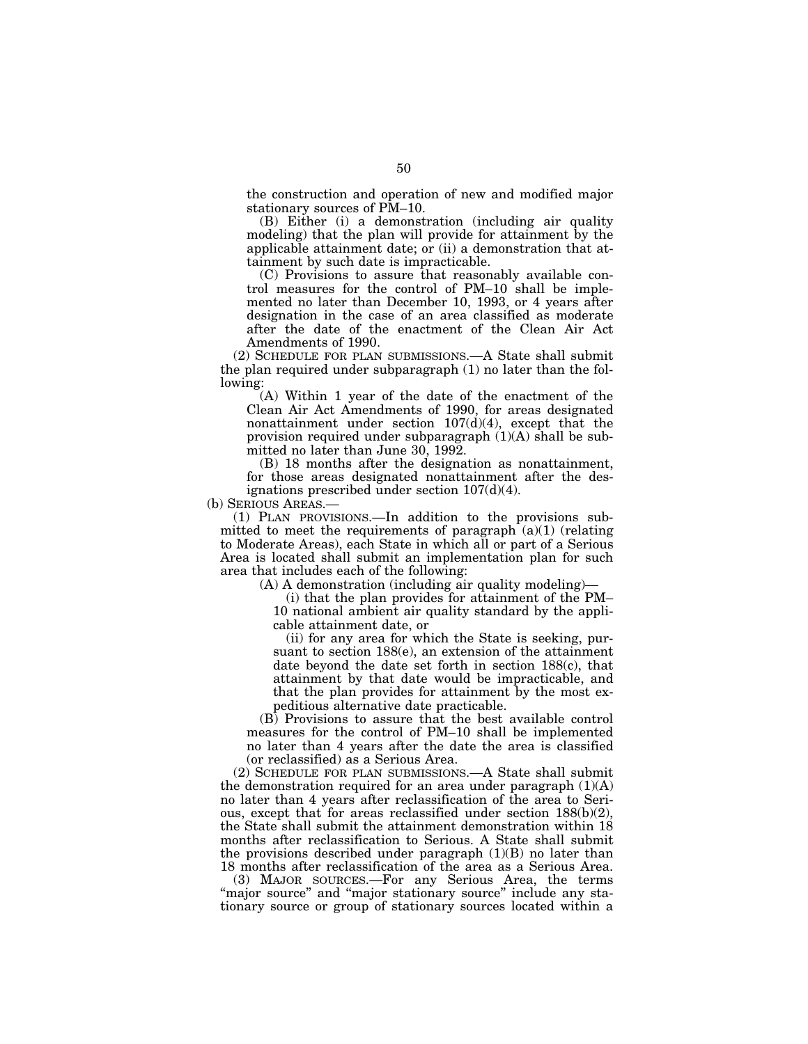the construction and operation of new and modified major stationary sources of PM–10.

(B) Either (i) a demonstration (including air quality modeling) that the plan will provide for attainment by the applicable attainment date; or (ii) a demonstration that attainment by such date is impracticable.

(C) Provisions to assure that reasonably available control measures for the control of PM–10 shall be implemented no later than December 10, 1993, or 4 years after designation in the case of an area classified as moderate after the date of the enactment of the Clean Air Act Amendments of 1990.

(2) SCHEDULE FOR PLAN SUBMISSIONS.—A State shall submit the plan required under subparagraph (1) no later than the following:

(A) Within 1 year of the date of the enactment of the Clean Air Act Amendments of 1990, for areas designated nonattainment under section 107(d)(4), except that the provision required under subparagraph (1)(A) shall be submitted no later than June 30, 1992.

(B) 18 months after the designation as nonattainment, for those areas designated nonattainment after the designations prescribed under section 107(d)(4).

(b) SERIOUS AREAS.—

(1) PLAN PROVISIONS.—In addition to the provisions submitted to meet the requirements of paragraph (a)(1) (relating to Moderate Areas), each State in which all or part of a Serious Area is located shall submit an implementation plan for such area that includes each of the following:

(A) A demonstration (including air quality modeling)—

(i) that the plan provides for attainment of the PM–10 national ambient air quality standard by the applicable attainment date, or

(ii) for any area for which the State is seeking, pursuant to section 188(e), an extension of the attainment date beyond the date set forth in section 188(c), that attainment by that date would be impracticable, and that the plan provides for attainment by the most expeditious alternative date practicable.

(B) Provisions to assure that the best available control measures for the control of PM–10 shall be implemented no later than 4 years after the date the area is classified (or reclassified) as a Serious Area.

(2) SCHEDULE FOR PLAN SUBMISSIONS.—A State shall submit the demonstration required for an area under paragraph (1)(A) no later than 4 years after reclassification of the area to Serious, except that for areas reclassified under section 188(b)(2), the State shall submit the attainment demonstration within 18 months after reclassification to Serious. A State shall submit the provisions described under paragraph (1)(B) no later than 18 months after reclassification of the area as a Serious Area.

(3) MAJOR SOURCES.—For any Serious Area, the terms "major source" and "major stationary source" include any stationary source or group of stationary sources located within a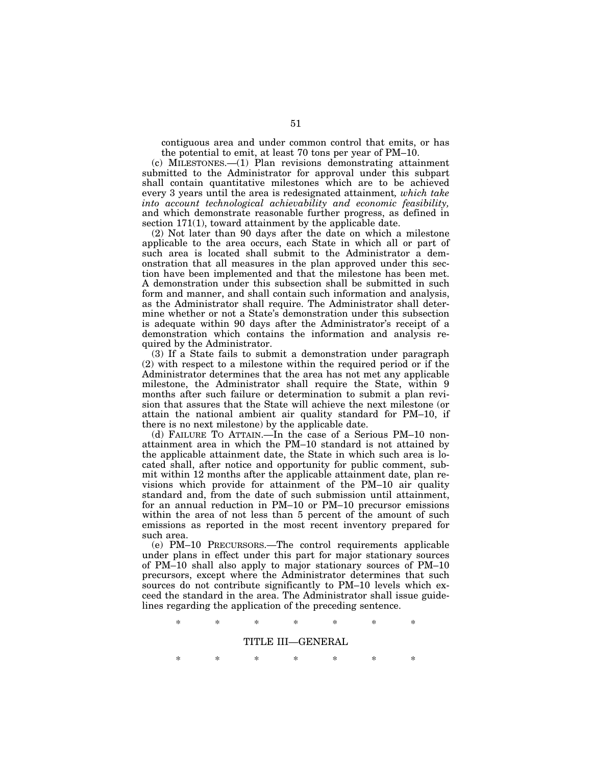contiguous area and under common control that emits, or has the potential to emit, at least 70 tons per year of PM–10.

(c) MILESTONES.—(1) Plan revisions demonstrating attainment submitted to the Administrator for approval under this subpart shall contain quantitative milestones which are to be achieved every 3 years until the area is redesignated attainment*, which take into account technological achievability and economic feasibility,* and which demonstrate reasonable further progress, as defined in section 171(1), toward attainment by the applicable date.

(2) Not later than 90 days after the date on which a milestone applicable to the area occurs, each State in which all or part of such area is located shall submit to the Administrator a demonstration that all measures in the plan approved under this section have been implemented and that the milestone has been met. A demonstration under this subsection shall be submitted in such form and manner, and shall contain such information and analysis, as the Administrator shall require. The Administrator shall determine whether or not a State's demonstration under this subsection is adequate within 90 days after the Administrator's receipt of a demonstration which contains the information and analysis required by the Administrator.

(3) If a State fails to submit a demonstration under paragraph (2) with respect to a milestone within the required period or if the Administrator determines that the area has not met any applicable milestone, the Administrator shall require the State, within 9 months after such failure or determination to submit a plan revision that assures that the State will achieve the next milestone (or attain the national ambient air quality standard for PM–10, if there is no next milestone) by the applicable date.

(d) FAILURE TO ATTAIN.—In the case of a Serious PM–10 nonattainment area in which the PM–10 standard is not attained by the applicable attainment date, the State in which such area is located shall, after notice and opportunity for public comment, submit within 12 months after the applicable attainment date, plan revisions which provide for attainment of the PM–10 air quality standard and, from the date of such submission until attainment, for an annual reduction in PM–10 or PM–10 precursor emissions within the area of not less than 5 percent of the amount of such emissions as reported in the most recent inventory prepared for such area.

(e) PM–10 PRECURSORS.—The control requirements applicable under plans in effect under this part for major stationary sources of PM–10 shall also apply to major stationary sources of PM–10 precursors, except where the Administrator determines that such sources do not contribute significantly to PM–10 levels which exceed the standard in the area. The Administrator shall issue guidelines regarding the application of the preceding sentence.

\* \* \* \* \* \* \*

## TITLE III—GENERAL

\* \* \* \* \* \* \*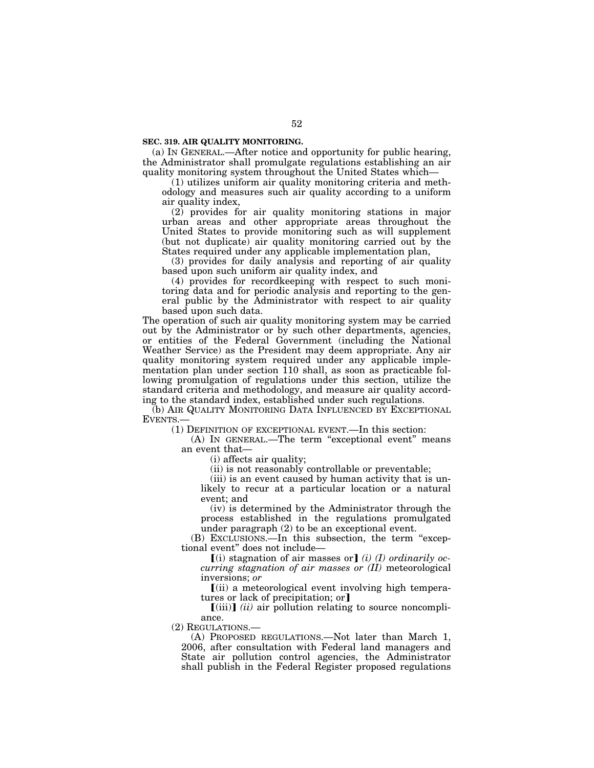**SEC. 319. AIR QUALITY MONITORING.**

(a) IN GENERAL.—After notice and opportunity for public hearing, the Administrator shall promulgate regulations establishing an air quality monitoring system throughout the United States which—

(1) utilizes uniform air quality monitoring criteria and methodology and measures such air quality according to a uniform air quality index,

(2) provides for air quality monitoring stations in major urban areas and other appropriate areas throughout the United States to provide monitoring such as will supplement (but not duplicate) air quality monitoring carried out by the States required under any applicable implementation plan,

(3) provides for daily analysis and reporting of air quality based upon such uniform air quality index, and

(4) provides for recordkeeping with respect to such monitoring data and for periodic analysis and reporting to the general public by the Administrator with respect to air quality based upon such data.

The operation of such air quality monitoring system may be carried out by the Administrator or by such other departments, agencies, or entities of the Federal Government (including the National Weather Service) as the President may deem appropriate. Any air quality monitoring system required under any applicable implementation plan under section 110 shall, as soon as practicable following promulgation of regulations under this section, utilize the standard criteria and methodology, and measure air quality according to the standard index, established under such regulations.

(b) AIR QUALITY MONITORING DATA INFLUENCED BY EXCEPTIONAL EVENTS.—

(1) DEFINITION OF EXCEPTIONAL EVENT.—In this section:

(A) IN GENERAL.—The term "exceptional event" means an event that—

(i) affects air quality;

(ii) is not reasonably controllable or preventable;

(iii) is an event caused by human activity that is unlikely to recur at a particular location or a natural event; and

(iv) is determined by the Administrator through the process established in the regulations promulgated under paragraph (2) to be an exceptional event.

(B) EXCLUSIONS.—In this subsection, the term "exceptional event" does not include—

【(i) stagnation of air masses or】 *(i) (I) ordinarily occurring stagnation of air masses or (II)* meteorological inversions; *or*

【(ii) a meteorological event involving high temperatures or lack of precipitation; or】

【(iii)】 *(ii)* air pollution relating to source noncompliance.

(2) REGULATIONS.—

(A) PROPOSED REGULATIONS.—Not later than March 1, 2006, after consultation with Federal land managers and State air pollution control agencies, the Administrator shall publish in the Federal Register proposed regulations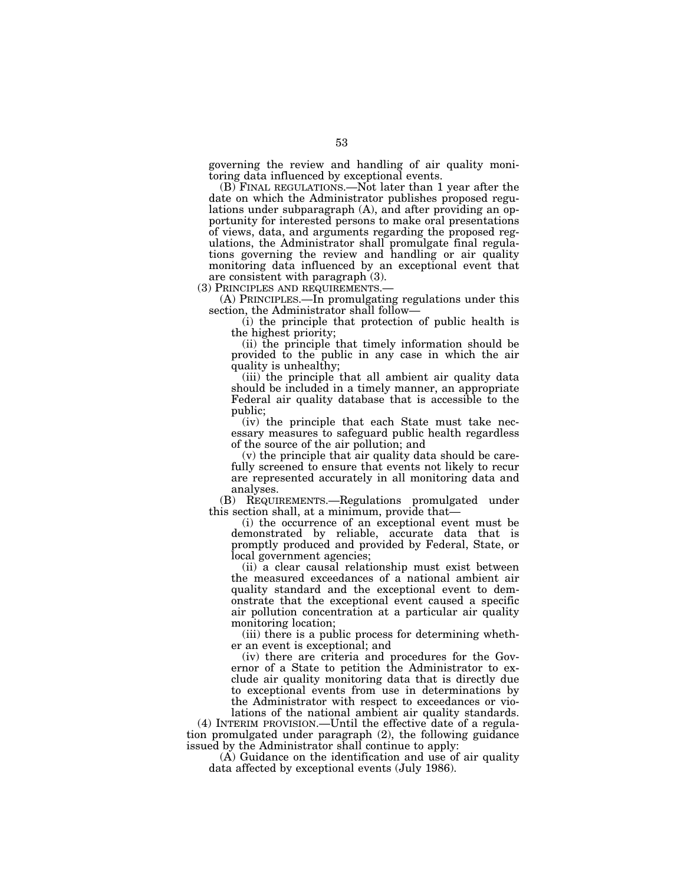governing the review and handling of air quality monitoring data influenced by exceptional events.

(B) FINAL REGULATIONS.—Not later than 1 year after the date on which the Administrator publishes proposed regulations under subparagraph (A), and after providing an opportunity for interested persons to make oral presentations of views, data, and arguments regarding the proposed regulations, the Administrator shall promulgate final regulations governing the review and handling or air quality monitoring data influenced by an exceptional event that are consistent with paragraph (3).

(3) PRINCIPLES AND REQUIREMENTS.—

(A) PRINCIPLES.—In promulgating regulations under this section, the Administrator shall follow—

(i) the principle that protection of public health is the highest priority;

(ii) the principle that timely information should be provided to the public in any case in which the air quality is unhealthy;

(iii) the principle that all ambient air quality data should be included in a timely manner, an appropriate Federal air quality database that is accessible to the public;

(iv) the principle that each State must take necessary measures to safeguard public health regardless of the source of the air pollution; and

(v) the principle that air quality data should be carefully screened to ensure that events not likely to recur are represented accurately in all monitoring data and analyses.

(B) REQUIREMENTS.—Regulations promulgated under this section shall, at a minimum, provide that—

(i) the occurrence of an exceptional event must be demonstrated by reliable, accurate data that is promptly produced and provided by Federal, State, or local government agencies;

(ii) a clear causal relationship must exist between the measured exceedances of a national ambient air quality standard and the exceptional event to demonstrate that the exceptional event caused a specific air pollution concentration at a particular air quality monitoring location;

(iii) there is a public process for determining whether an event is exceptional; and

(iv) there are criteria and procedures for the Governor of a State to petition the Administrator to exclude air quality monitoring data that is directly due to exceptional events from use in determinations by the Administrator with respect to exceedances or violations of the national ambient air quality standards.

(4) INTERIM PROVISION.—Until the effective date of a regulation promulgated under paragraph (2), the following guidance issued by the Administrator shall continue to apply:

(A) Guidance on the identification and use of air quality data affected by exceptional events (July 1986).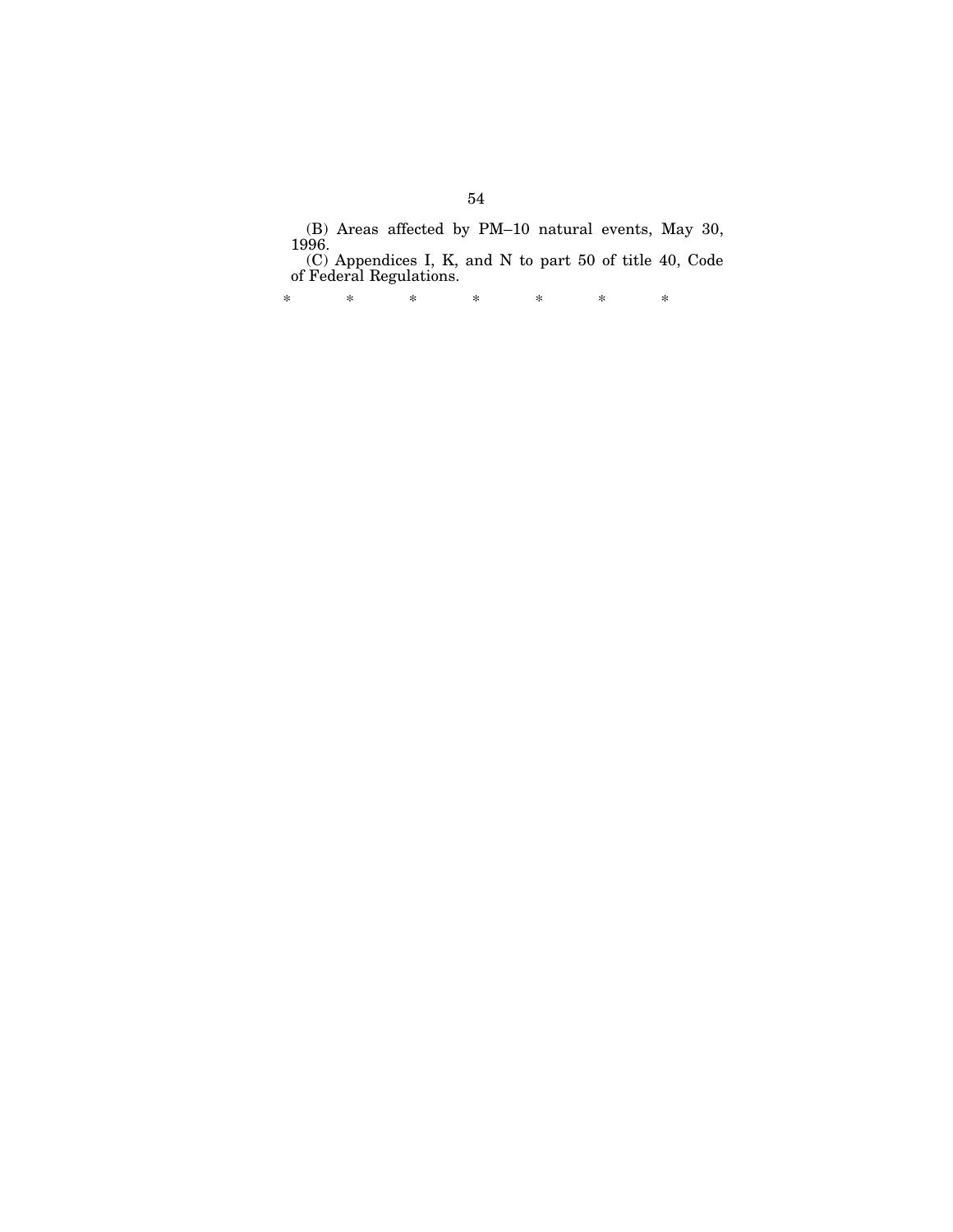(B) Areas affected by PM–10 natural events, May 30, 1996.

(C) Appendices I, K, and N to part 50 of title 40, Code of Federal Regulations.

\* \* \* \* \* \* \*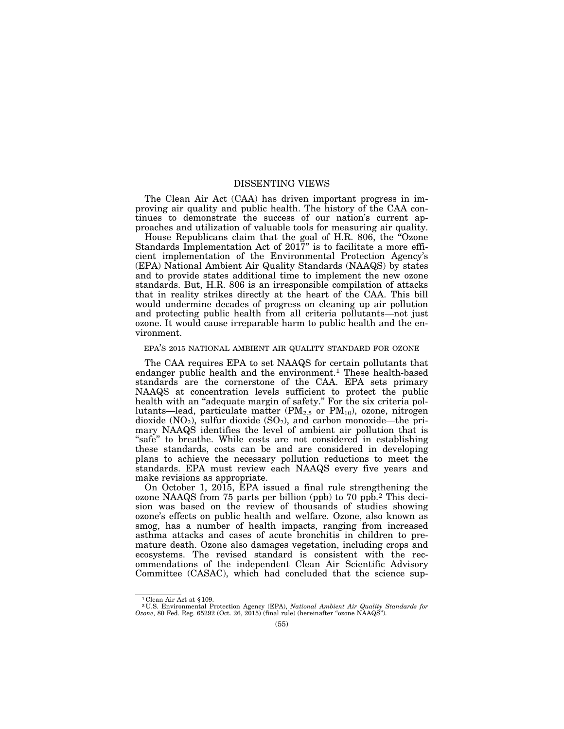## DISSENTING VIEWS

The Clean Air Act (CAA) has driven important progress in improving air quality and public health. The history of the CAA continues to demonstrate the success of our nation's current approaches and utilization of valuable tools for measuring air quality.

House Republicans claim that the goal of H.R. 806, the "Ozone Standards Implementation Act of 2017" is to facilitate a more efficient implementation of the Environmental Protection Agency's (EPA) National Ambient Air Quality Standards (NAAQS) by states and to provide states additional time to implement the new ozone standards. But, H.R. 806 is an irresponsible compilation of attacks that in reality strikes directly at the heart of the CAA. This bill would undermine decades of progress on cleaning up air pollution and protecting public health from all criteria pollutants—not just ozone. It would cause irreparable harm to public health and the environment.

### EPA'S 2015 NATIONAL AMBIENT AIR QUALITY STANDARD FOR OZONE

The CAA requires EPA to set NAAQS for certain pollutants that endanger public health and the environment.[1] These health-based standards are the cornerstone of the CAA. EPA sets primary NAAQS at concentration levels sufficient to protect the public health with an "adequate margin of safety." For the six criteria pollutants—lead, particulate matter ($PM_{2.5}$ or $PM_{10}$), ozone, nitrogen dioxide ($NO_2$), sulfur dioxide ($SO_2$), and carbon monoxide—the primary NAAQS identifies the level of ambient air pollution that is "safe" to breathe. While costs are not considered in establishing these standards, costs can be and are considered in developing plans to achieve the necessary pollution reductions to meet the standards. EPA must review each NAAQS every five years and make revisions as appropriate.

On October 1, 2015, EPA issued a final rule strengthening the ozone NAAQS from 75 parts per billion (ppb) to 70 ppb.[2] This decision was based on the review of thousands of studies showing ozone's effects on public health and welfare. Ozone, also known as smog, has a number of health impacts, ranging from increased asthma attacks and cases of acute bronchitis in children to premature death. Ozone also damages vegetation, including crops and ecosystems. The revised standard is consistent with the recommendations of the independent Clean Air Scientific Advisory Committee (CASAC), which had concluded that the science sup-

---

[1] Clean Air Act at § 109.

[2] U.S. Environmental Protection Agency (EPA), *National Ambient Air Quality Standards for Ozone*, 80 Fed. Reg. 65292 (Oct. 26, 2015) (final rule) (hereinafter "ozone NAAQS").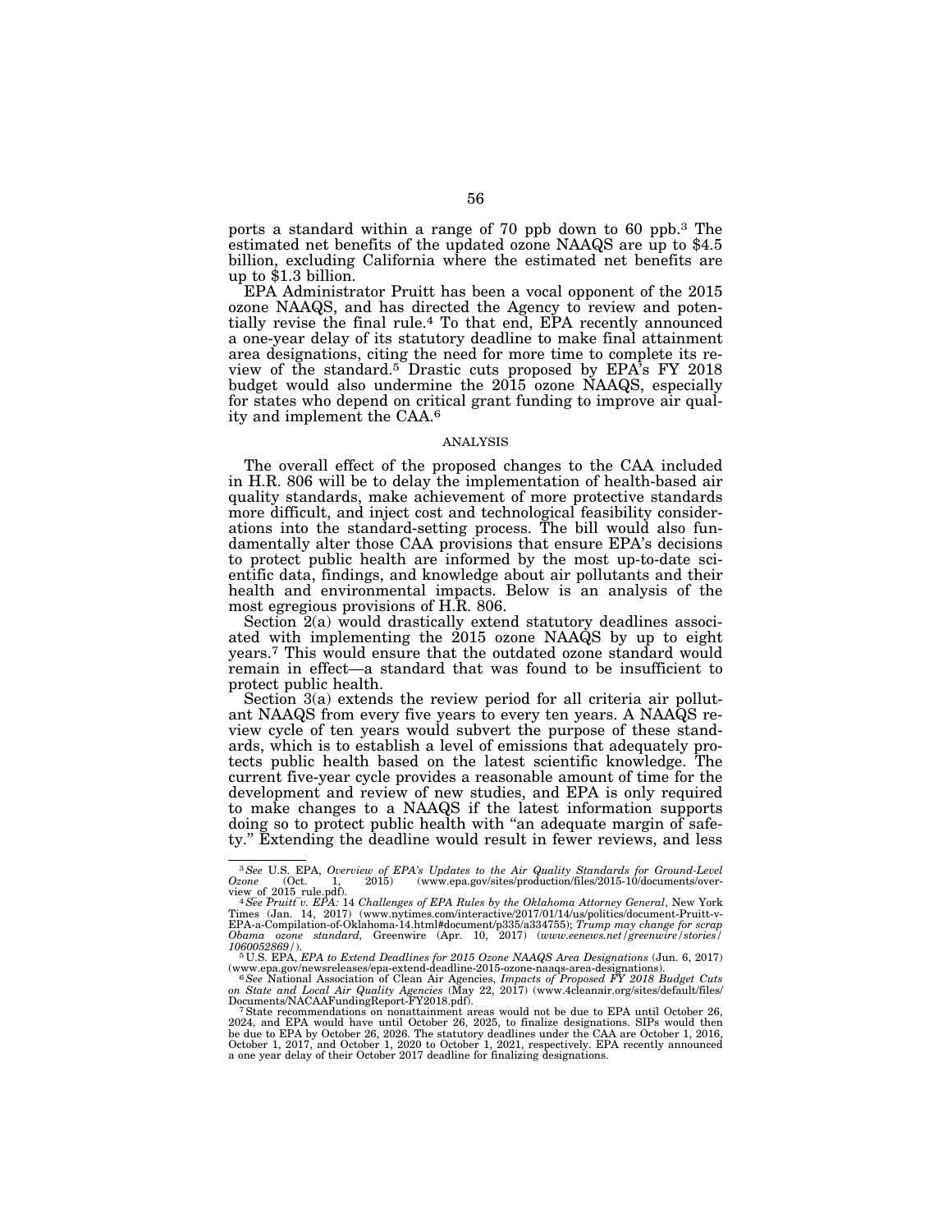ports a standard within a range of 70 ppb down to 60 ppb.[3] The estimated net benefits of the updated ozone NAAQS are up to $4.5 billion, excluding California where the estimated net benefits are up to $1.3 billion.

EPA Administrator Pruitt has been a vocal opponent of the 2015 ozone NAAQS, and has directed the Agency to review and potentially revise the final rule.[4] To that end, EPA recently announced a one-year delay of its statutory deadline to make final attainment area designations, citing the need for more time to complete its review of the standard.[5] Drastic cuts proposed by EPA's FY 2018 budget would also undermine the 2015 ozone NAAQS, especially for states who depend on critical grant funding to improve air quality and implement the CAA.[6]

## ANALYSIS

The overall effect of the proposed changes to the CAA included in H.R. 806 will be to delay the implementation of health-based air quality standards, make achievement of more protective standards more difficult, and inject cost and technological feasibility considerations into the standard-setting process. The bill would also fundamentally alter those CAA provisions that ensure EPA's decisions to protect public health are informed by the most up-to-date scientific data, findings, and knowledge about air pollutants and their health and environmental impacts. Below is an analysis of the most egregious provisions of H.R. 806.

Section 2(a) would drastically extend statutory deadlines associated with implementing the 2015 ozone NAAQS by up to eight years.[7] This would ensure that the outdated ozone standard would remain in effect—a standard that was found to be insufficient to protect public health.

Section 3(a) extends the review period for all criteria air pollutant NAAQS from every five years to every ten years. A NAAQS review cycle of ten years would subvert the purpose of these standards, which is to establish a level of emissions that adequately protects public health based on the latest scientific knowledge. The current five-year cycle provides a reasonable amount of time for the development and review of new studies, and EPA is only required to make changes to a NAAQS if the latest information supports doing so to protect public health with "an adequate margin of safety." Extending the deadline would result in fewer reviews, and less

---

[3] *See* U.S. EPA, *Overview of EPA's Updates to the Air Quality Standards for Ground-Level Ozone* (Oct. 1, 2015) (www.epa.gov/sites/production/files/2015-10/documents/overview_of_2015_rule.pdf).

[4] *See Pruitt v. EPA:* 14 *Challenges of EPA Rules by the Oklahoma Attorney General*, New York Times (Jan. 14, 2017) (www.nytimes.com/interactive/2017/01/14/us/politics/document-Pruitt-v-EPA-a-Compilation-of-Oklahoma-14.html#document/p335/a334755); *Trump may change for scrap Obama ozone standard,* Greenwire (Apr. 10, 2017) (*www.eenews.net/greenwire/stories/1060052869/*).

[5] U.S. EPA, *EPA to Extend Deadlines for 2015 Ozone NAAQS Area Designations* (Jun. 6, 2017) (www.epa.gov/newsreleases/epa-extend-deadline-2015-ozone-naaqs-area-designations).

[6] *See* National Association of Clean Air Agencies, *Impacts of Proposed FY 2018 Budget Cuts on State and Local Air Quality Agencies* (May 22, 2017) (www.4cleanair.org/sites/default/files/Documents/NACAAFundingReport-FY2018.pdf).

[7] State recommendations on nonattainment areas would not be due to EPA until October 26, 2024, and EPA would have until October 26, 2025, to finalize designations. SIPs would then be due to EPA by October 26, 2026. The statutory deadlines under the CAA are October 1, 2016, October 1, 2017, and October 1, 2020 to October 1, 2021, respectively. EPA recently announced a one year delay of their October 2017 deadline for finalizing designations.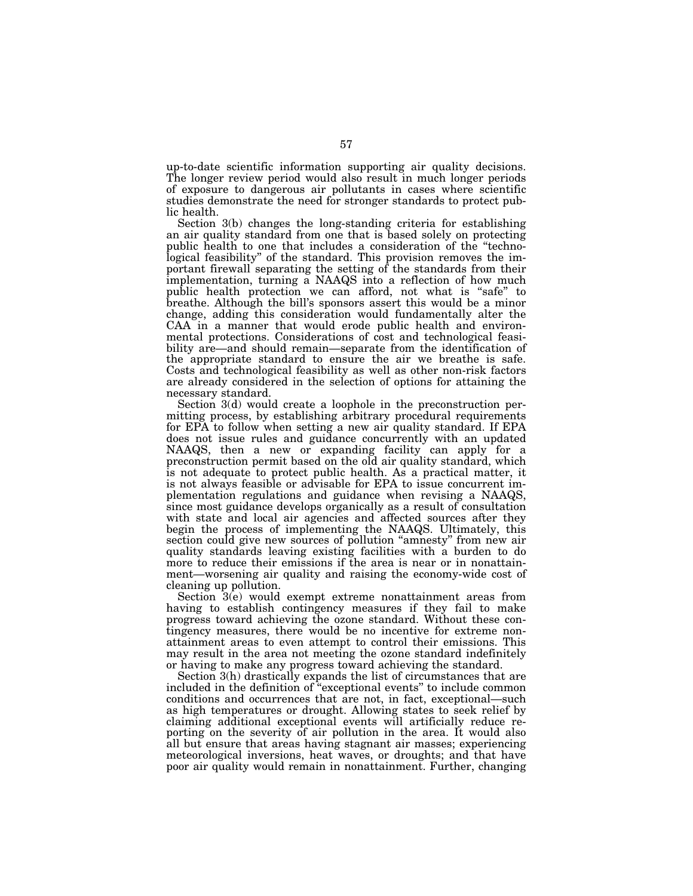up-to-date scientific information supporting air quality decisions. The longer review period would also result in much longer periods of exposure to dangerous air pollutants in cases where scientific studies demonstrate the need for stronger standards to protect public health.

Section 3(b) changes the long-standing criteria for establishing an air quality standard from one that is based solely on protecting public health to one that includes a consideration of the "technological feasibility" of the standard. This provision removes the important firewall separating the setting of the standards from their implementation, turning a NAAQS into a reflection of how much public health protection we can afford, not what is "safe" to breathe. Although the bill's sponsors assert this would be a minor change, adding this consideration would fundamentally alter the CAA in a manner that would erode public health and environmental protections. Considerations of cost and technological feasibility are—and should remain—separate from the identification of the appropriate standard to ensure the air we breathe is safe. Costs and technological feasibility as well as other non-risk factors are already considered in the selection of options for attaining the necessary standard.

Section 3(d) would create a loophole in the preconstruction permitting process, by establishing arbitrary procedural requirements for EPA to follow when setting a new air quality standard. If EPA does not issue rules and guidance concurrently with an updated NAAQS, then a new or expanding facility can apply for a preconstruction permit based on the old air quality standard, which is not adequate to protect public health. As a practical matter, it is not always feasible or advisable for EPA to issue concurrent implementation regulations and guidance when revising a NAAQS, since most guidance develops organically as a result of consultation with state and local air agencies and affected sources after they begin the process of implementing the NAAQS. Ultimately, this section could give new sources of pollution "amnesty" from new air quality standards leaving existing facilities with a burden to do more to reduce their emissions if the area is near or in nonattainment—worsening air quality and raising the economy-wide cost of cleaning up pollution.

Section 3(e) would exempt extreme nonattainment areas from having to establish contingency measures if they fail to make progress toward achieving the ozone standard. Without these contingency measures, there would be no incentive for extreme nonattainment areas to even attempt to control their emissions. This may result in the area not meeting the ozone standard indefinitely or having to make any progress toward achieving the standard.

Section 3(h) drastically expands the list of circumstances that are included in the definition of "exceptional events" to include common conditions and occurrences that are not, in fact, exceptional—such as high temperatures or drought. Allowing states to seek relief by claiming additional exceptional events will artificially reduce reporting on the severity of air pollution in the area. It would also all but ensure that areas having stagnant air masses; experiencing meteorological inversions, heat waves, or droughts; and that have poor air quality would remain in nonattainment. Further, changing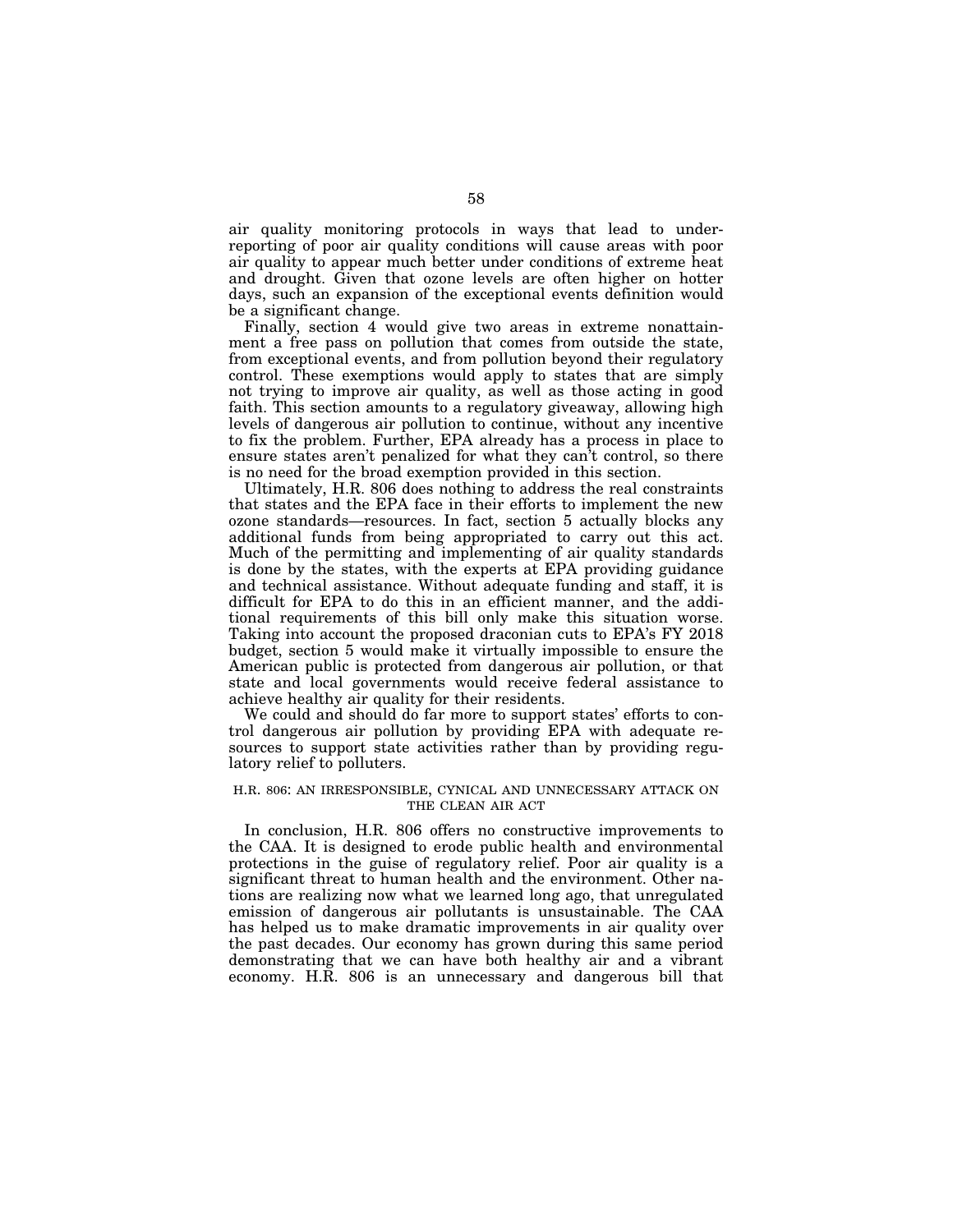air quality monitoring protocols in ways that lead to underreporting of poor air quality conditions will cause areas with poor air quality to appear much better under conditions of extreme heat and drought. Given that ozone levels are often higher on hotter days, such an expansion of the exceptional events definition would be a significant change.

Finally, section 4 would give two areas in extreme nonattainment a free pass on pollution that comes from outside the state, from exceptional events, and from pollution beyond their regulatory control. These exemptions would apply to states that are simply not trying to improve air quality, as well as those acting in good faith. This section amounts to a regulatory giveaway, allowing high levels of dangerous air pollution to continue, without any incentive to fix the problem. Further, EPA already has a process in place to ensure states aren't penalized for what they can't control, so there is no need for the broad exemption provided in this section.

Ultimately, H.R. 806 does nothing to address the real constraints that states and the EPA face in their efforts to implement the new ozone standards—resources. In fact, section 5 actually blocks any additional funds from being appropriated to carry out this act. Much of the permitting and implementing of air quality standards is done by the states, with the experts at EPA providing guidance and technical assistance. Without adequate funding and staff, it is difficult for EPA to do this in an efficient manner, and the additional requirements of this bill only make this situation worse. Taking into account the proposed draconian cuts to EPA's FY 2018 budget, section 5 would make it virtually impossible to ensure the American public is protected from dangerous air pollution, or that state and local governments would receive federal assistance to achieve healthy air quality for their residents.

We could and should do far more to support states' efforts to control dangerous air pollution by providing EPA with adequate resources to support state activities rather than by providing regulatory relief to polluters.

## H.R. 806: AN IRRESPONSIBLE, CYNICAL AND UNNECESSARY ATTACK ON THE CLEAN AIR ACT

In conclusion, H.R. 806 offers no constructive improvements to the CAA. It is designed to erode public health and environmental protections in the guise of regulatory relief. Poor air quality is a significant threat to human health and the environment. Other nations are realizing now what we learned long ago, that unregulated emission of dangerous air pollutants is unsustainable. The CAA has helped us to make dramatic improvements in air quality over the past decades. Our economy has grown during this same period demonstrating that we can have both healthy air and a vibrant economy. H.R. 806 is an unnecessary and dangerous bill that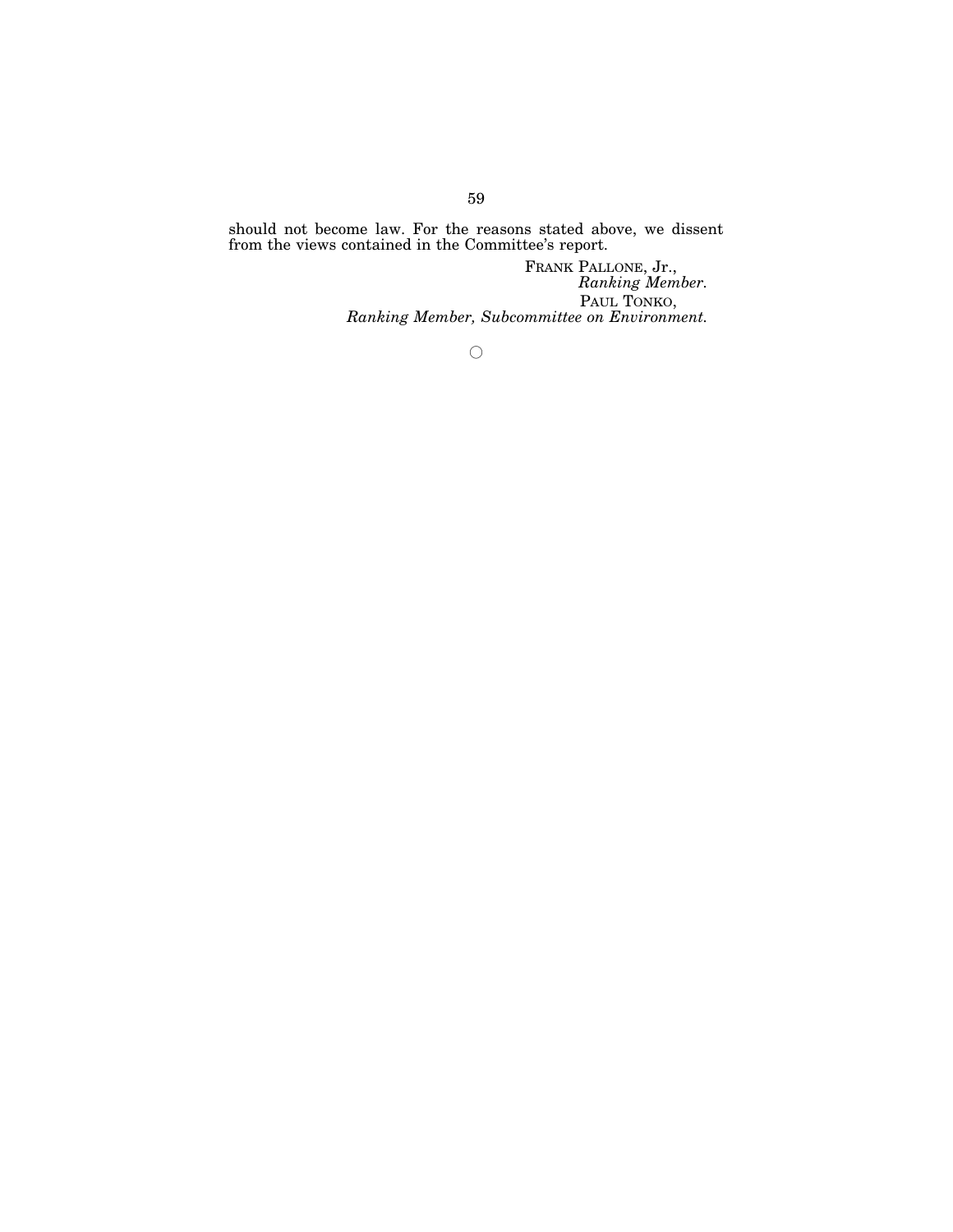should not become law. For the reasons stated above, we dissent from the views contained in the Committee's report.

FRANK PALLONE, Jr.,
*Ranking Member.*
PAUL TONKO,
*Ranking Member, Subcommittee on Environment.*

○